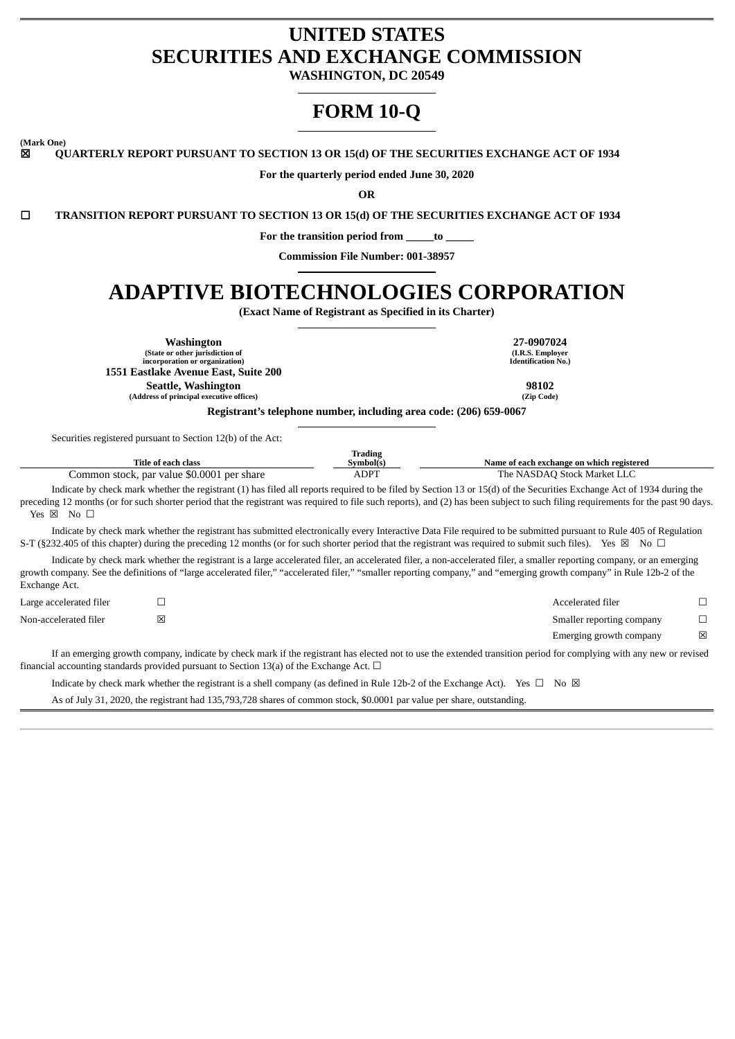# UNITED STATES
# SECURITIES AND EXCHANGE COMMISSION

**WASHINGTON, DC 20549**

# FORM 10-Q

**(Mark One)**

☒ **QUARTERLY REPORT PURSUANT TO SECTION 13 OR 15(d) OF THE SECURITIES EXCHANGE ACT OF 1934**

**For the quarterly period ended June 30, 2020**

**OR**

☐ **TRANSITION REPORT PURSUANT TO SECTION 13 OR 15(d) OF THE SECURITIES EXCHANGE ACT OF 1934**

**For the transition period from _____to _____**

**Commission File Number: 001-38957**

# ADAPTIVE BIOTECHNOLOGIES CORPORATION

**(Exact Name of Registrant as Specified in its Charter)**

| | |
|---|---|
| **Washington** (State or other jurisdiction of incorporation or organization) | **27-0907024** (I.R.S. Employer Identification No.) |
| **1551 Eastlake Avenue East, Suite 200** | |
| **Seattle, Washington** (Address of principal executive offices) | **98102** (Zip Code) |

**Registrant's telephone number, including area code: (206) 659-0067**

Securities registered pursuant to Section 12(b) of the Act:

| Title of each class | Trading Symbol(s) | Name of each exchange on which registered |
|---|---|---|
| Common stock, par value $0.0001 per share | ADPT | The NASDAQ Stock Market LLC |

Indicate by check mark whether the registrant (1) has filed all reports required to be filed by Section 13 or 15(d) of the Securities Exchange Act of 1934 during the preceding 12 months (or for such shorter period that the registrant was required to file such reports), and (2) has been subject to such filing requirements for the past 90 days. Yes ☒ No ☐

Indicate by check mark whether the registrant has submitted electronically every Interactive Data File required to be submitted pursuant to Rule 405 of Regulation S-T (§232.405 of this chapter) during the preceding 12 months (or for such shorter period that the registrant was required to submit such files). Yes ☒ No ☐

Indicate by check mark whether the registrant is a large accelerated filer, an accelerated filer, a non-accelerated filer, a smaller reporting company, or an emerging growth company. See the definitions of "large accelerated filer," "accelerated filer," "smaller reporting company," and "emerging growth company" in Rule 12b-2 of the Exchange Act.

| | | | |
|---|---|---|---|
| Large accelerated filer | ☐ | Accelerated filer | ☐ |
| Non-accelerated filer | ☒ | Smaller reporting company | ☐ |
| | | Emerging growth company | ☒ |

If an emerging growth company, indicate by check mark if the registrant has elected not to use the extended transition period for complying with any new or revised financial accounting standards provided pursuant to Section 13(a) of the Exchange Act. ☐

Indicate by check mark whether the registrant is a shell company (as defined in Rule 12b-2 of the Exchange Act). Yes ☐ No ☒

As of July 31, 2020, the registrant had 135,793,728 shares of common stock, $0.0001 par value per share, outstanding.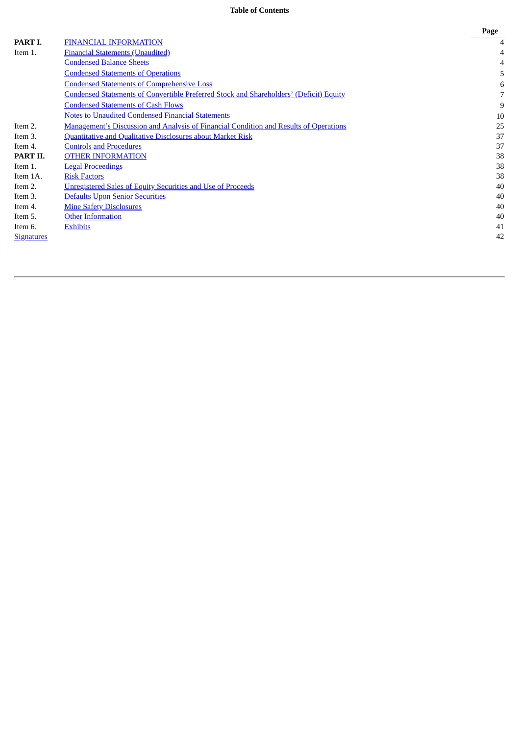**Table of Contents**

| | | Page |
|---|---|---|
| **PART I.** | FINANCIAL INFORMATION | 4 |
| Item 1. | Financial Statements (Unaudited) | 4 |
| | Condensed Balance Sheets | 4 |
| | Condensed Statements of Operations | 5 |
| | Condensed Statements of Comprehensive Loss | 6 |
| | Condensed Statements of Convertible Preferred Stock and Shareholders' (Deficit) Equity | 7 |
| | Condensed Statements of Cash Flows | 9 |
| | Notes to Unaudited Condensed Financial Statements | 10 |
| Item 2. | Management's Discussion and Analysis of Financial Condition and Results of Operations | 25 |
| Item 3. | Quantitative and Qualitative Disclosures about Market Risk | 37 |
| Item 4. | Controls and Procedures | 37 |
| **PART II.** | OTHER INFORMATION | 38 |
| Item 1. | Legal Proceedings | 38 |
| Item 1A. | Risk Factors | 38 |
| Item 2. | Unregistered Sales of Equity Securities and Use of Proceeds | 40 |
| Item 3. | Defaults Upon Senior Securities | 40 |
| Item 4. | Mine Safety Disclosures | 40 |
| Item 5. | Other Information | 40 |
| Item 6. | Exhibits | 41 |
| Signatures | | 42 |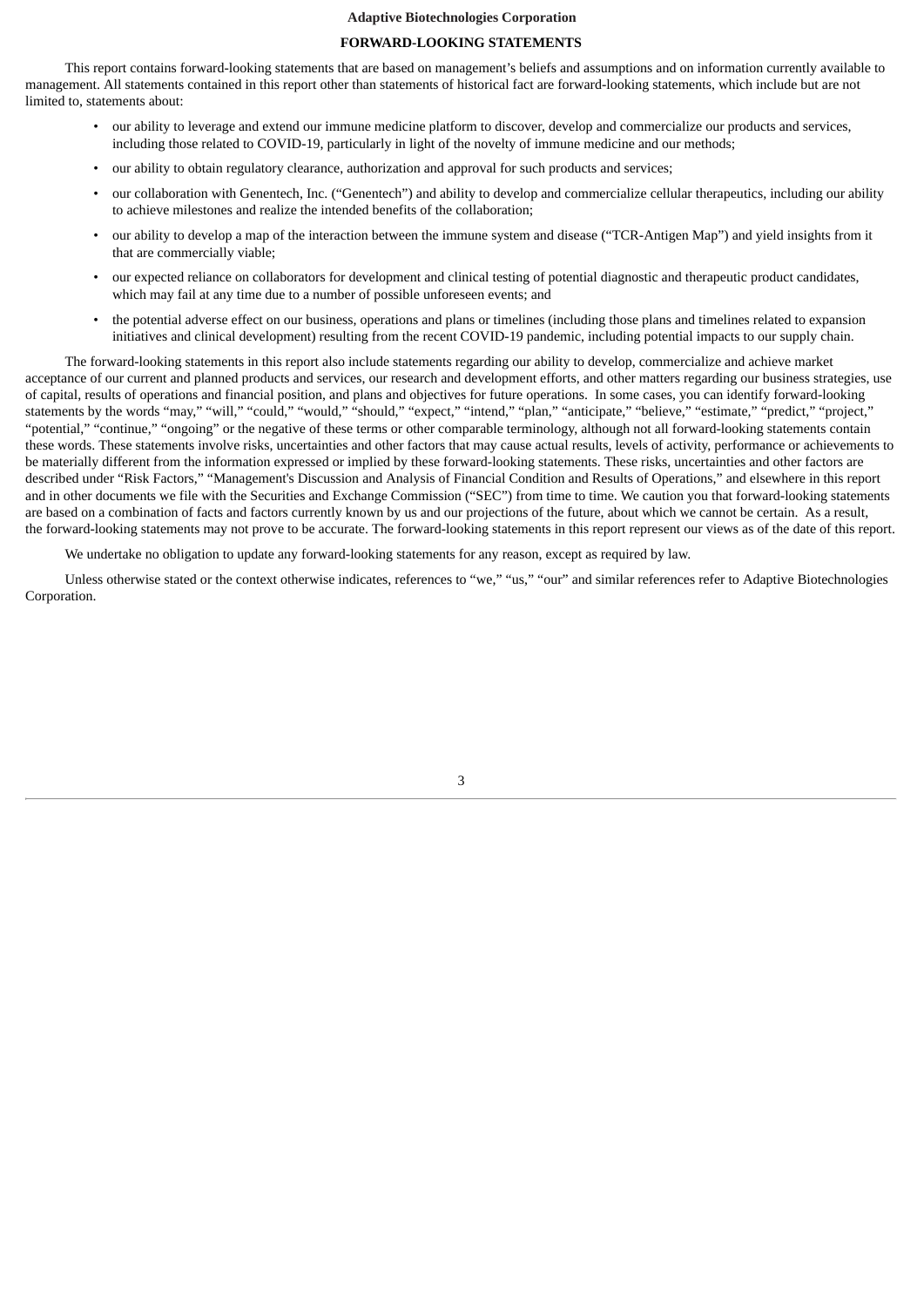**Adaptive Biotechnologies Corporation**

## FORWARD-LOOKING STATEMENTS

This report contains forward-looking statements that are based on management's beliefs and assumptions and on information currently available to management. All statements contained in this report other than statements of historical fact are forward-looking statements, which include but are not limited to, statements about:

- our ability to leverage and extend our immune medicine platform to discover, develop and commercialize our products and services, including those related to COVID-19, particularly in light of the novelty of immune medicine and our methods;
- our ability to obtain regulatory clearance, authorization and approval for such products and services;
- our collaboration with Genentech, Inc. ("Genentech") and ability to develop and commercialize cellular therapeutics, including our ability to achieve milestones and realize the intended benefits of the collaboration;
- our ability to develop a map of the interaction between the immune system and disease ("TCR-Antigen Map") and yield insights from it that are commercially viable;
- our expected reliance on collaborators for development and clinical testing of potential diagnostic and therapeutic product candidates, which may fail at any time due to a number of possible unforeseen events; and
- the potential adverse effect on our business, operations and plans or timelines (including those plans and timelines related to expansion initiatives and clinical development) resulting from the recent COVID-19 pandemic, including potential impacts to our supply chain.

The forward-looking statements in this report also include statements regarding our ability to develop, commercialize and achieve market acceptance of our current and planned products and services, our research and development efforts, and other matters regarding our business strategies, use of capital, results of operations and financial position, and plans and objectives for future operations. In some cases, you can identify forward-looking statements by the words "may," "will," "could," "would," "should," "expect," "intend," "plan," "anticipate," "believe," "estimate," "predict," "project," "potential," "continue," "ongoing" or the negative of these terms or other comparable terminology, although not all forward-looking statements contain these words. These statements involve risks, uncertainties and other factors that may cause actual results, levels of activity, performance or achievements to be materially different from the information expressed or implied by these forward-looking statements. These risks, uncertainties and other factors are described under "Risk Factors," "Management's Discussion and Analysis of Financial Condition and Results of Operations," and elsewhere in this report and in other documents we file with the Securities and Exchange Commission ("SEC") from time to time. We caution you that forward-looking statements are based on a combination of facts and factors currently known by us and our projections of the future, about which we cannot be certain. As a result, the forward-looking statements may not prove to be accurate. The forward-looking statements in this report represent our views as of the date of this report.

We undertake no obligation to update any forward-looking statements for any reason, except as required by law.

Unless otherwise stated or the context otherwise indicates, references to "we," "us," "our" and similar references refer to Adaptive Biotechnologies Corporation.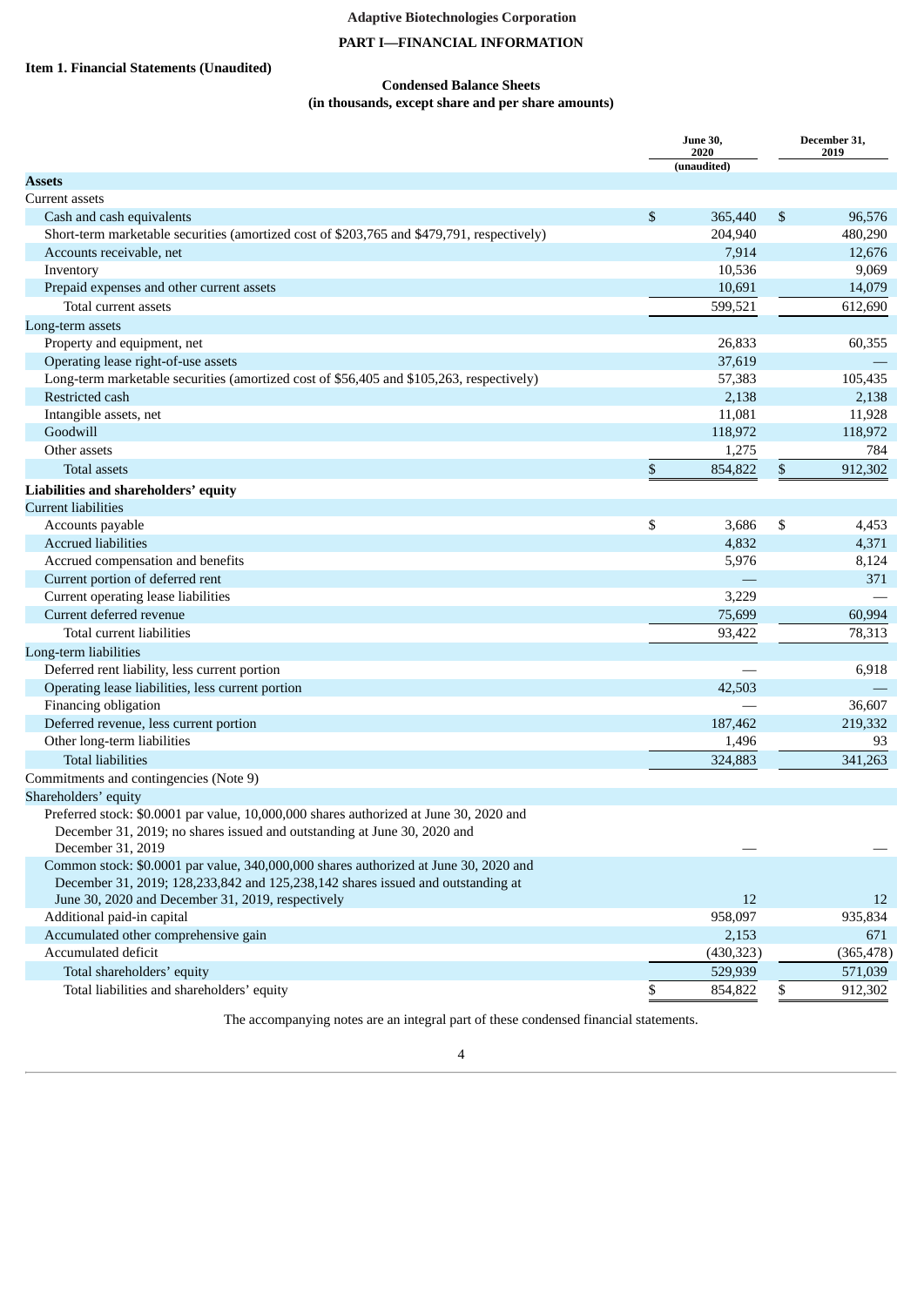Adaptive Biotechnologies Corporation

**PART I—FINANCIAL INFORMATION**

**Item 1. Financial Statements (Unaudited)**

**Condensed Balance Sheets**
**(in thousands, except share and per share amounts)**

| | June 30, 2020 (unaudited) | December 31, 2019 |
|---|---|---|
| **Assets** | | |
| Current assets | | |
| Cash and cash equivalents | $ 365,440 | $ 96,576 |
| Short-term marketable securities (amortized cost of $203,765 and $479,791, respectively) | 204,940 | 480,290 |
| Accounts receivable, net | 7,914 | 12,676 |
| Inventory | 10,536 | 9,069 |
| Prepaid expenses and other current assets | 10,691 | 14,079 |
| Total current assets | 599,521 | 612,690 |
| Long-term assets | | |
| Property and equipment, net | 26,833 | 60,355 |
| Operating lease right-of-use assets | 37,619 | — |
| Long-term marketable securities (amortized cost of $56,405 and $105,263, respectively) | 57,383 | 105,435 |
| Restricted cash | 2,138 | 2,138 |
| Intangible assets, net | 11,081 | 11,928 |
| Goodwill | 118,972 | 118,972 |
| Other assets | 1,275 | 784 |
| Total assets | $ 854,822 | $ 912,302 |
| **Liabilities and shareholders' equity** | | |
| Current liabilities | | |
| Accounts payable | $ 3,686 | $ 4,453 |
| Accrued liabilities | 4,832 | 4,371 |
| Accrued compensation and benefits | 5,976 | 8,124 |
| Current portion of deferred rent | — | 371 |
| Current operating lease liabilities | 3,229 | — |
| Current deferred revenue | 75,699 | 60,994 |
| Total current liabilities | 93,422 | 78,313 |
| Long-term liabilities | | |
| Deferred rent liability, less current portion | — | 6,918 |
| Operating lease liabilities, less current portion | 42,503 | — |
| Financing obligation | — | 36,607 |
| Deferred revenue, less current portion | 187,462 | 219,332 |
| Other long-term liabilities | 1,496 | 93 |
| Total liabilities | 324,883 | 341,263 |
| Commitments and contingencies (Note 9) | | |
| Shareholders' equity | | |
| Preferred stock: $0.0001 par value, 10,000,000 shares authorized at June 30, 2020 and December 31, 2019; no shares issued and outstanding at June 30, 2020 and December 31, 2019 | — | — |
| Common stock: $0.0001 par value, 340,000,000 shares authorized at June 30, 2020 and December 31, 2019; 128,233,842 and 125,238,142 shares issued and outstanding at June 30, 2020 and December 31, 2019, respectively | 12 | 12 |
| Additional paid-in capital | 958,097 | 935,834 |
| Accumulated other comprehensive gain | 2,153 | 671 |
| Accumulated deficit | (430,323) | (365,478) |
| Total shareholders' equity | 529,939 | 571,039 |
| Total liabilities and shareholders' equity | $ 854,822 | $ 912,302 |

The accompanying notes are an integral part of these condensed financial statements.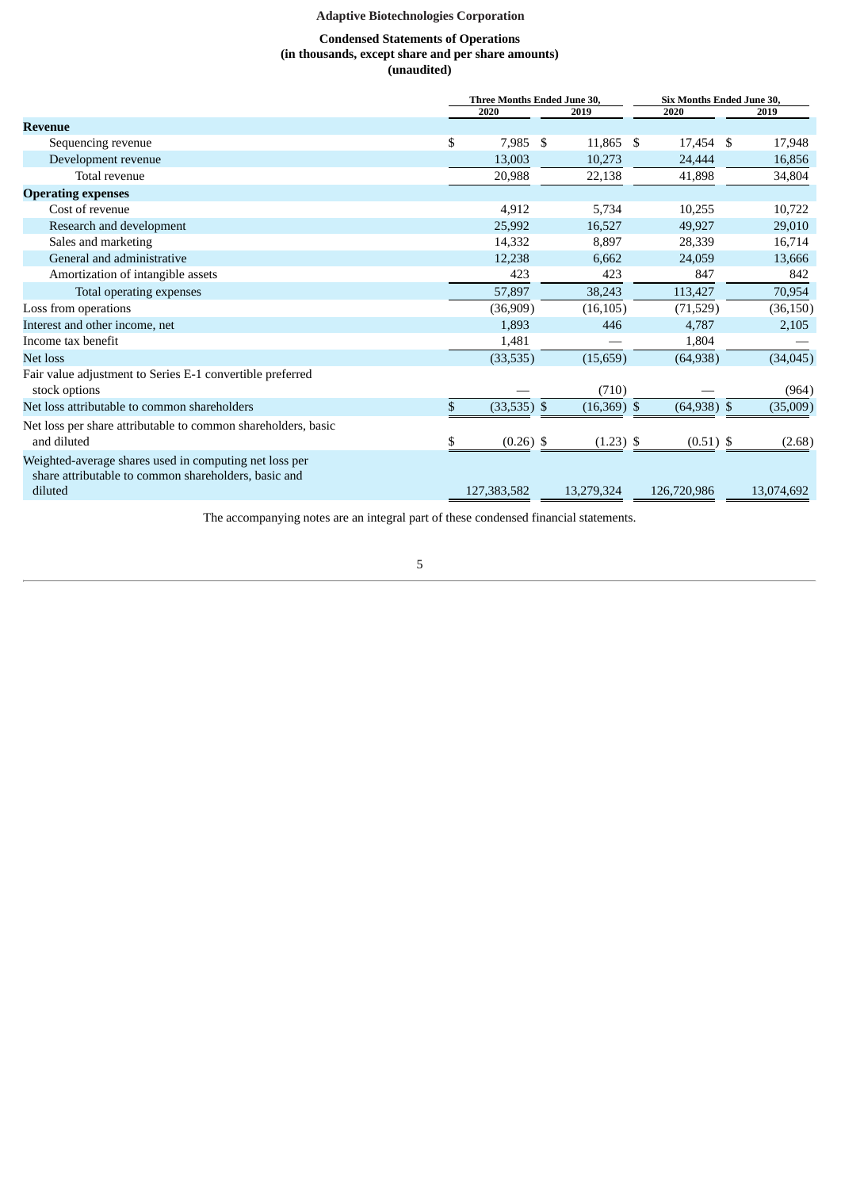**Adaptive Biotechnologies Corporation**

**Condensed Statements of Operations**
**(in thousands, except share and per share amounts)**
**(unaudited)**

| | Three Months Ended June 30, | | Six Months Ended June 30, | |
|---|---|---|---|---|
| | 2020 | 2019 | 2020 | 2019 |
| **Revenue** | | | | |
| Sequencing revenue | $ 7,985 | $ 11,865 | $ 17,454 | $ 17,948 |
| Development revenue | 13,003 | 10,273 | 24,444 | 16,856 |
| Total revenue | 20,988 | 22,138 | 41,898 | 34,804 |
| **Operating expenses** | | | | |
| Cost of revenue | 4,912 | 5,734 | 10,255 | 10,722 |
| Research and development | 25,992 | 16,527 | 49,927 | 29,010 |
| Sales and marketing | 14,332 | 8,897 | 28,339 | 16,714 |
| General and administrative | 12,238 | 6,662 | 24,059 | 13,666 |
| Amortization of intangible assets | 423 | 423 | 847 | 842 |
| Total operating expenses | 57,897 | 38,243 | 113,427 | 70,954 |
| Loss from operations | (36,909) | (16,105) | (71,529) | (36,150) |
| Interest and other income, net | 1,893 | 446 | 4,787 | 2,105 |
| Income tax benefit | 1,481 | — | 1,804 | — |
| Net loss | (33,535) | (15,659) | (64,938) | (34,045) |
| Fair value adjustment to Series E-1 convertible preferred stock options | — | (710) | — | (964) |
| Net loss attributable to common shareholders | $ (33,535) | $ (16,369) | $ (64,938) | $ (35,009) |
| Net loss per share attributable to common shareholders, basic and diluted | $ (0.26) | $ (1.23) | $ (0.51) | $ (2.68) |
| Weighted-average shares used in computing net loss per share attributable to common shareholders, basic and diluted | 127,383,582 | 13,279,324 | 126,720,986 | 13,074,692 |

The accompanying notes are an integral part of these condensed financial statements.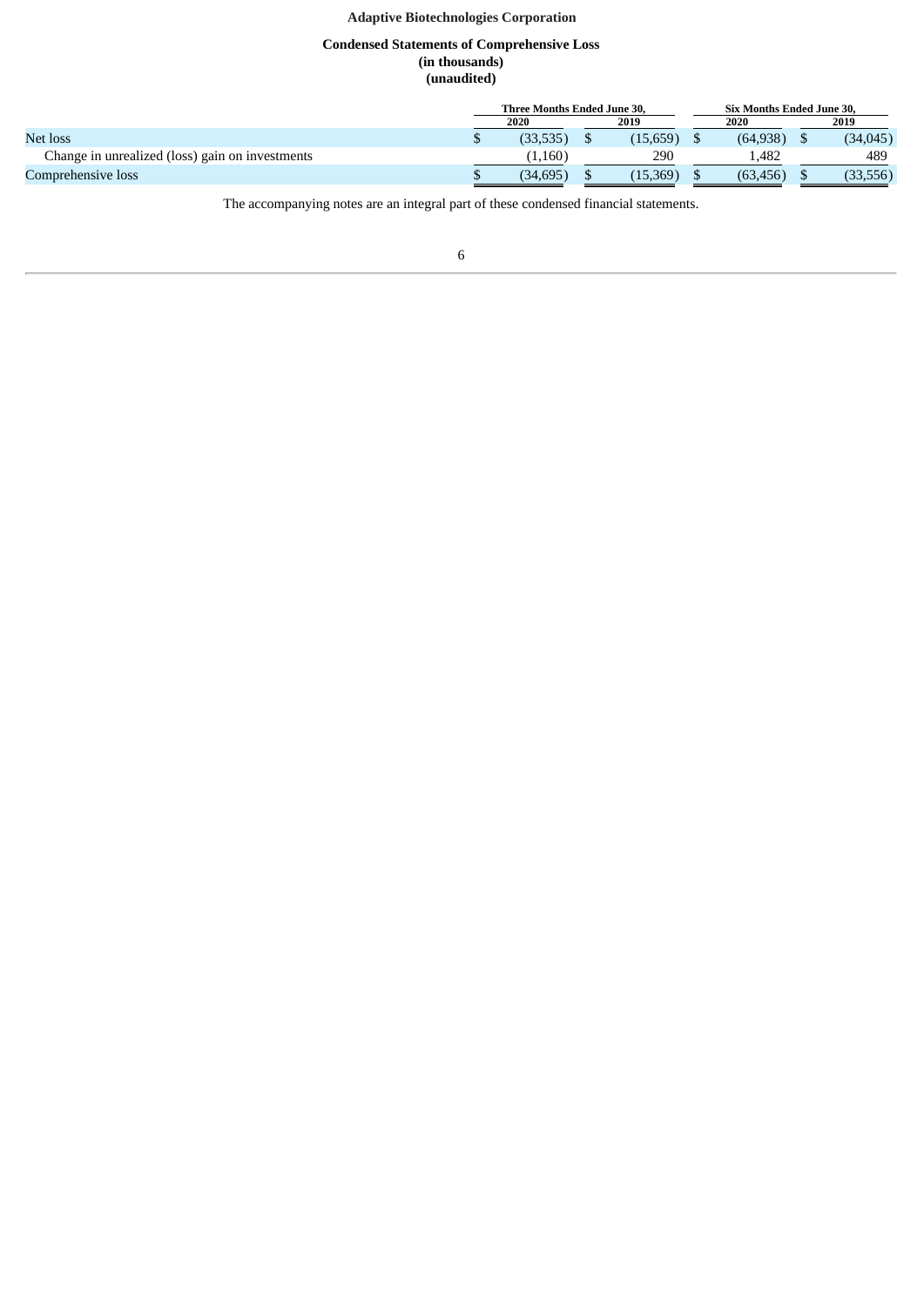**Adaptive Biotechnologies Corporation**

**Condensed Statements of Comprehensive Loss**
**(in thousands)**
**(unaudited)**

| | Three Months Ended June 30, | | Six Months Ended June 30, | |
|---|---|---|---|---|
| | 2020 | 2019 | 2020 | 2019 |
| Net loss | $ (33,535) | $ (15,659) | $ (64,938) | $ (34,045) |
| Change in unrealized (loss) gain on investments | (1,160) | 290 | 1,482 | 489 |
| Comprehensive loss | $ (34,695) | $ (15,369) | $ (63,456) | $ (33,556) |

The accompanying notes are an integral part of these condensed financial statements.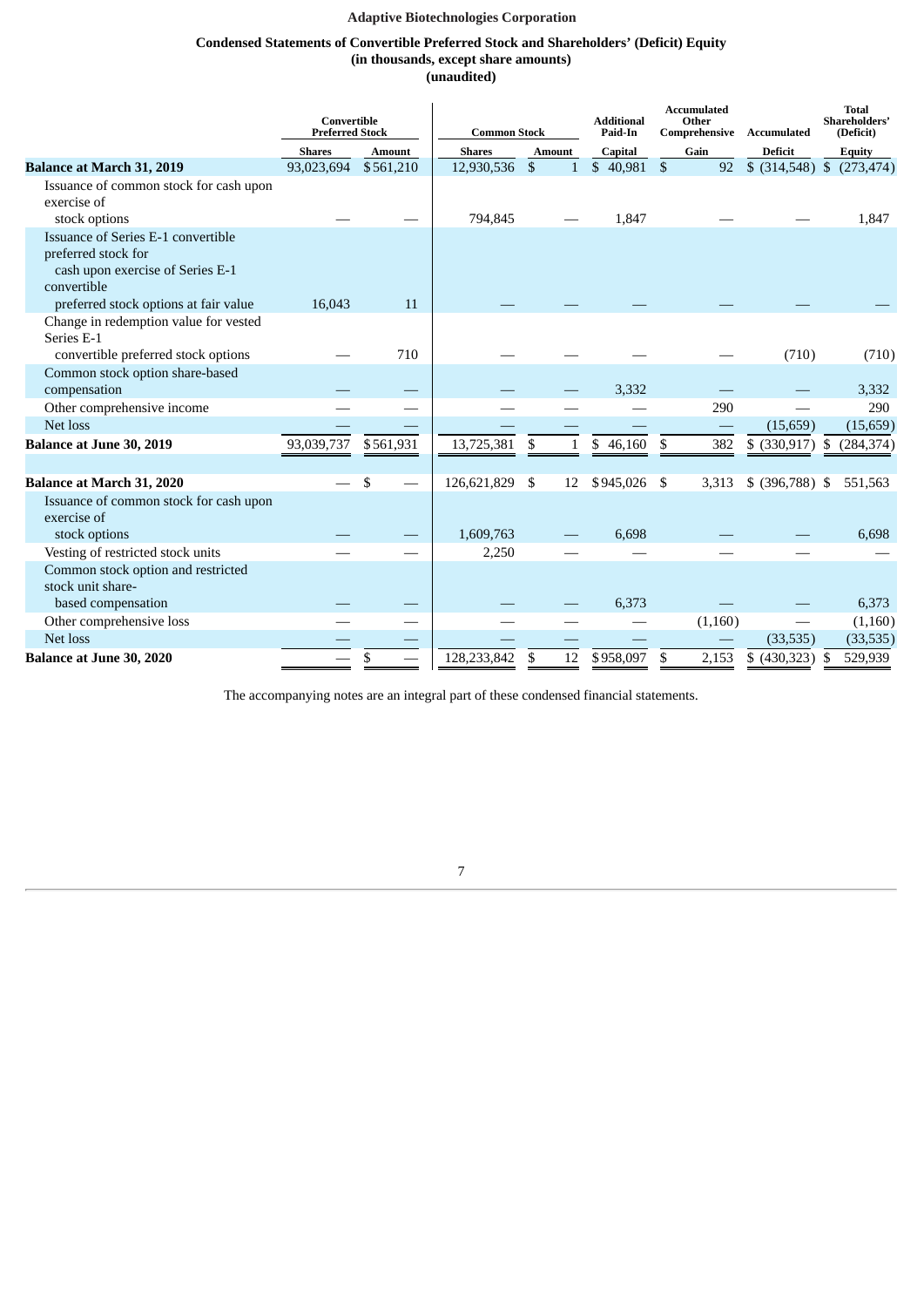**Adaptive Biotechnologies Corporation**

**Condensed Statements of Convertible Preferred Stock and Shareholders' (Deficit) Equity**
**(in thousands, except share amounts)**
**(unaudited)**

| | Convertible Preferred Stock | | Common Stock | | Additional Paid-In | Accumulated Other Comprehensive | Accumulated | Total Shareholders' (Deficit) |
|---|---|---|---|---|---|---|---|---|
| | Shares | Amount | Shares | Amount | Capital | Gain | Deficit | Equity |
| **Balance at March 31, 2019** | 93,023,694 | $561,210 | 12,930,536 | $ 1 | $ 40,981 | $ 92 | $ (314,548) | $ (273,474) |
| Issuance of common stock for cash upon exercise of stock options | — | — | 794,845 | — | 1,847 | — | — | 1,847 |
| Issuance of Series E-1 convertible preferred stock for cash upon exercise of Series E-1 convertible preferred stock options at fair value | 16,043 | 11 | — | — | — | — | — | — |
| Change in redemption value for vested Series E-1 convertible preferred stock options | — | 710 | — | — | — | — | (710) | (710) |
| Common stock option share-based compensation | — | — | — | — | 3,332 | — | — | 3,332 |
| Other comprehensive income | — | — | — | — | — | 290 | — | 290 |
| Net loss | — | — | — | — | — | — | (15,659) | (15,659) |
| **Balance at June 30, 2019** | 93,039,737 | $561,931 | 13,725,381 | $ 1 | $ 46,160 | $ 382 | $ (330,917) | $ (284,374) |
| | | | | | | | | |
| **Balance at March 31, 2020** | — | $ — | 126,621,829 | $ 12 | $945,026 | $ 3,313 | $ (396,788) | $ 551,563 |
| Issuance of common stock for cash upon exercise of stock options | — | — | 1,609,763 | — | 6,698 | — | — | 6,698 |
| Vesting of restricted stock units | — | — | 2,250 | — | — | — | — | — |
| Common stock option and restricted stock unit share-based compensation | — | — | — | — | 6,373 | — | — | 6,373 |
| Other comprehensive loss | — | — | — | — | — | (1,160) | — | (1,160) |
| Net loss | — | — | — | — | — | — | (33,535) | (33,535) |
| **Balance at June 30, 2020** | — | $ — | 128,233,842 | $ 12 | $958,097 | $ 2,153 | $ (430,323) | $ 529,939 |

The accompanying notes are an integral part of these condensed financial statements.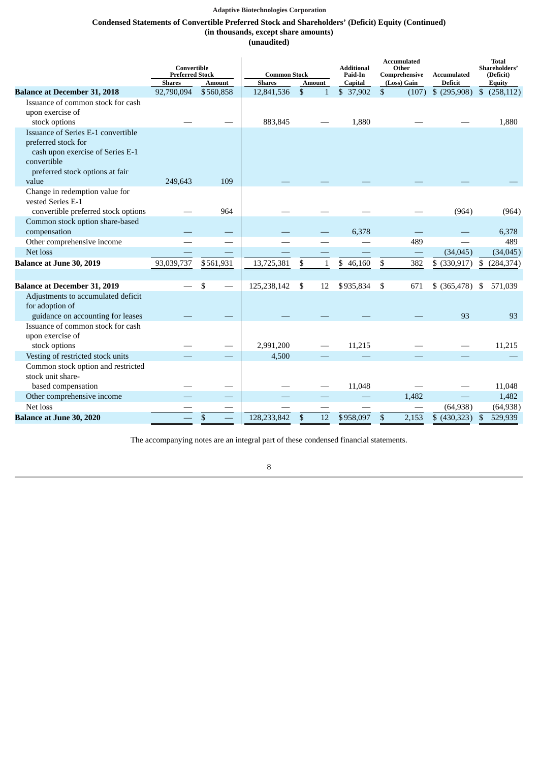**Adaptive Biotechnologies Corporation**

**Condensed Statements of Convertible Preferred Stock and Shareholders' (Deficit) Equity (Continued)**
**(in thousands, except share amounts)**
**(unaudited)**

| | Convertible Preferred Stock | | Common Stock | | Additional Paid-In Capital | Accumulated Other Comprehensive (Loss) Gain | Accumulated Deficit | Total Shareholders' (Deficit) Equity |
|---|---|---|---|---|---|---|---|---|
| | Shares | Amount | Shares | Amount | | | | |
| **Balance at December 31, 2018** | 92,790,094 | $560,858 | 12,841,536 | $ 1 | $ 37,902 | $ (107) | $ (295,908) | $ (258,112) |
| Issuance of common stock for cash upon exercise of stock options | — | — | 883,845 | — | 1,880 | — | — | 1,880 |
| Issuance of Series E-1 convertible preferred stock for cash upon exercise of Series E-1 convertible preferred stock options at fair value | 249,643 | 109 | — | — | — | — | — | — |
| Change in redemption value for vested Series E-1 convertible preferred stock options | — | 964 | — | — | — | — | (964) | (964) |
| Common stock option share-based compensation | — | — | — | — | 6,378 | — | — | 6,378 |
| Other comprehensive income | — | — | — | — | — | 489 | — | 489 |
| Net loss | — | — | — | — | — | — | (34,045) | (34,045) |
| **Balance at June 30, 2019** | 93,039,737 | $561,931 | 13,725,381 | $ 1 | $ 46,160 | $ 382 | $ (330,917) | $ (284,374) |
| | | | | | | | | |
| **Balance at December 31, 2019** | — | $ — | 125,238,142 | $ 12 | $935,834 | $ 671 | $ (365,478) | $ 571,039 |
| Adjustments to accumulated deficit for adoption of guidance on accounting for leases | — | — | — | — | — | — | 93 | 93 |
| Issuance of common stock for cash upon exercise of stock options | — | — | 2,991,200 | — | 11,215 | — | — | 11,215 |
| Vesting of restricted stock units | — | — | 4,500 | — | — | — | — | — |
| Common stock option and restricted stock unit share-based compensation | — | — | — | — | 11,048 | — | — | 11,048 |
| Other comprehensive income | — | — | — | — | — | 1,482 | — | 1,482 |
| Net loss | — | — | — | — | — | — | (64,938) | (64,938) |
| **Balance at June 30, 2020** | — | $ — | 128,233,842 | $ 12 | $958,097 | $ 2,153 | $ (430,323) | $ 529,939 |

The accompanying notes are an integral part of these condensed financial statements.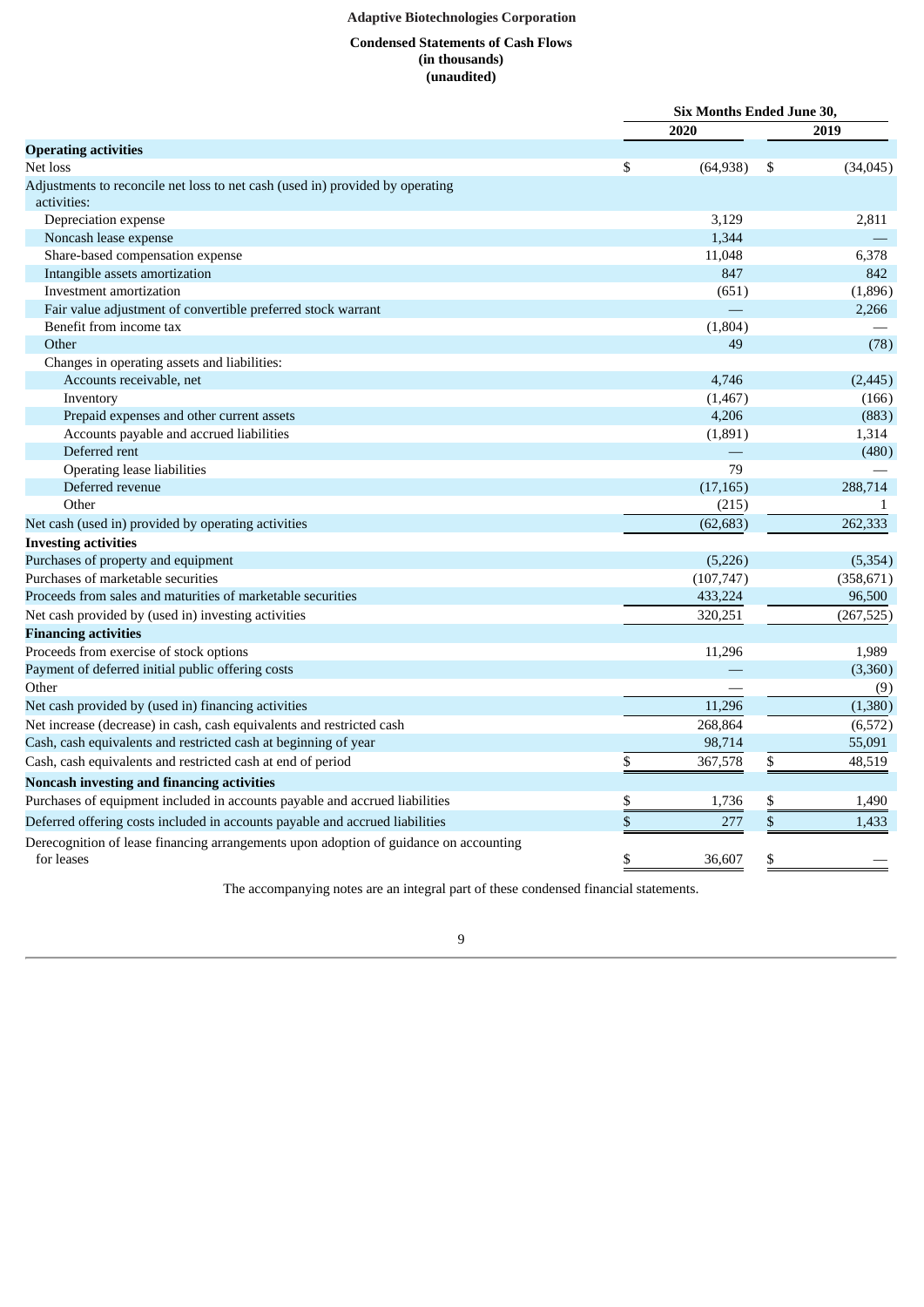**Adaptive Biotechnologies Corporation**

**Condensed Statements of Cash Flows**
**(in thousands)**
**(unaudited)**

| | Six Months Ended June 30, | |
|---|---|---|
| | 2020 | 2019 |
| **Operating activities** | | |
| Net loss | $ (64,938) | $ (34,045) |
| Adjustments to reconcile net loss to net cash (used in) provided by operating activities: | | |
| Depreciation expense | 3,129 | 2,811 |
| Noncash lease expense | 1,344 | — |
| Share-based compensation expense | 11,048 | 6,378 |
| Intangible assets amortization | 847 | 842 |
| Investment amortization | (651) | (1,896) |
| Fair value adjustment of convertible preferred stock warrant | — | 2,266 |
| Benefit from income tax | (1,804) | — |
| Other | 49 | (78) |
| Changes in operating assets and liabilities: | | |
| Accounts receivable, net | 4,746 | (2,445) |
| Inventory | (1,467) | (166) |
| Prepaid expenses and other current assets | 4,206 | (883) |
| Accounts payable and accrued liabilities | (1,891) | 1,314 |
| Deferred rent | — | (480) |
| Operating lease liabilities | 79 | — |
| Deferred revenue | (17,165) | 288,714 |
| Other | (215) | 1 |
| Net cash (used in) provided by operating activities | (62,683) | 262,333 |
| **Investing activities** | | |
| Purchases of property and equipment | (5,226) | (5,354) |
| Purchases of marketable securities | (107,747) | (358,671) |
| Proceeds from sales and maturities of marketable securities | 433,224 | 96,500 |
| Net cash provided by (used in) investing activities | 320,251 | (267,525) |
| **Financing activities** | | |
| Proceeds from exercise of stock options | 11,296 | 1,989 |
| Payment of deferred initial public offering costs | — | (3,360) |
| Other | — | (9) |
| Net cash provided by (used in) financing activities | 11,296 | (1,380) |
| Net increase (decrease) in cash, cash equivalents and restricted cash | 268,864 | (6,572) |
| Cash, cash equivalents and restricted cash at beginning of year | 98,714 | 55,091 |
| Cash, cash equivalents and restricted cash at end of period | $ 367,578 | $ 48,519 |
| **Noncash investing and financing activities** | | |
| Purchases of equipment included in accounts payable and accrued liabilities | $ 1,736 | $ 1,490 |
| Deferred offering costs included in accounts payable and accrued liabilities | $ 277 | $ 1,433 |
| Derecognition of lease financing arrangements upon adoption of guidance on accounting for leases | $ 36,607 | $ — |

The accompanying notes are an integral part of these condensed financial statements.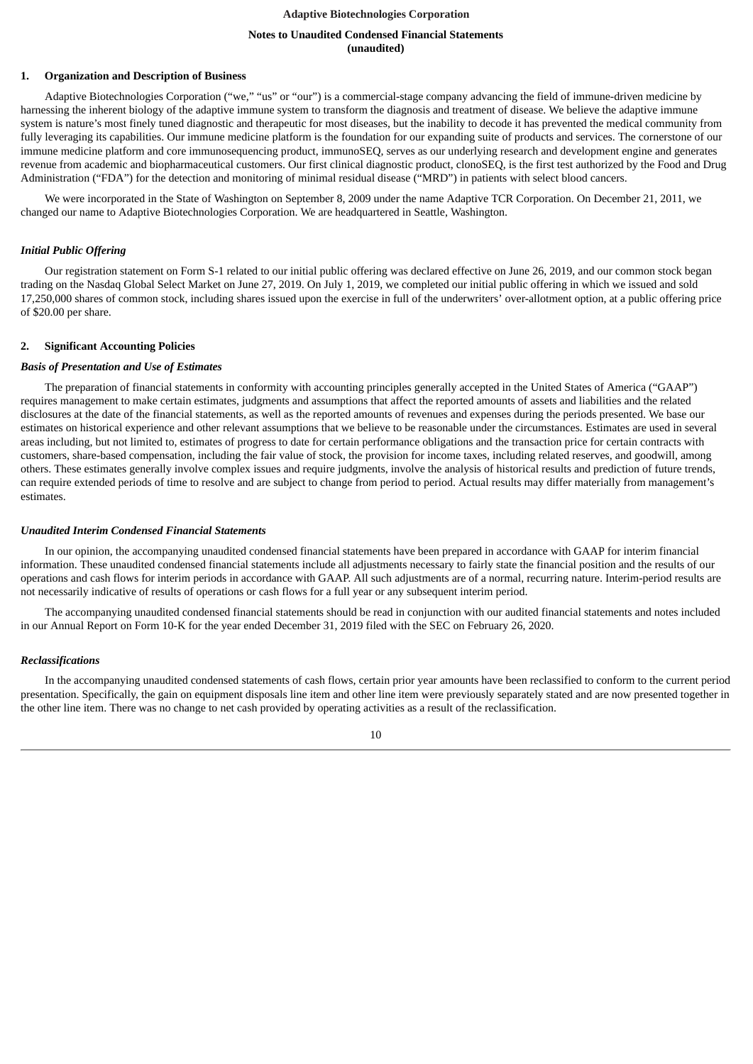**Adaptive Biotechnologies Corporation**

**Notes to Unaudited Condensed Financial Statements**
**(unaudited)**

## 1. Organization and Description of Business

Adaptive Biotechnologies Corporation ("we," "us" or "our") is a commercial-stage company advancing the field of immune-driven medicine by harnessing the inherent biology of the adaptive immune system to transform the diagnosis and treatment of disease. We believe the adaptive immune system is nature's most finely tuned diagnostic and therapeutic for most diseases, but the inability to decode it has prevented the medical community from fully leveraging its capabilities. Our immune medicine platform is the foundation for our expanding suite of products and services. The cornerstone of our immune medicine platform and core immunosequencing product, immunoSEQ, serves as our underlying research and development engine and generates revenue from academic and biopharmaceutical customers. Our first clinical diagnostic product, clonoSEQ, is the first test authorized by the Food and Drug Administration ("FDA") for the detection and monitoring of minimal residual disease ("MRD") in patients with select blood cancers.

We were incorporated in the State of Washington on September 8, 2009 under the name Adaptive TCR Corporation. On December 21, 2011, we changed our name to Adaptive Biotechnologies Corporation. We are headquartered in Seattle, Washington.

### *Initial Public Offering*

Our registration statement on Form S-1 related to our initial public offering was declared effective on June 26, 2019, and our common stock began trading on the Nasdaq Global Select Market on June 27, 2019. On July 1, 2019, we completed our initial public offering in which we issued and sold 17,250,000 shares of common stock, including shares issued upon the exercise in full of the underwriters' over-allotment option, at a public offering price of $20.00 per share.

## 2. Significant Accounting Policies

### *Basis of Presentation and Use of Estimates*

The preparation of financial statements in conformity with accounting principles generally accepted in the United States of America ("GAAP") requires management to make certain estimates, judgments and assumptions that affect the reported amounts of assets and liabilities and the related disclosures at the date of the financial statements, as well as the reported amounts of revenues and expenses during the periods presented. We base our estimates on historical experience and other relevant assumptions that we believe to be reasonable under the circumstances. Estimates are used in several areas including, but not limited to, estimates of progress to date for certain performance obligations and the transaction price for certain contracts with customers, share-based compensation, including the fair value of stock, the provision for income taxes, including related reserves, and goodwill, among others. These estimates generally involve complex issues and require judgments, involve the analysis of historical results and prediction of future trends, can require extended periods of time to resolve and are subject to change from period to period. Actual results may differ materially from management's estimates.

### *Unaudited Interim Condensed Financial Statements*

In our opinion, the accompanying unaudited condensed financial statements have been prepared in accordance with GAAP for interim financial information. These unaudited condensed financial statements include all adjustments necessary to fairly state the financial position and the results of our operations and cash flows for interim periods in accordance with GAAP. All such adjustments are of a normal, recurring nature. Interim-period results are not necessarily indicative of results of operations or cash flows for a full year or any subsequent interim period.

The accompanying unaudited condensed financial statements should be read in conjunction with our audited financial statements and notes included in our Annual Report on Form 10-K for the year ended December 31, 2019 filed with the SEC on February 26, 2020.

### *Reclassifications*

In the accompanying unaudited condensed statements of cash flows, certain prior year amounts have been reclassified to conform to the current period presentation. Specifically, the gain on equipment disposals line item and other line item were previously separately stated and are now presented together in the other line item. There was no change to net cash provided by operating activities as a result of the reclassification.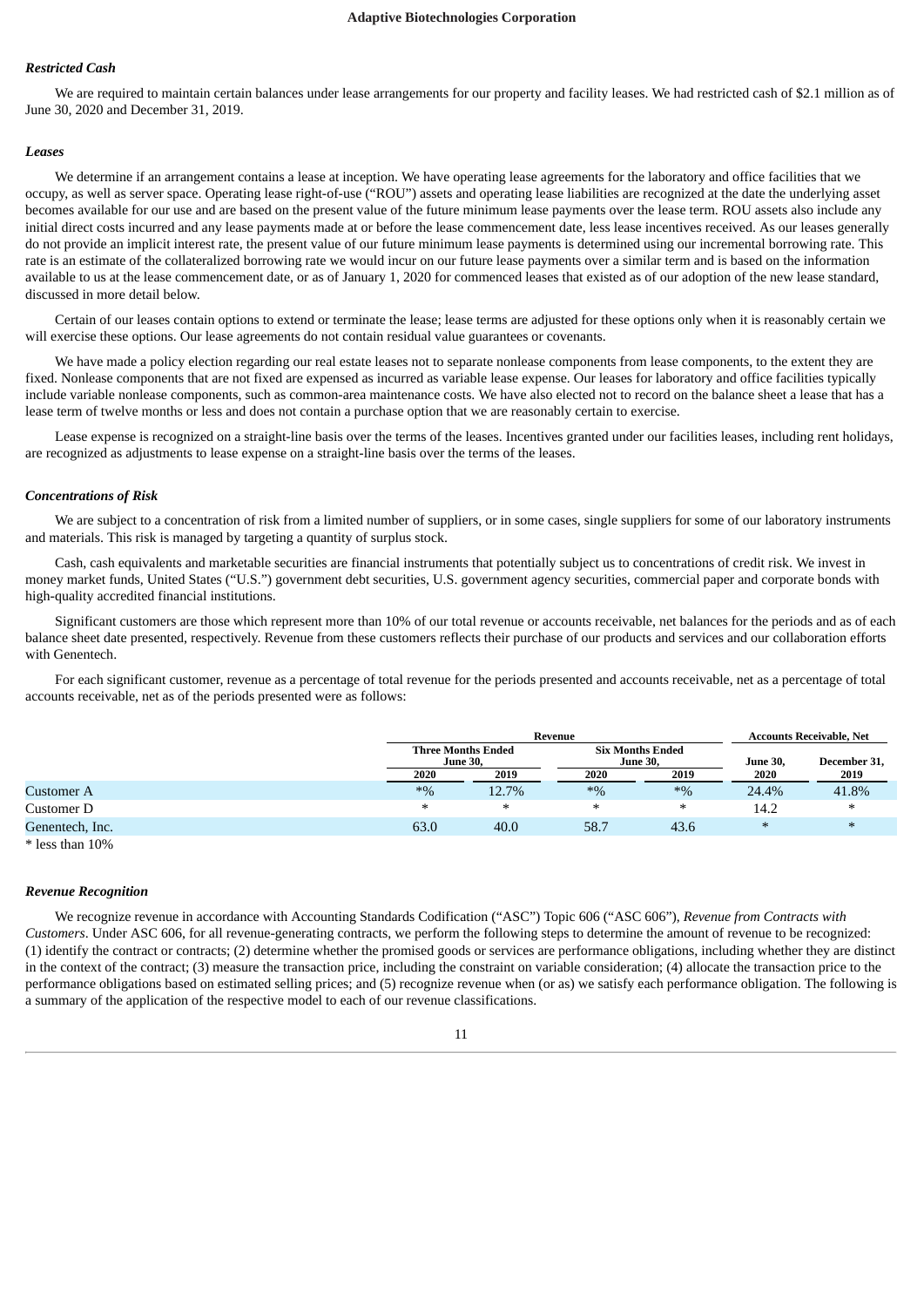### *Restricted Cash*

We are required to maintain certain balances under lease arrangements for our property and facility leases. We had restricted cash of $2.1 million as of June 30, 2020 and December 31, 2019.

### *Leases*

We determine if an arrangement contains a lease at inception. We have operating lease agreements for the laboratory and office facilities that we occupy, as well as server space. Operating lease right-of-use ("ROU") assets and operating lease liabilities are recognized at the date the underlying asset becomes available for our use and are based on the present value of the future minimum lease payments over the lease term. ROU assets also include any initial direct costs incurred and any lease payments made at or before the lease commencement date, less lease incentives received. As our leases generally do not provide an implicit interest rate, the present value of our future minimum lease payments is determined using our incremental borrowing rate. This rate is an estimate of the collateralized borrowing rate we would incur on our future lease payments over a similar term and is based on the information available to us at the lease commencement date, or as of January 1, 2020 for commenced leases that existed as of our adoption of the new lease standard, discussed in more detail below.

Certain of our leases contain options to extend or terminate the lease; lease terms are adjusted for these options only when it is reasonably certain we will exercise these options. Our lease agreements do not contain residual value guarantees or covenants.

We have made a policy election regarding our real estate leases not to separate nonlease components from lease components, to the extent they are fixed. Nonlease components that are not fixed are expensed as incurred as variable lease expense. Our leases for laboratory and office facilities typically include variable nonlease components, such as common-area maintenance costs. We have also elected not to record on the balance sheet a lease that has a lease term of twelve months or less and does not contain a purchase option that we are reasonably certain to exercise.

Lease expense is recognized on a straight-line basis over the terms of the leases. Incentives granted under our facilities leases, including rent holidays, are recognized as adjustments to lease expense on a straight-line basis over the terms of the leases.

### *Concentrations of Risk*

We are subject to a concentration of risk from a limited number of suppliers, or in some cases, single suppliers for some of our laboratory instruments and materials. This risk is managed by targeting a quantity of surplus stock.

Cash, cash equivalents and marketable securities are financial instruments that potentially subject us to concentrations of credit risk. We invest in money market funds, United States ("U.S.") government debt securities, U.S. government agency securities, commercial paper and corporate bonds with high-quality accredited financial institutions.

Significant customers are those which represent more than 10% of our total revenue or accounts receivable, net balances for the periods and as of each balance sheet date presented, respectively. Revenue from these customers reflects their purchase of our products and services and our collaboration efforts with Genentech.

For each significant customer, revenue as a percentage of total revenue for the periods presented and accounts receivable, net as a percentage of total accounts receivable, net as of the periods presented were as follows:

| | Revenue | | | | Accounts Receivable, Net | |
|---|---|---|---|---|---|---|
| | Three Months Ended June 30, | | Six Months Ended June 30, | | June 30, | December 31, |
| | 2020 | 2019 | 2020 | 2019 | 2020 | 2019 |
| Customer A | *% | 12.7% | *% | *% | 24.4% | 41.8% |
| Customer D | * | * | * | * | 14.2 | * |
| Genentech, Inc. | 63.0 | 40.0 | 58.7 | 43.6 | * | * |

\* less than 10%

### *Revenue Recognition*

We recognize revenue in accordance with Accounting Standards Codification ("ASC") Topic 606 ("ASC 606"), *Revenue from Contracts with Customers*. Under ASC 606, for all revenue-generating contracts, we perform the following steps to determine the amount of revenue to be recognized: (1) identify the contract or contracts; (2) determine whether the promised goods or services are performance obligations, including whether they are distinct in the context of the contract; (3) measure the transaction price, including the constraint on variable consideration; (4) allocate the transaction price to the performance obligations based on estimated selling prices; and (5) recognize revenue when (or as) we satisfy each performance obligation. The following is a summary of the application of the respective model to each of our revenue classifications.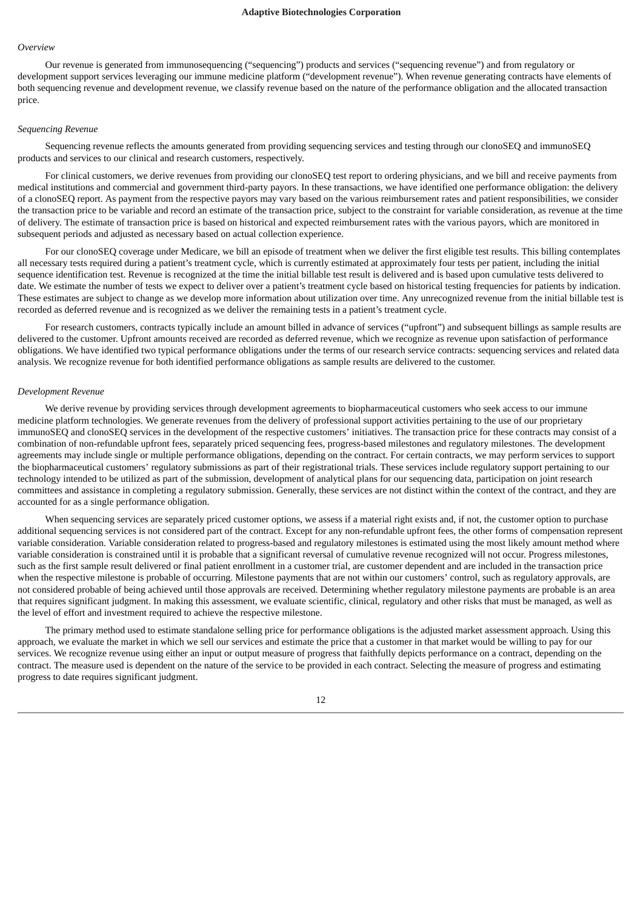*Overview*

Our revenue is generated from immunosequencing ("sequencing") products and services ("sequencing revenue") and from regulatory or development support services leveraging our immune medicine platform ("development revenue"). When revenue generating contracts have elements of both sequencing revenue and development revenue, we classify revenue based on the nature of the performance obligation and the allocated transaction price.

*Sequencing Revenue*

Sequencing revenue reflects the amounts generated from providing sequencing services and testing through our clonoSEQ and immunoSEQ products and services to our clinical and research customers, respectively.

For clinical customers, we derive revenues from providing our clonoSEQ test report to ordering physicians, and we bill and receive payments from medical institutions and commercial and government third-party payors. In these transactions, we have identified one performance obligation: the delivery of a clonoSEQ report. As payment from the respective payors may vary based on the various reimbursement rates and patient responsibilities, we consider the transaction price to be variable and record an estimate of the transaction price, subject to the constraint for variable consideration, as revenue at the time of delivery. The estimate of transaction price is based on historical and expected reimbursement rates with the various payors, which are monitored in subsequent periods and adjusted as necessary based on actual collection experience.

For our clonoSEQ coverage under Medicare, we bill an episode of treatment when we deliver the first eligible test results. This billing contemplates all necessary tests required during a patient's treatment cycle, which is currently estimated at approximately four tests per patient, including the initial sequence identification test. Revenue is recognized at the time the initial billable test result is delivered and is based upon cumulative tests delivered to date. We estimate the number of tests we expect to deliver over a patient's treatment cycle based on historical testing frequencies for patients by indication. These estimates are subject to change as we develop more information about utilization over time. Any unrecognized revenue from the initial billable test is recorded as deferred revenue and is recognized as we deliver the remaining tests in a patient's treatment cycle.

For research customers, contracts typically include an amount billed in advance of services ("upfront") and subsequent billings as sample results are delivered to the customer. Upfront amounts received are recorded as deferred revenue, which we recognize as revenue upon satisfaction of performance obligations. We have identified two typical performance obligations under the terms of our research service contracts: sequencing services and related data analysis. We recognize revenue for both identified performance obligations as sample results are delivered to the customer.

*Development Revenue*

We derive revenue by providing services through development agreements to biopharmaceutical customers who seek access to our immune medicine platform technologies. We generate revenues from the delivery of professional support activities pertaining to the use of our proprietary immunoSEQ and clonoSEQ services in the development of the respective customers' initiatives. The transaction price for these contracts may consist of a combination of non-refundable upfront fees, separately priced sequencing fees, progress-based milestones and regulatory milestones. The development agreements may include single or multiple performance obligations, depending on the contract. For certain contracts, we may perform services to support the biopharmaceutical customers' regulatory submissions as part of their registrational trials. These services include regulatory support pertaining to our technology intended to be utilized as part of the submission, development of analytical plans for our sequencing data, participation on joint research committees and assistance in completing a regulatory submission. Generally, these services are not distinct within the context of the contract, and they are accounted for as a single performance obligation.

When sequencing services are separately priced customer options, we assess if a material right exists and, if not, the customer option to purchase additional sequencing services is not considered part of the contract. Except for any non-refundable upfront fees, the other forms of compensation represent variable consideration. Variable consideration related to progress-based and regulatory milestones is estimated using the most likely amount method where variable consideration is constrained until it is probable that a significant reversal of cumulative revenue recognized will not occur. Progress milestones, such as the first sample result delivered or final patient enrollment in a customer trial, are customer dependent and are included in the transaction price when the respective milestone is probable of occurring. Milestone payments that are not within our customers' control, such as regulatory approvals, are not considered probable of being achieved until those approvals are received. Determining whether regulatory milestone payments are probable is an area that requires significant judgment. In making this assessment, we evaluate scientific, clinical, regulatory and other risks that must be managed, as well as the level of effort and investment required to achieve the respective milestone.

The primary method used to estimate standalone selling price for performance obligations is the adjusted market assessment approach. Using this approach, we evaluate the market in which we sell our services and estimate the price that a customer in that market would be willing to pay for our services. We recognize revenue using either an input or output measure of progress that faithfully depicts performance on a contract, depending on the contract. The measure used is dependent on the nature of the service to be provided in each contract. Selecting the measure of progress and estimating progress to date requires significant judgment.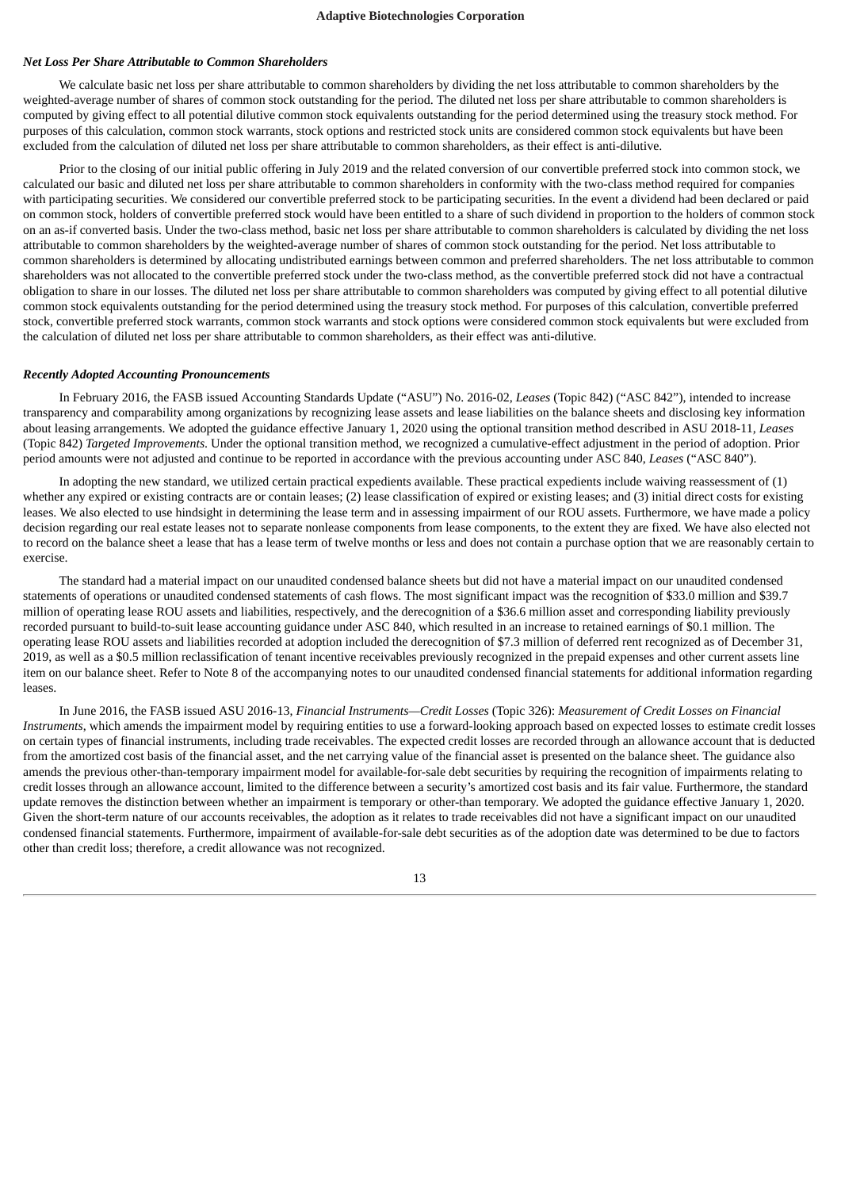### *Net Loss Per Share Attributable to Common Shareholders*

We calculate basic net loss per share attributable to common shareholders by dividing the net loss attributable to common shareholders by the weighted-average number of shares of common stock outstanding for the period. The diluted net loss per share attributable to common shareholders is computed by giving effect to all potential dilutive common stock equivalents outstanding for the period determined using the treasury stock method. For purposes of this calculation, common stock warrants, stock options and restricted stock units are considered common stock equivalents but have been excluded from the calculation of diluted net loss per share attributable to common shareholders, as their effect is anti-dilutive.

Prior to the closing of our initial public offering in July 2019 and the related conversion of our convertible preferred stock into common stock, we calculated our basic and diluted net loss per share attributable to common shareholders in conformity with the two-class method required for companies with participating securities. We considered our convertible preferred stock to be participating securities. In the event a dividend had been declared or paid on common stock, holders of convertible preferred stock would have been entitled to a share of such dividend in proportion to the holders of common stock on an as-if converted basis. Under the two-class method, basic net loss per share attributable to common shareholders is calculated by dividing the net loss attributable to common shareholders by the weighted-average number of shares of common stock outstanding for the period. Net loss attributable to common shareholders is determined by allocating undistributed earnings between common and preferred shareholders. The net loss attributable to common shareholders was not allocated to the convertible preferred stock under the two-class method, as the convertible preferred stock did not have a contractual obligation to share in our losses. The diluted net loss per share attributable to common shareholders was computed by giving effect to all potential dilutive common stock equivalents outstanding for the period determined using the treasury stock method. For purposes of this calculation, convertible preferred stock, convertible preferred stock warrants, common stock warrants and stock options were considered common stock equivalents but were excluded from the calculation of diluted net loss per share attributable to common shareholders, as their effect was anti-dilutive.

### *Recently Adopted Accounting Pronouncements*

In February 2016, the FASB issued Accounting Standards Update ("ASU") No. 2016-02, *Leases* (Topic 842) ("ASC 842"), intended to increase transparency and comparability among organizations by recognizing lease assets and lease liabilities on the balance sheets and disclosing key information about leasing arrangements. We adopted the guidance effective January 1, 2020 using the optional transition method described in ASU 2018-11, *Leases* (Topic 842) *Targeted Improvements*. Under the optional transition method, we recognized a cumulative-effect adjustment in the period of adoption. Prior period amounts were not adjusted and continue to be reported in accordance with the previous accounting under ASC 840, *Leases* ("ASC 840").

In adopting the new standard, we utilized certain practical expedients available. These practical expedients include waiving reassessment of (1) whether any expired or existing contracts are or contain leases; (2) lease classification of expired or existing leases; and (3) initial direct costs for existing leases. We also elected to use hindsight in determining the lease term and in assessing impairment of our ROU assets. Furthermore, we have made a policy decision regarding our real estate leases not to separate nonlease components from lease components, to the extent they are fixed. We have also elected not to record on the balance sheet a lease that has a lease term of twelve months or less and does not contain a purchase option that we are reasonably certain to exercise.

The standard had a material impact on our unaudited condensed balance sheets but did not have a material impact on our unaudited condensed statements of operations or unaudited condensed statements of cash flows. The most significant impact was the recognition of $33.0 million and $39.7 million of operating lease ROU assets and liabilities, respectively, and the derecognition of a $36.6 million asset and corresponding liability previously recorded pursuant to build-to-suit lease accounting guidance under ASC 840, which resulted in an increase to retained earnings of $0.1 million. The operating lease ROU assets and liabilities recorded at adoption included the derecognition of $7.3 million of deferred rent recognized as of December 31, 2019, as well as a $0.5 million reclassification of tenant incentive receivables previously recognized in the prepaid expenses and other current assets line item on our balance sheet. Refer to Note 8 of the accompanying notes to our unaudited condensed financial statements for additional information regarding leases.

In June 2016, the FASB issued ASU 2016-13, *Financial Instruments—Credit Losses* (Topic 326): *Measurement of Credit Losses on Financial Instruments*, which amends the impairment model by requiring entities to use a forward-looking approach based on expected losses to estimate credit losses on certain types of financial instruments, including trade receivables. The expected credit losses are recorded through an allowance account that is deducted from the amortized cost basis of the financial asset, and the net carrying value of the financial asset is presented on the balance sheet. The guidance also amends the previous other-than-temporary impairment model for available-for-sale debt securities by requiring the recognition of impairments relating to credit losses through an allowance account, limited to the difference between a security's amortized cost basis and its fair value. Furthermore, the standard update removes the distinction between whether an impairment is temporary or other-than temporary. We adopted the guidance effective January 1, 2020. Given the short-term nature of our accounts receivables, the adoption as it relates to trade receivables did not have a significant impact on our unaudited condensed financial statements. Furthermore, impairment of available-for-sale debt securities as of the adoption date was determined to be due to factors other than credit loss; therefore, a credit allowance was not recognized.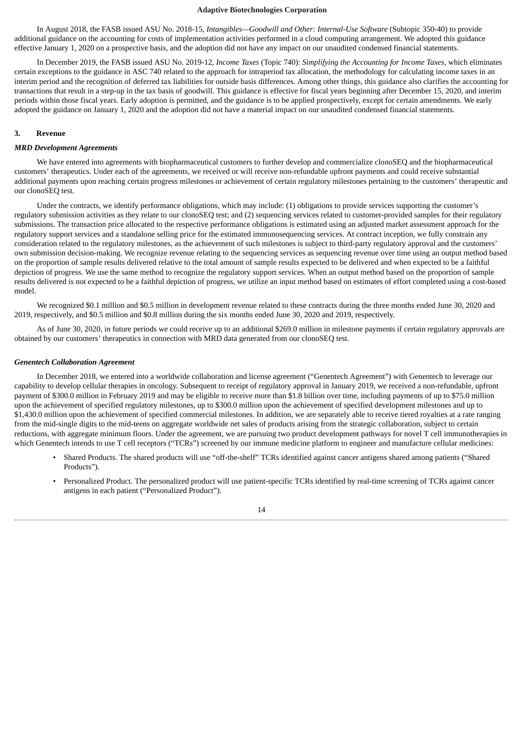In August 2018, the FASB issued ASU No. 2018-15, *Intangibles—Goodwill and Other: Internal-Use Software* (Subtopic 350-40) to provide additional guidance on the accounting for costs of implementation activities performed in a cloud computing arrangement. We adopted this guidance effective January 1, 2020 on a prospective basis, and the adoption did not have any impact on our unaudited condensed financial statements.

In December 2019, the FASB issued ASU No. 2019-12, *Income Taxes* (Topic 740): *Simplifying the Accounting for Income Taxes*, which eliminates certain exceptions to the guidance in ASC 740 related to the approach for intraperiod tax allocation, the methodology for calculating income taxes in an interim period and the recognition of deferred tax liabilities for outside basis differences. Among other things, this guidance also clarifies the accounting for transactions that result in a step-up in the tax basis of goodwill. This guidance is effective for fiscal years beginning after December 15, 2020, and interim periods within those fiscal years. Early adoption is permitted, and the guidance is to be applied prospectively, except for certain amendments. We early adopted the guidance on January 1, 2020 and the adoption did not have a material impact on our unaudited condensed financial statements.

## 3. Revenue

### *MRD Development Agreements*

We have entered into agreements with biopharmaceutical customers to further develop and commercialize clonoSEQ and the biopharmaceutical customers' therapeutics. Under each of the agreements, we received or will receive non-refundable upfront payments and could receive substantial additional payments upon reaching certain progress milestones or achievement of certain regulatory milestones pertaining to the customers' therapeutic and our clonoSEQ test.

Under the contracts, we identify performance obligations, which may include: (1) obligations to provide services supporting the customer's regulatory submission activities as they relate to our clonoSEQ test; and (2) sequencing services related to customer-provided samples for their regulatory submissions. The transaction price allocated to the respective performance obligations is estimated using an adjusted market assessment approach for the regulatory support services and a standalone selling price for the estimated immunosequencing services. At contract inception, we fully constrain any consideration related to the regulatory milestones, as the achievement of such milestones is subject to third-party regulatory approval and the customers' own submission decision-making. We recognize revenue relating to the sequencing services as sequencing revenue over time using an output method based on the proportion of sample results delivered relative to the total amount of sample results expected to be delivered and when expected to be a faithful depiction of progress. We use the same method to recognize the regulatory support services. When an output method based on the proportion of sample results delivered is not expected to be a faithful depiction of progress, we utilize an input method based on estimates of effort completed using a cost-based model.

We recognized $0.1 million and $0.5 million in development revenue related to these contracts during the three months ended June 30, 2020 and 2019, respectively, and $0.5 million and $0.8 million during the six months ended June 30, 2020 and 2019, respectively.

As of June 30, 2020, in future periods we could receive up to an additional $269.0 million in milestone payments if certain regulatory approvals are obtained by our customers' therapeutics in connection with MRD data generated from our clonoSEQ test.

### *Genentech Collaboration Agreement*

In December 2018, we entered into a worldwide collaboration and license agreement ("Genentech Agreement") with Genentech to leverage our capability to develop cellular therapies in oncology. Subsequent to receipt of regulatory approval in January 2019, we received a non-refundable, upfront payment of $300.0 million in February 2019 and may be eligible to receive more than $1.8 billion over time, including payments of up to $75.0 million upon the achievement of specified regulatory milestones, up to $300.0 million upon the achievement of specified development milestones and up to $1,430.0 million upon the achievement of specified commercial milestones. In addition, we are separately able to receive tiered royalties at a rate ranging from the mid-single digits to the mid-teens on aggregate worldwide net sales of products arising from the strategic collaboration, subject to certain reductions, with aggregate minimum floors. Under the agreement, we are pursuing two product development pathways for novel T cell immunotherapies in which Genentech intends to use T cell receptors ("TCRs") screened by our immune medicine platform to engineer and manufacture cellular medicines:

- Shared Products. The shared products will use "off-the-shelf" TCRs identified against cancer antigens shared among patients ("Shared Products").
- Personalized Product. The personalized product will use patient-specific TCRs identified by real-time screening of TCRs against cancer antigens in each patient ("Personalized Product").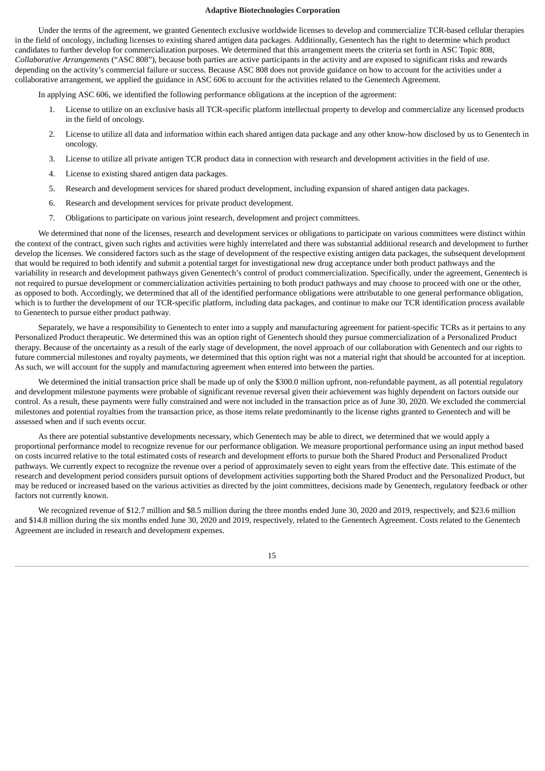Under the terms of the agreement, we granted Genentech exclusive worldwide licenses to develop and commercialize TCR-based cellular therapies in the field of oncology, including licenses to existing shared antigen data packages. Additionally, Genentech has the right to determine which product candidates to further develop for commercialization purposes. We determined that this arrangement meets the criteria set forth in ASC Topic 808, *Collaborative Arrangements* ("ASC 808"), because both parties are active participants in the activity and are exposed to significant risks and rewards depending on the activity's commercial failure or success. Because ASC 808 does not provide guidance on how to account for the activities under a collaborative arrangement, we applied the guidance in ASC 606 to account for the activities related to the Genentech Agreement.

In applying ASC 606, we identified the following performance obligations at the inception of the agreement:

1. License to utilize on an exclusive basis all TCR-specific platform intellectual property to develop and commercialize any licensed products in the field of oncology.
2. License to utilize all data and information within each shared antigen data package and any other know-how disclosed by us to Genentech in oncology.
3. License to utilize all private antigen TCR product data in connection with research and development activities in the field of use.
4. License to existing shared antigen data packages.
5. Research and development services for shared product development, including expansion of shared antigen data packages.
6. Research and development services for private product development.
7. Obligations to participate on various joint research, development and project committees.

We determined that none of the licenses, research and development services or obligations to participate on various committees were distinct within the context of the contract, given such rights and activities were highly interrelated and there was substantial additional research and development to further develop the licenses. We considered factors such as the stage of development of the respective existing antigen data packages, the subsequent development that would be required to both identify and submit a potential target for investigational new drug acceptance under both product pathways and the variability in research and development pathways given Genentech's control of product commercialization. Specifically, under the agreement, Genentech is not required to pursue development or commercialization activities pertaining to both product pathways and may choose to proceed with one or the other, as opposed to both. Accordingly, we determined that all of the identified performance obligations were attributable to one general performance obligation, which is to further the development of our TCR-specific platform, including data packages, and continue to make our TCR identification process available to Genentech to pursue either product pathway.

Separately, we have a responsibility to Genentech to enter into a supply and manufacturing agreement for patient-specific TCRs as it pertains to any Personalized Product therapeutic. We determined this was an option right of Genentech should they pursue commercialization of a Personalized Product therapy. Because of the uncertainty as a result of the early stage of development, the novel approach of our collaboration with Genentech and our rights to future commercial milestones and royalty payments, we determined that this option right was not a material right that should be accounted for at inception. As such, we will account for the supply and manufacturing agreement when entered into between the parties.

We determined the initial transaction price shall be made up of only the $300.0 million upfront, non-refundable payment, as all potential regulatory and development milestone payments were probable of significant revenue reversal given their achievement was highly dependent on factors outside our control. As a result, these payments were fully constrained and were not included in the transaction price as of June 30, 2020. We excluded the commercial milestones and potential royalties from the transaction price, as those items relate predominantly to the license rights granted to Genentech and will be assessed when and if such events occur.

As there are potential substantive developments necessary, which Genentech may be able to direct, we determined that we would apply a proportional performance model to recognize revenue for our performance obligation. We measure proportional performance using an input method based on costs incurred relative to the total estimated costs of research and development efforts to pursue both the Shared Product and Personalized Product pathways. We currently expect to recognize the revenue over a period of approximately seven to eight years from the effective date. This estimate of the research and development period considers pursuit options of development activities supporting both the Shared Product and the Personalized Product, but may be reduced or increased based on the various activities as directed by the joint committees, decisions made by Genentech, regulatory feedback or other factors not currently known.

We recognized revenue of $12.7 million and $8.5 million during the three months ended June 30, 2020 and 2019, respectively, and $23.6 million and $14.8 million during the six months ended June 30, 2020 and 2019, respectively, related to the Genentech Agreement. Costs related to the Genentech Agreement are included in research and development expenses.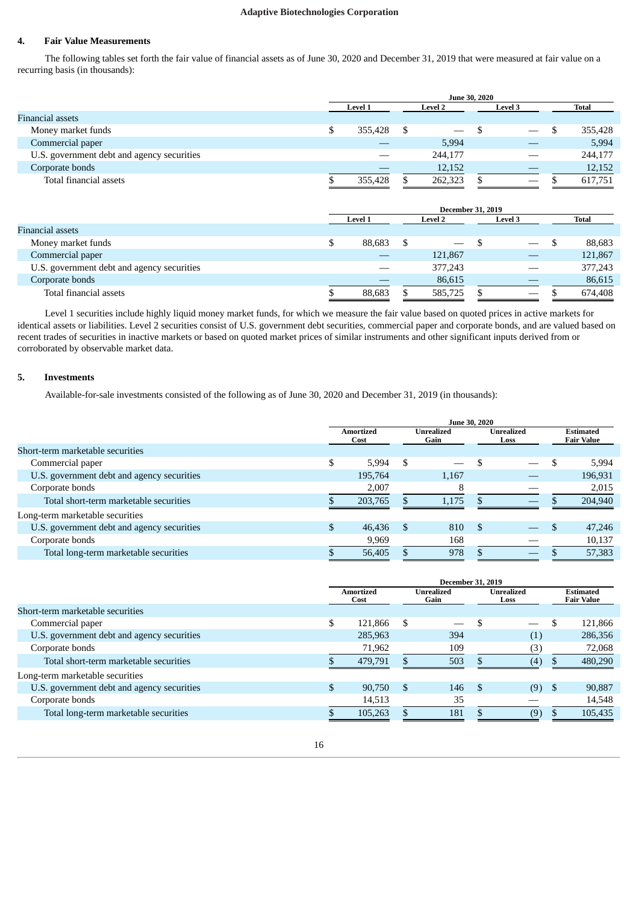## 4. Fair Value Measurements

The following tables set forth the fair value of financial assets as of June 30, 2020 and December 31, 2019 that were measured at fair value on a recurring basis (in thousands):

| | June 30, 2020 | | | |
|---|---|---|---|---|
| | Level 1 | Level 2 | Level 3 | Total |
| Financial assets | | | | |
| Money market funds | $ 355,428 | $ — | $ — | $ 355,428 |
| Commercial paper | — | 5,994 | — | 5,994 |
| U.S. government debt and agency securities | — | 244,177 | — | 244,177 |
| Corporate bonds | — | 12,152 | — | 12,152 |
| Total financial assets | $ 355,428 | $ 262,323 | $ — | $ 617,751 |

| | December 31, 2019 | | | |
|---|---|---|---|---|
| | Level 1 | Level 2 | Level 3 | Total |
| Financial assets | | | | |
| Money market funds | $ 88,683 | $ — | $ — | $ 88,683 |
| Commercial paper | — | 121,867 | — | 121,867 |
| U.S. government debt and agency securities | — | 377,243 | — | 377,243 |
| Corporate bonds | — | 86,615 | — | 86,615 |
| Total financial assets | $ 88,683 | $ 585,725 | $ — | $ 674,408 |

Level 1 securities include highly liquid money market funds, for which we measure the fair value based on quoted prices in active markets for identical assets or liabilities. Level 2 securities consist of U.S. government debt securities, commercial paper and corporate bonds, and are valued based on recent trades of securities in inactive markets or based on quoted market prices of similar instruments and other significant inputs derived from or corroborated by observable market data.

## 5. Investments

Available-for-sale investments consisted of the following as of June 30, 2020 and December 31, 2019 (in thousands):

| | June 30, 2020 | | | |
|---|---|---|---|---|
| | Amortized Cost | Unrealized Gain | Unrealized Loss | Estimated Fair Value |
| Short-term marketable securities | | | | |
| Commercial paper | $ 5,994 | $ — | $ — | $ 5,994 |
| U.S. government debt and agency securities | 195,764 | 1,167 | — | 196,931 |
| Corporate bonds | 2,007 | 8 | — | 2,015 |
| Total short-term marketable securities | $ 203,765 | $ 1,175 | $ — | $ 204,940 |
| Long-term marketable securities | | | | |
| U.S. government debt and agency securities | $ 46,436 | $ 810 | $ — | $ 47,246 |
| Corporate bonds | 9,969 | 168 | — | 10,137 |
| Total long-term marketable securities | $ 56,405 | $ 978 | $ — | $ 57,383 |

| | December 31, 2019 | | | |
|---|---|---|---|---|
| | Amortized Cost | Unrealized Gain | Unrealized Loss | Estimated Fair Value |
| Short-term marketable securities | | | | |
| Commercial paper | $ 121,866 | $ — | $ — | $ 121,866 |
| U.S. government debt and agency securities | 285,963 | 394 | (1) | 286,356 |
| Corporate bonds | 71,962 | 109 | (3) | 72,068 |
| Total short-term marketable securities | $ 479,791 | $ 503 | $ (4) | $ 480,290 |
| Long-term marketable securities | | | | |
| U.S. government debt and agency securities | $ 90,750 | $ 146 | $ (9) | $ 90,887 |
| Corporate bonds | 14,513 | 35 | — | 14,548 |
| Total long-term marketable securities | $ 105,263 | $ 181 | $ (9) | $ 105,435 |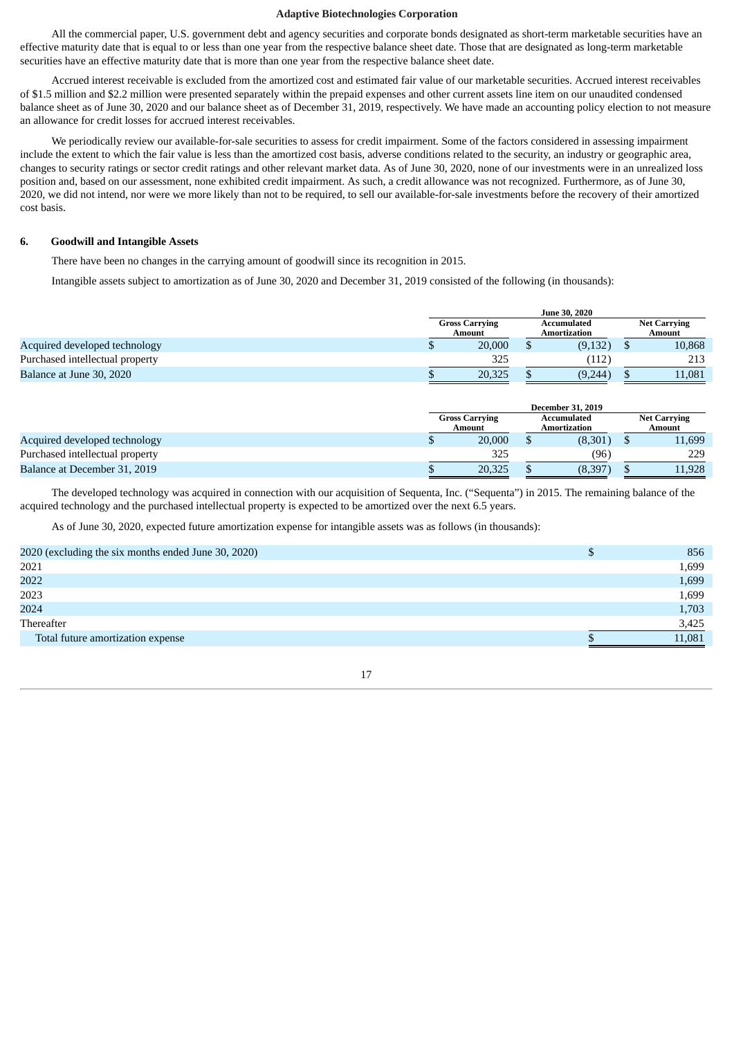All the commercial paper, U.S. government debt and agency securities and corporate bonds designated as short-term marketable securities have an effective maturity date that is equal to or less than one year from the respective balance sheet date. Those that are designated as long-term marketable securities have an effective maturity date that is more than one year from the respective balance sheet date.

Accrued interest receivable is excluded from the amortized cost and estimated fair value of our marketable securities. Accrued interest receivables of $1.5 million and $2.2 million were presented separately within the prepaid expenses and other current assets line item on our unaudited condensed balance sheet as of June 30, 2020 and our balance sheet as of December 31, 2019, respectively. We have made an accounting policy election to not measure an allowance for credit losses for accrued interest receivables.

We periodically review our available-for-sale securities to assess for credit impairment. Some of the factors considered in assessing impairment include the extent to which the fair value is less than the amortized cost basis, adverse conditions related to the security, an industry or geographic area, changes to security ratings or sector credit ratings and other relevant market data. As of June 30, 2020, none of our investments were in an unrealized loss position and, based on our assessment, none exhibited credit impairment. As such, a credit allowance was not recognized. Furthermore, as of June 30, 2020, we did not intend, nor were we more likely than not to be required, to sell our available-for-sale investments before the recovery of their amortized cost basis.

## 6. Goodwill and Intangible Assets

There have been no changes in the carrying amount of goodwill since its recognition in 2015.

Intangible assets subject to amortization as of June 30, 2020 and December 31, 2019 consisted of the following (in thousands):

| | June 30, 2020 | | |
|---|---|---|---|
| | Gross Carrying Amount | Accumulated Amortization | Net Carrying Amount |
| Acquired developed technology | $ 20,000 | $ (9,132) | $ 10,868 |
| Purchased intellectual property | 325 | (112) | 213 |
| Balance at June 30, 2020 | $ 20,325 | $ (9,244) | $ 11,081 |

| | December 31, 2019 | | |
|---|---|---|---|
| | Gross Carrying Amount | Accumulated Amortization | Net Carrying Amount |
| Acquired developed technology | $ 20,000 | $ (8,301) | $ 11,699 |
| Purchased intellectual property | 325 | (96) | 229 |
| Balance at December 31, 2019 | $ 20,325 | $ (8,397) | $ 11,928 |

The developed technology was acquired in connection with our acquisition of Sequenta, Inc. ("Sequenta") in 2015. The remaining balance of the acquired technology and the purchased intellectual property is expected to be amortized over the next 6.5 years.

As of June 30, 2020, expected future amortization expense for intangible assets was as follows (in thousands):

| | |
|---|---|
| 2020 (excluding the six months ended June 30, 2020) | $ 856 |
| 2021 | 1,699 |
| 2022 | 1,699 |
| 2023 | 1,699 |
| 2024 | 1,703 |
| Thereafter | 3,425 |
| Total future amortization expense | $ 11,081 |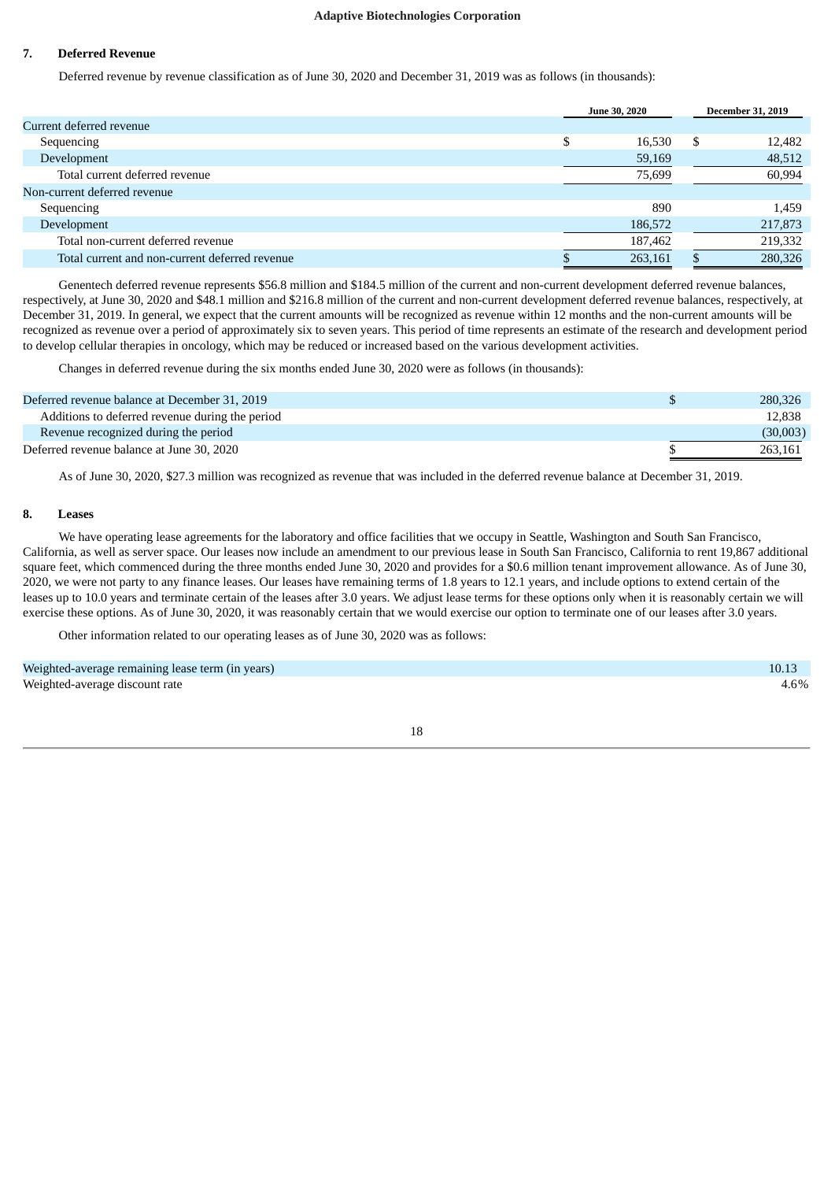## 7. Deferred Revenue

Deferred revenue by revenue classification as of June 30, 2020 and December 31, 2019 was as follows (in thousands):

| | June 30, 2020 | December 31, 2019 |
|---|---|---|
| Current deferred revenue | | |
| Sequencing | $ 16,530 | $ 12,482 |
| Development | 59,169 | 48,512 |
| Total current deferred revenue | 75,699 | 60,994 |
| Non-current deferred revenue | | |
| Sequencing | 890 | 1,459 |
| Development | 186,572 | 217,873 |
| Total non-current deferred revenue | 187,462 | 219,332 |
| Total current and non-current deferred revenue | $ 263,161 | $ 280,326 |

Genentech deferred revenue represents $56.8 million and $184.5 million of the current and non-current development deferred revenue balances, respectively, at June 30, 2020 and $48.1 million and $216.8 million of the current and non-current development deferred revenue balances, respectively, at December 31, 2019. In general, we expect that the current amounts will be recognized as revenue within 12 months and the non-current amounts will be recognized as revenue over a period of approximately six to seven years. This period of time represents an estimate of the research and development period to develop cellular therapies in oncology, which may be reduced or increased based on the various development activities.

Changes in deferred revenue during the six months ended June 30, 2020 were as follows (in thousands):

| | |
|---|---|
| Deferred revenue balance at December 31, 2019 | $ 280,326 |
| Additions to deferred revenue during the period | 12,838 |
| Revenue recognized during the period | (30,003) |
| Deferred revenue balance at June 30, 2020 | $ 263,161 |

As of June 30, 2020, $27.3 million was recognized as revenue that was included in the deferred revenue balance at December 31, 2019.

## 8. Leases

We have operating lease agreements for the laboratory and office facilities that we occupy in Seattle, Washington and South San Francisco, California, as well as server space. Our leases now include an amendment to our previous lease in South San Francisco, California to rent 19,867 additional square feet, which commenced during the three months ended June 30, 2020 and provides for a $0.6 million tenant improvement allowance. As of June 30, 2020, we were not party to any finance leases. Our leases have remaining terms of 1.8 years to 12.1 years, and include options to extend certain of the leases up to 10.0 years and terminate certain of the leases after 3.0 years. We adjust lease terms for these options only when it is reasonably certain we will exercise these options. As of June 30, 2020, it was reasonably certain that we would exercise our option to terminate one of our leases after 3.0 years.

Other information related to our operating leases as of June 30, 2020 was as follows:

| | |
|---|---|
| Weighted-average remaining lease term (in years) | 10.13 |
| Weighted-average discount rate | 4.6% |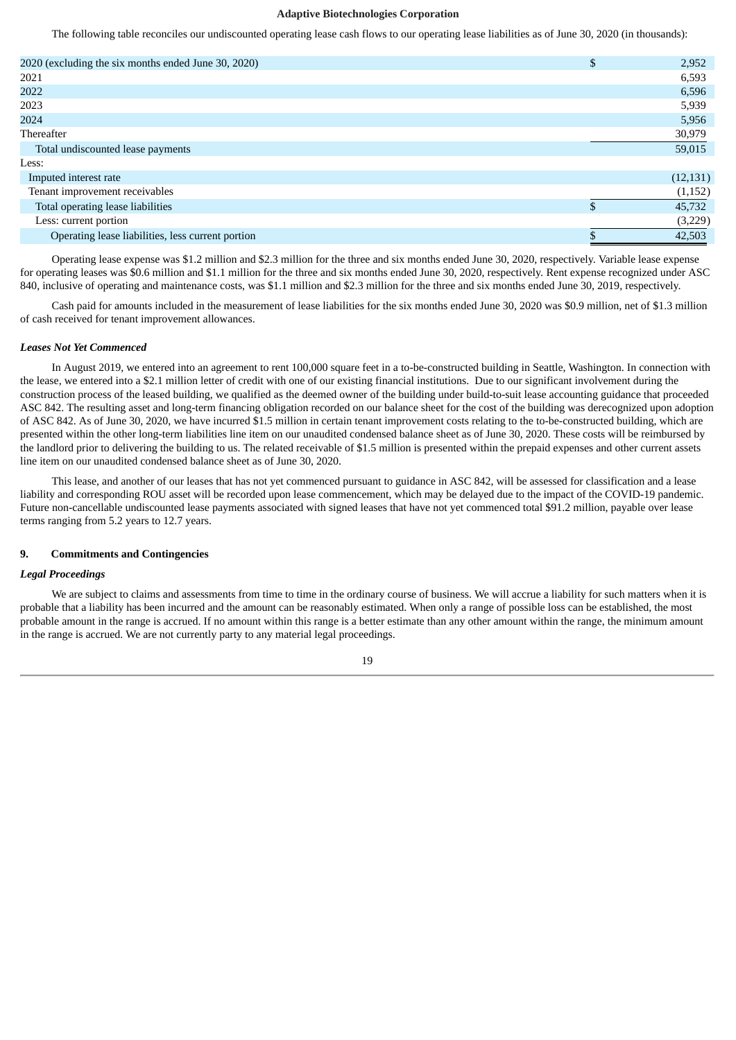The following table reconciles our undiscounted operating lease cash flows to our operating lease liabilities as of June 30, 2020 (in thousands):

| | |
|---|---|
| 2020 (excluding the six months ended June 30, 2020) | $ 2,952 |
| 2021 | 6,593 |
| 2022 | 6,596 |
| 2023 | 5,939 |
| 2024 | 5,956 |
| Thereafter | 30,979 |
| Total undiscounted lease payments | 59,015 |
| Less: | |
| Imputed interest rate | (12,131) |
| Tenant improvement receivables | (1,152) |
| Total operating lease liabilities | $ 45,732 |
| Less: current portion | (3,229) |
| Operating lease liabilities, less current portion | $ 42,503 |

Operating lease expense was $1.2 million and $2.3 million for the three and six months ended June 30, 2020, respectively. Variable lease expense for operating leases was $0.6 million and $1.1 million for the three and six months ended June 30, 2020, respectively. Rent expense recognized under ASC 840, inclusive of operating and maintenance costs, was $1.1 million and $2.3 million for the three and six months ended June 30, 2019, respectively.

Cash paid for amounts included in the measurement of lease liabilities for the six months ended June 30, 2020 was $0.9 million, net of $1.3 million of cash received for tenant improvement allowances.

***Leases Not Yet Commenced***

In August 2019, we entered into an agreement to rent 100,000 square feet in a to-be-constructed building in Seattle, Washington. In connection with the lease, we entered into a $2.1 million letter of credit with one of our existing financial institutions. Due to our significant involvement during the construction process of the leased building, we qualified as the deemed owner of the building under build-to-suit lease accounting guidance that proceeded ASC 842. The resulting asset and long-term financing obligation recorded on our balance sheet for the cost of the building was derecognized upon adoption of ASC 842. As of June 30, 2020, we have incurred $1.5 million in certain tenant improvement costs relating to the to-be-constructed building, which are presented within the other long-term liabilities line item on our unaudited condensed balance sheet as of June 30, 2020. These costs will be reimbursed by the landlord prior to delivering the building to us. The related receivable of $1.5 million is presented within the prepaid expenses and other current assets line item on our unaudited condensed balance sheet as of June 30, 2020.

This lease, and another of our leases that has not yet commenced pursuant to guidance in ASC 842, will be assessed for classification and a lease liability and corresponding ROU asset will be recorded upon lease commencement, which may be delayed due to the impact of the COVID-19 pandemic. Future non-cancellable undiscounted lease payments associated with signed leases that have not yet commenced total $91.2 million, payable over lease terms ranging from 5.2 years to 12.7 years.

## 9. Commitments and Contingencies

***Legal Proceedings***

We are subject to claims and assessments from time to time in the ordinary course of business. We will accrue a liability for such matters when it is probable that a liability has been incurred and the amount can be reasonably estimated. When only a range of possible loss can be established, the most probable amount in the range is accrued. If no amount within this range is a better estimate than any other amount within the range, the minimum amount in the range is accrued. We are not currently party to any material legal proceedings.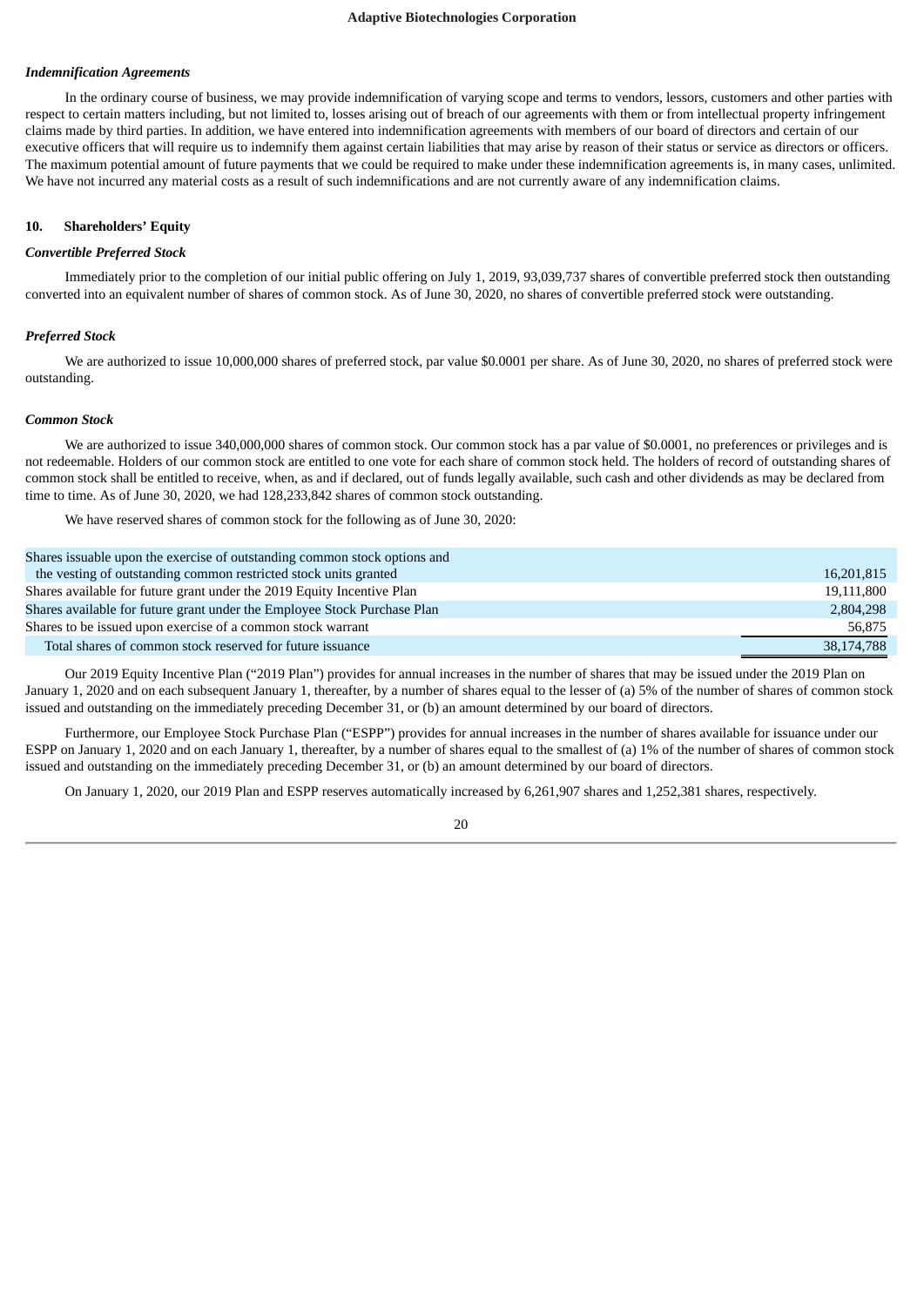### *Indemnification Agreements*

In the ordinary course of business, we may provide indemnification of varying scope and terms to vendors, lessors, customers and other parties with respect to certain matters including, but not limited to, losses arising out of breach of our agreements with them or from intellectual property infringement claims made by third parties. In addition, we have entered into indemnification agreements with members of our board of directors and certain of our executive officers that will require us to indemnify them against certain liabilities that may arise by reason of their status or service as directors or officers. The maximum potential amount of future payments that we could be required to make under these indemnification agreements is, in many cases, unlimited. We have not incurred any material costs as a result of such indemnifications and are not currently aware of any indemnification claims.

## 10. Shareholders' Equity

### *Convertible Preferred Stock*

Immediately prior to the completion of our initial public offering on July 1, 2019, 93,039,737 shares of convertible preferred stock then outstanding converted into an equivalent number of shares of common stock. As of June 30, 2020, no shares of convertible preferred stock were outstanding.

### *Preferred Stock*

We are authorized to issue 10,000,000 shares of preferred stock, par value $0.0001 per share. As of June 30, 2020, no shares of preferred stock were outstanding.

### *Common Stock*

We are authorized to issue 340,000,000 shares of common stock. Our common stock has a par value of $0.0001, no preferences or privileges and is not redeemable. Holders of our common stock are entitled to one vote for each share of common stock held. The holders of record of outstanding shares of common stock shall be entitled to receive, when, as and if declared, out of funds legally available, such cash and other dividends as may be declared from time to time. As of June 30, 2020, we had 128,233,842 shares of common stock outstanding.

We have reserved shares of common stock for the following as of June 30, 2020:

| | |
|---|---|
| Shares issuable upon the exercise of outstanding common stock options and the vesting of outstanding common restricted stock units granted | 16,201,815 |
| Shares available for future grant under the 2019 Equity Incentive Plan | 19,111,800 |
| Shares available for future grant under the Employee Stock Purchase Plan | 2,804,298 |
| Shares to be issued upon exercise of a common stock warrant | 56,875 |
| Total shares of common stock reserved for future issuance | 38,174,788 |

Our 2019 Equity Incentive Plan ("2019 Plan") provides for annual increases in the number of shares that may be issued under the 2019 Plan on January 1, 2020 and on each subsequent January 1, thereafter, by a number of shares equal to the lesser of (a) 5% of the number of shares of common stock issued and outstanding on the immediately preceding December 31, or (b) an amount determined by our board of directors.

Furthermore, our Employee Stock Purchase Plan ("ESPP") provides for annual increases in the number of shares available for issuance under our ESPP on January 1, 2020 and on each January 1, thereafter, by a number of shares equal to the smallest of (a) 1% of the number of shares of common stock issued and outstanding on the immediately preceding December 31, or (b) an amount determined by our board of directors.

On January 1, 2020, our 2019 Plan and ESPP reserves automatically increased by 6,261,907 shares and 1,252,381 shares, respectively.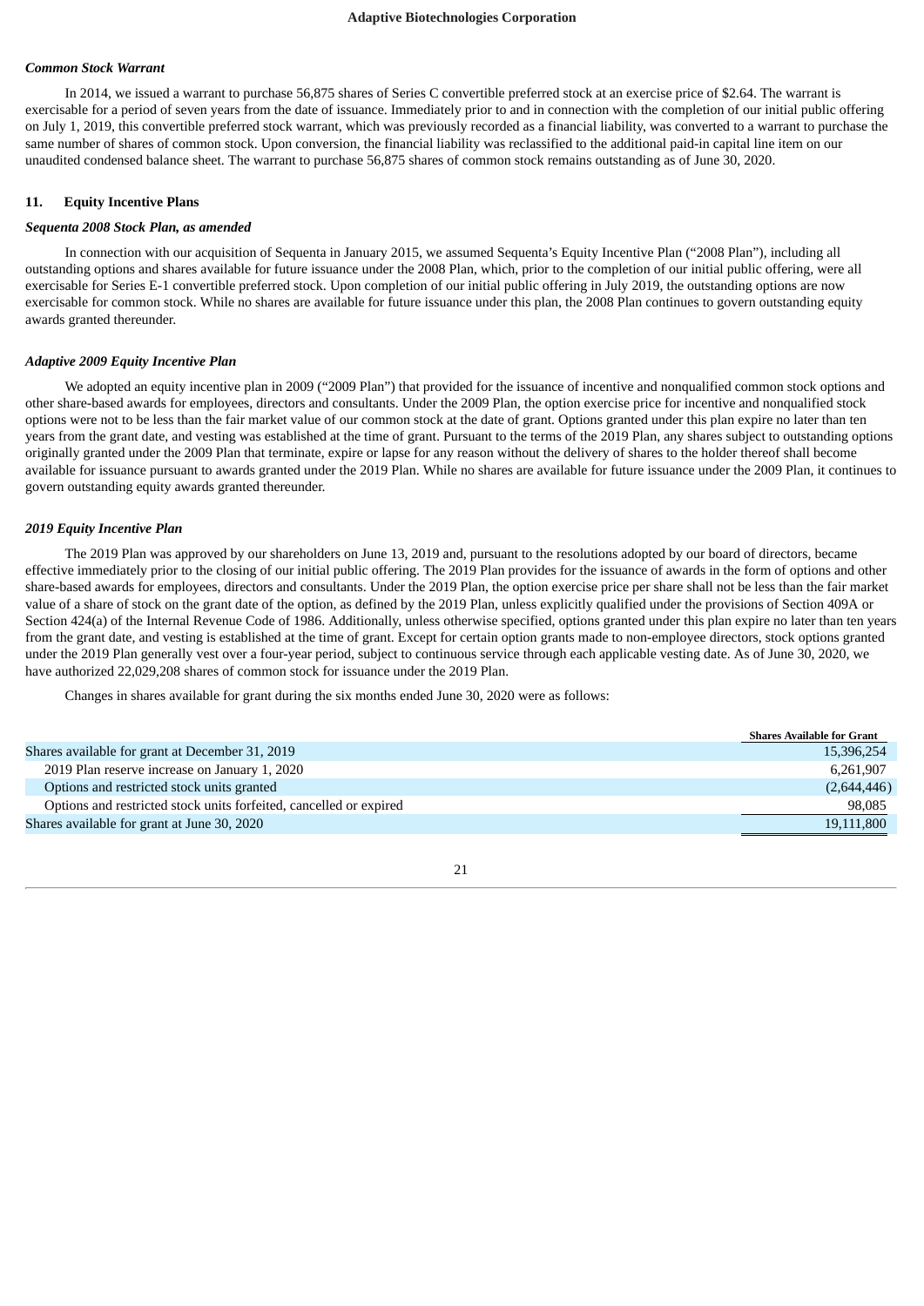***Common Stock Warrant***

In 2014, we issued a warrant to purchase 56,875 shares of Series C convertible preferred stock at an exercise price of $2.64. The warrant is exercisable for a period of seven years from the date of issuance. Immediately prior to and in connection with the completion of our initial public offering on July 1, 2019, this convertible preferred stock warrant, which was previously recorded as a financial liability, was converted to a warrant to purchase the same number of shares of common stock. Upon conversion, the financial liability was reclassified to the additional paid-in capital line item on our unaudited condensed balance sheet. The warrant to purchase 56,875 shares of common stock remains outstanding as of June 30, 2020.

## 11. Equity Incentive Plans

***Sequenta 2008 Stock Plan, as amended***

In connection with our acquisition of Sequenta in January 2015, we assumed Sequenta's Equity Incentive Plan ("2008 Plan"), including all outstanding options and shares available for future issuance under the 2008 Plan, which, prior to the completion of our initial public offering, were all exercisable for Series E-1 convertible preferred stock. Upon completion of our initial public offering in July 2019, the outstanding options are now exercisable for common stock. While no shares are available for future issuance under this plan, the 2008 Plan continues to govern outstanding equity awards granted thereunder.

***Adaptive 2009 Equity Incentive Plan***

We adopted an equity incentive plan in 2009 ("2009 Plan") that provided for the issuance of incentive and nonqualified common stock options and other share-based awards for employees, directors and consultants. Under the 2009 Plan, the option exercise price for incentive and nonqualified stock options were not to be less than the fair market value of our common stock at the date of grant. Options granted under this plan expire no later than ten years from the grant date, and vesting was established at the time of grant. Pursuant to the terms of the 2019 Plan, any shares subject to outstanding options originally granted under the 2009 Plan that terminate, expire or lapse for any reason without the delivery of shares to the holder thereof shall become available for issuance pursuant to awards granted under the 2019 Plan. While no shares are available for future issuance under the 2009 Plan, it continues to govern outstanding equity awards granted thereunder.

***2019 Equity Incentive Plan***

The 2019 Plan was approved by our shareholders on June 13, 2019 and, pursuant to the resolutions adopted by our board of directors, became effective immediately prior to the closing of our initial public offering. The 2019 Plan provides for the issuance of awards in the form of options and other share-based awards for employees, directors and consultants. Under the 2019 Plan, the option exercise price per share shall not be less than the fair market value of a share of stock on the grant date of the option, as defined by the 2019 Plan, unless explicitly qualified under the provisions of Section 409A or Section 424(a) of the Internal Revenue Code of 1986. Additionally, unless otherwise specified, options granted under this plan expire no later than ten years from the grant date, and vesting is established at the time of grant. Except for certain option grants made to non-employee directors, stock options granted under the 2019 Plan generally vest over a four-year period, subject to continuous service through each applicable vesting date. As of June 30, 2020, we have authorized 22,029,208 shares of common stock for issuance under the 2019 Plan.

Changes in shares available for grant during the six months ended June 30, 2020 were as follows:

| | Shares Available for Grant |
|---|---|
| Shares available for grant at December 31, 2019 | 15,396,254 |
| 2019 Plan reserve increase on January 1, 2020 | 6,261,907 |
| Options and restricted stock units granted | (2,644,446) |
| Options and restricted stock units forfeited, cancelled or expired | 98,085 |
| Shares available for grant at June 30, 2020 | 19,111,800 |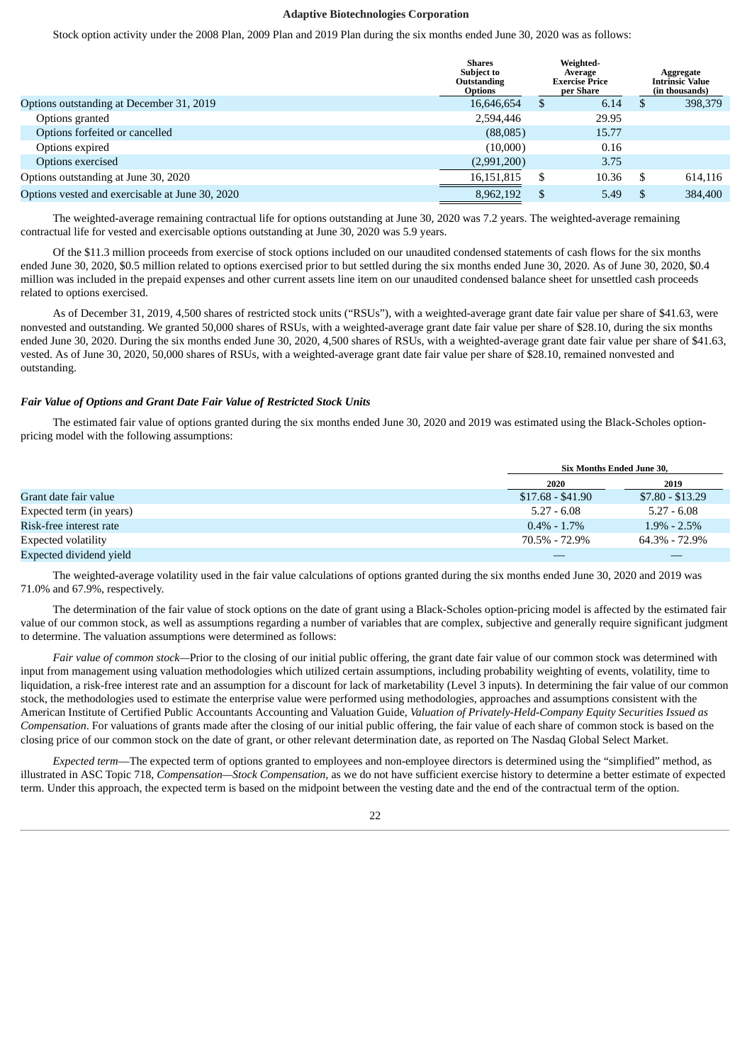Stock option activity under the 2008 Plan, 2009 Plan and 2019 Plan during the six months ended June 30, 2020 was as follows:

| | Shares Subject to Outstanding Options | Weighted-Average Exercise Price per Share | Aggregate Intrinsic Value (in thousands) |
|---|---|---|---|
| Options outstanding at December 31, 2019 | 16,646,654 | $ 6.14 | $ 398,379 |
| Options granted | 2,594,446 | 29.95 | |
| Options forfeited or cancelled | (88,085) | 15.77 | |
| Options expired | (10,000) | 0.16 | |
| Options exercised | (2,991,200) | 3.75 | |
| Options outstanding at June 30, 2020 | 16,151,815 | $ 10.36 | $ 614,116 |
| Options vested and exercisable at June 30, 2020 | 8,962,192 | $ 5.49 | $ 384,400 |

The weighted-average remaining contractual life for options outstanding at June 30, 2020 was 7.2 years. The weighted-average remaining contractual life for vested and exercisable options outstanding at June 30, 2020 was 5.9 years.

Of the $11.3 million proceeds from exercise of stock options included on our unaudited condensed statements of cash flows for the six months ended June 30, 2020, $0.5 million related to options exercised prior to but settled during the six months ended June 30, 2020. As of June 30, 2020, $0.4 million was included in the prepaid expenses and other current assets line item on our unaudited condensed balance sheet for unsettled cash proceeds related to options exercised.

As of December 31, 2019, 4,500 shares of restricted stock units ("RSUs"), with a weighted-average grant date fair value per share of $41.63, were nonvested and outstanding. We granted 50,000 shares of RSUs, with a weighted-average grant date fair value per share of $28.10, during the six months ended June 30, 2020. During the six months ended June 30, 2020, 4,500 shares of RSUs, with a weighted-average grant date fair value per share of $41.63, vested. As of June 30, 2020, 50,000 shares of RSUs, with a weighted-average grant date fair value per share of $28.10, remained nonvested and outstanding.

### *Fair Value of Options and Grant Date Fair Value of Restricted Stock Units*

The estimated fair value of options granted during the six months ended June 30, 2020 and 2019 was estimated using the Black-Scholes option-pricing model with the following assumptions:

| | Six Months Ended June 30, | |
|---|---|---|
| | 2020 | 2019 |
| Grant date fair value | $17.68 - $41.90 | $7.80 - $13.29 |
| Expected term (in years) | 5.27 - 6.08 | 5.27 - 6.08 |
| Risk-free interest rate | 0.4% - 1.7% | 1.9% - 2.5% |
| Expected volatility | 70.5% - 72.9% | 64.3% - 72.9% |
| Expected dividend yield | — | — |

The weighted-average volatility used in the fair value calculations of options granted during the six months ended June 30, 2020 and 2019 was 71.0% and 67.9%, respectively.

The determination of the fair value of stock options on the date of grant using a Black-Scholes option-pricing model is affected by the estimated fair value of our common stock, as well as assumptions regarding a number of variables that are complex, subjective and generally require significant judgment to determine. The valuation assumptions were determined as follows:

*Fair value of common stock*—Prior to the closing of our initial public offering, the grant date fair value of our common stock was determined with input from management using valuation methodologies which utilized certain assumptions, including probability weighting of events, volatility, time to liquidation, a risk-free interest rate and an assumption for a discount for lack of marketability (Level 3 inputs). In determining the fair value of our common stock, the methodologies used to estimate the enterprise value were performed using methodologies, approaches and assumptions consistent with the American Institute of Certified Public Accountants Accounting and Valuation Guide, *Valuation of Privately-Held-Company Equity Securities Issued as Compensation*. For valuations of grants made after the closing of our initial public offering, the fair value of each share of common stock is based on the closing price of our common stock on the date of grant, or other relevant determination date, as reported on The Nasdaq Global Select Market.

*Expected term*—The expected term of options granted to employees and non-employee directors is determined using the "simplified" method, as illustrated in ASC Topic 718, *Compensation—Stock Compensation*, as we do not have sufficient exercise history to determine a better estimate of expected term. Under this approach, the expected term is based on the midpoint between the vesting date and the end of the contractual term of the option.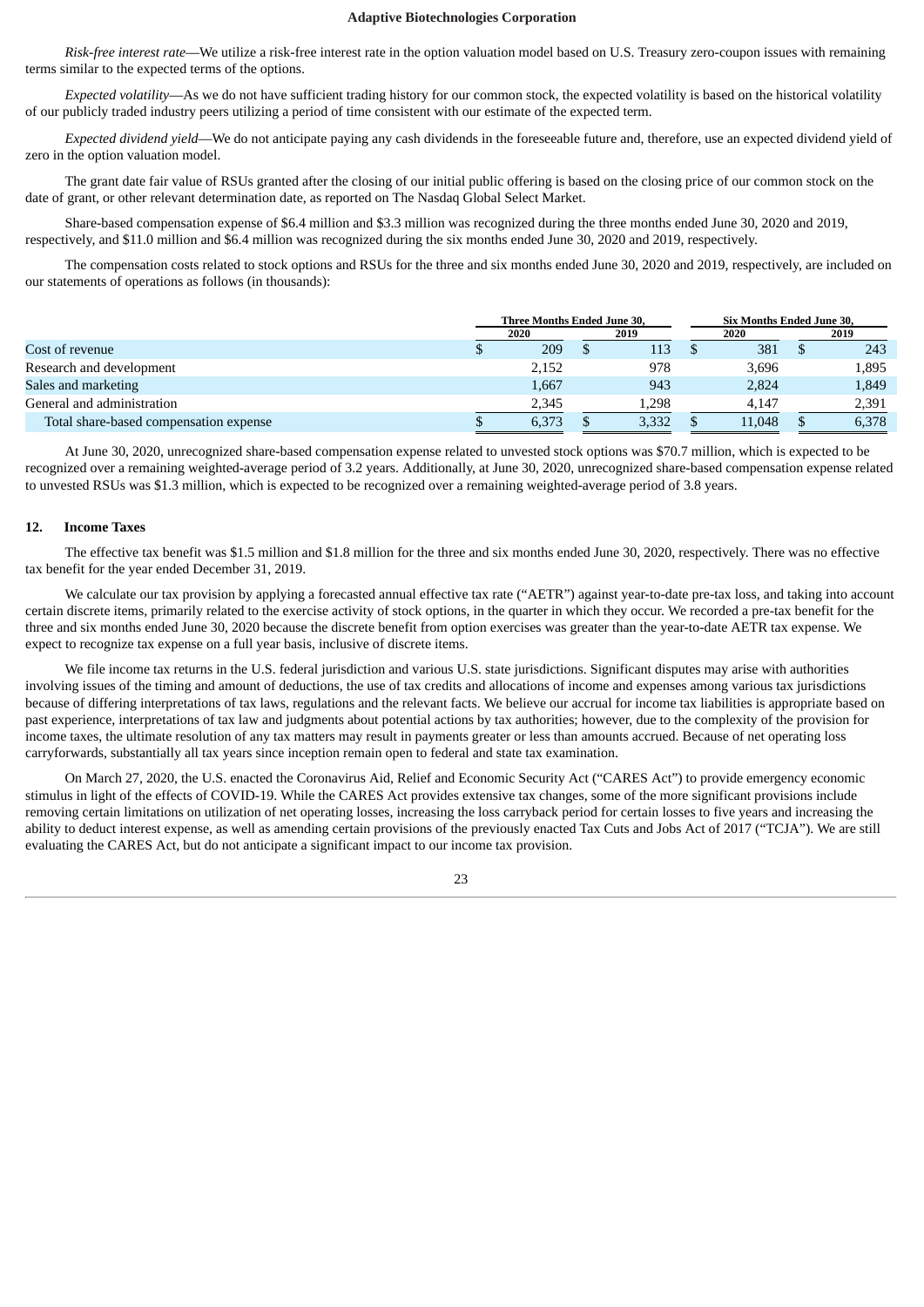*Risk-free interest rate*—We utilize a risk-free interest rate in the option valuation model based on U.S. Treasury zero-coupon issues with remaining terms similar to the expected terms of the options.

*Expected volatility*—As we do not have sufficient trading history for our common stock, the expected volatility is based on the historical volatility of our publicly traded industry peers utilizing a period of time consistent with our estimate of the expected term.

*Expected dividend yield*—We do not anticipate paying any cash dividends in the foreseeable future and, therefore, use an expected dividend yield of zero in the option valuation model.

The grant date fair value of RSUs granted after the closing of our initial public offering is based on the closing price of our common stock on the date of grant, or other relevant determination date, as reported on The Nasdaq Global Select Market.

Share-based compensation expense of $6.4 million and $3.3 million was recognized during the three months ended June 30, 2020 and 2019, respectively, and $11.0 million and $6.4 million was recognized during the six months ended June 30, 2020 and 2019, respectively.

The compensation costs related to stock options and RSUs for the three and six months ended June 30, 2020 and 2019, respectively, are included on our statements of operations as follows (in thousands):

| | Three Months Ended June 30, | | Six Months Ended June 30, | |
|---|---|---|---|---|
| | 2020 | 2019 | 2020 | 2019 |
| Cost of revenue | $ 209 | $ 113 | $ 381 | $ 243 |
| Research and development | 2,152 | 978 | 3,696 | 1,895 |
| Sales and marketing | 1,667 | 943 | 2,824 | 1,849 |
| General and administration | 2,345 | 1,298 | 4,147 | 2,391 |
| Total share-based compensation expense | $ 6,373 | $ 3,332 | $ 11,048 | $ 6,378 |

At June 30, 2020, unrecognized share-based compensation expense related to unvested stock options was $70.7 million, which is expected to be recognized over a remaining weighted-average period of 3.2 years. Additionally, at June 30, 2020, unrecognized share-based compensation expense related to unvested RSUs was $1.3 million, which is expected to be recognized over a remaining weighted-average period of 3.8 years.

## 12. Income Taxes

The effective tax benefit was $1.5 million and $1.8 million for the three and six months ended June 30, 2020, respectively. There was no effective tax benefit for the year ended December 31, 2019.

We calculate our tax provision by applying a forecasted annual effective tax rate ("AETR") against year-to-date pre-tax loss, and taking into account certain discrete items, primarily related to the exercise activity of stock options, in the quarter in which they occur. We recorded a pre-tax benefit for the three and six months ended June 30, 2020 because the discrete benefit from option exercises was greater than the year-to-date AETR tax expense. We expect to recognize tax expense on a full year basis, inclusive of discrete items.

We file income tax returns in the U.S. federal jurisdiction and various U.S. state jurisdictions. Significant disputes may arise with authorities involving issues of the timing and amount of deductions, the use of tax credits and allocations of income and expenses among various tax jurisdictions because of differing interpretations of tax laws, regulations and the relevant facts. We believe our accrual for income tax liabilities is appropriate based on past experience, interpretations of tax law and judgments about potential actions by tax authorities; however, due to the complexity of the provision for income taxes, the ultimate resolution of any tax matters may result in payments greater or less than amounts accrued. Because of net operating loss carryforwards, substantially all tax years since inception remain open to federal and state tax examination.

On March 27, 2020, the U.S. enacted the Coronavirus Aid, Relief and Economic Security Act ("CARES Act") to provide emergency economic stimulus in light of the effects of COVID-19. While the CARES Act provides extensive tax changes, some of the more significant provisions include removing certain limitations on utilization of net operating losses, increasing the loss carryback period for certain losses to five years and increasing the ability to deduct interest expense, as well as amending certain provisions of the previously enacted Tax Cuts and Jobs Act of 2017 ("TCJA"). We are still evaluating the CARES Act, but do not anticipate a significant impact to our income tax provision.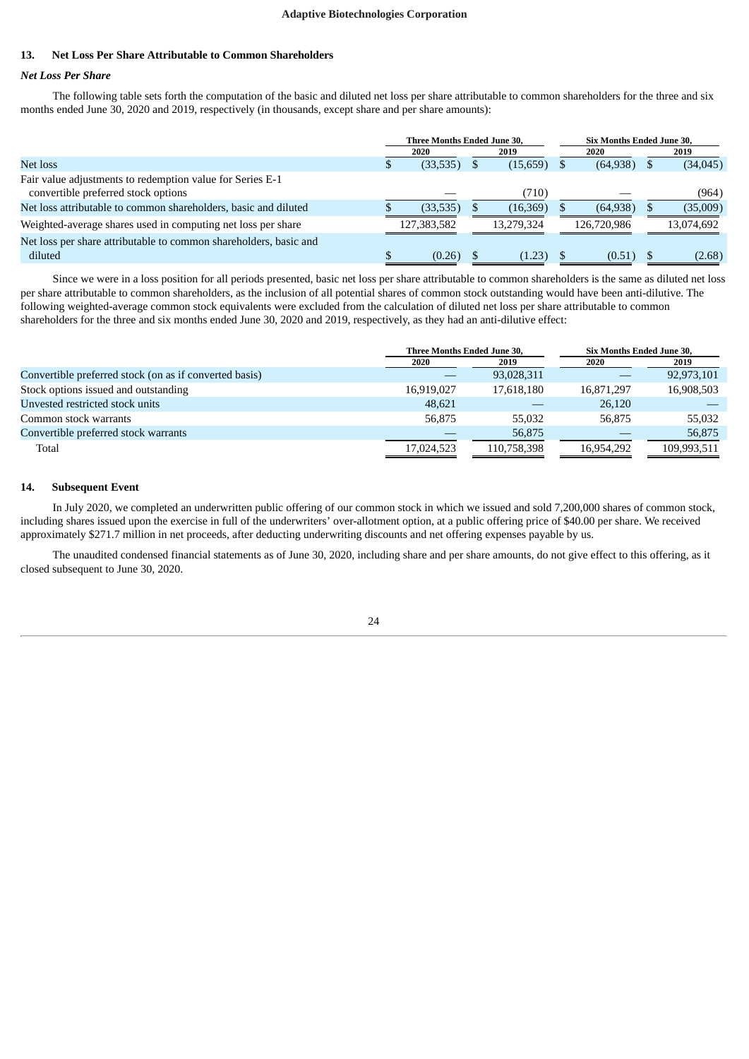## 13. Net Loss Per Share Attributable to Common Shareholders

### *Net Loss Per Share*

The following table sets forth the computation of the basic and diluted net loss per share attributable to common shareholders for the three and six months ended June 30, 2020 and 2019, respectively (in thousands, except share and per share amounts):

| | Three Months Ended June 30, | | Six Months Ended June 30, | |
|---|---|---|---|---|
| | 2020 | 2019 | 2020 | 2019 |
| Net loss | $ (33,535) | $ (15,659) | $ (64,938) | $ (34,045) |
| Fair value adjustments to redemption value for Series E-1 convertible preferred stock options | — | (710) | — | (964) |
| Net loss attributable to common shareholders, basic and diluted | $ (33,535) | $ (16,369) | $ (64,938) | $ (35,009) |
| Weighted-average shares used in computing net loss per share | 127,383,582 | 13,279,324 | 126,720,986 | 13,074,692 |
| Net loss per share attributable to common shareholders, basic and diluted | $ (0.26) | $ (1.23) | $ (0.51) | $ (2.68) |

Since we were in a loss position for all periods presented, basic net loss per share attributable to common shareholders is the same as diluted net loss per share attributable to common shareholders, as the inclusion of all potential shares of common stock outstanding would have been anti-dilutive. The following weighted-average common stock equivalents were excluded from the calculation of diluted net loss per share attributable to common shareholders for the three and six months ended June 30, 2020 and 2019, respectively, as they had an anti-dilutive effect:

| | Three Months Ended June 30, | | Six Months Ended June 30, | |
|---|---|---|---|---|
| | 2020 | 2019 | 2020 | 2019 |
| Convertible preferred stock (on as if converted basis) | — | 93,028,311 | — | 92,973,101 |
| Stock options issued and outstanding | 16,919,027 | 17,618,180 | 16,871,297 | 16,908,503 |
| Unvested restricted stock units | 48,621 | — | 26,120 | — |
| Common stock warrants | 56,875 | 55,032 | 56,875 | 55,032 |
| Convertible preferred stock warrants | — | 56,875 | — | 56,875 |
| Total | 17,024,523 | 110,758,398 | 16,954,292 | 109,993,511 |

## 14. Subsequent Event

In July 2020, we completed an underwritten public offering of our common stock in which we issued and sold 7,200,000 shares of common stock, including shares issued upon the exercise in full of the underwriters' over-allotment option, at a public offering price of $40.00 per share. We received approximately $271.7 million in net proceeds, after deducting underwriting discounts and net offering expenses payable by us.

The unaudited condensed financial statements as of June 30, 2020, including share and per share amounts, do not give effect to this offering, as it closed subsequent to June 30, 2020.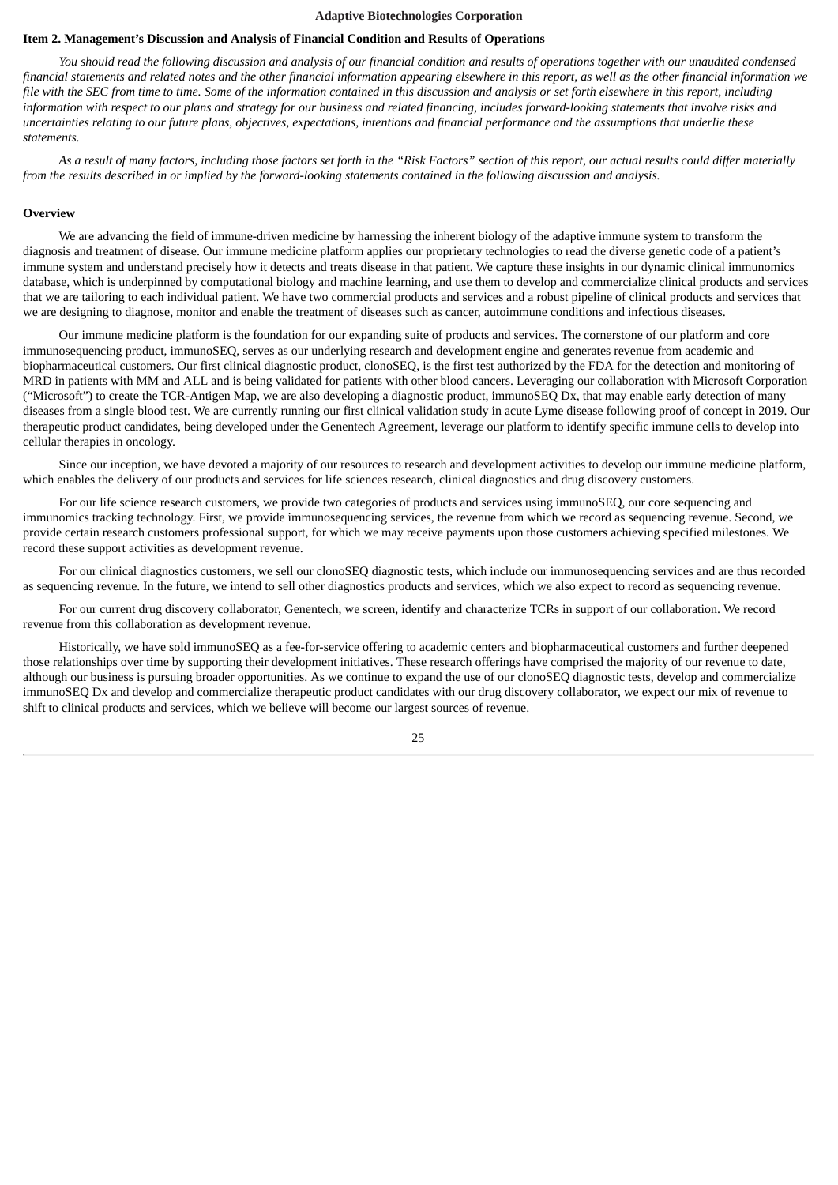## Item 2. Management's Discussion and Analysis of Financial Condition and Results of Operations

*You should read the following discussion and analysis of our financial condition and results of operations together with our unaudited condensed financial statements and related notes and the other financial information appearing elsewhere in this report, as well as the other financial information we file with the SEC from time to time. Some of the information contained in this discussion and analysis or set forth elsewhere in this report, including information with respect to our plans and strategy for our business and related financing, includes forward-looking statements that involve risks and uncertainties relating to our future plans, objectives, expectations, intentions and financial performance and the assumptions that underlie these statements.*

*As a result of many factors, including those factors set forth in the "Risk Factors" section of this report, our actual results could differ materially from the results described in or implied by the forward-looking statements contained in the following discussion and analysis.*

### Overview

We are advancing the field of immune-driven medicine by harnessing the inherent biology of the adaptive immune system to transform the diagnosis and treatment of disease. Our immune medicine platform applies our proprietary technologies to read the diverse genetic code of a patient's immune system and understand precisely how it detects and treats disease in that patient. We capture these insights in our dynamic clinical immunomics database, which is underpinned by computational biology and machine learning, and use them to develop and commercialize clinical products and services that we are tailoring to each individual patient. We have two commercial products and services and a robust pipeline of clinical products and services that we are designing to diagnose, monitor and enable the treatment of diseases such as cancer, autoimmune conditions and infectious diseases.

Our immune medicine platform is the foundation for our expanding suite of products and services. The cornerstone of our platform and core immunosequencing product, immunoSEQ, serves as our underlying research and development engine and generates revenue from academic and biopharmaceutical customers. Our first clinical diagnostic product, clonoSEQ, is the first test authorized by the FDA for the detection and monitoring of MRD in patients with MM and ALL and is being validated for patients with other blood cancers. Leveraging our collaboration with Microsoft Corporation ("Microsoft") to create the TCR-Antigen Map, we are also developing a diagnostic product, immunoSEQ Dx, that may enable early detection of many diseases from a single blood test. We are currently running our first clinical validation study in acute Lyme disease following proof of concept in 2019. Our therapeutic product candidates, being developed under the Genentech Agreement, leverage our platform to identify specific immune cells to develop into cellular therapies in oncology.

Since our inception, we have devoted a majority of our resources to research and development activities to develop our immune medicine platform, which enables the delivery of our products and services for life sciences research, clinical diagnostics and drug discovery customers.

For our life science research customers, we provide two categories of products and services using immunoSEQ, our core sequencing and immunomics tracking technology. First, we provide immunosequencing services, the revenue from which we record as sequencing revenue. Second, we provide certain research customers professional support, for which we may receive payments upon those customers achieving specified milestones. We record these support activities as development revenue.

For our clinical diagnostics customers, we sell our clonoSEQ diagnostic tests, which include our immunosequencing services and are thus recorded as sequencing revenue. In the future, we intend to sell other diagnostics products and services, which we also expect to record as sequencing revenue.

For our current drug discovery collaborator, Genentech, we screen, identify and characterize TCRs in support of our collaboration. We record revenue from this collaboration as development revenue.

Historically, we have sold immunoSEQ as a fee-for-service offering to academic centers and biopharmaceutical customers and further deepened those relationships over time by supporting their development initiatives. These research offerings have comprised the majority of our revenue to date, although our business is pursuing broader opportunities. As we continue to expand the use of our clonoSEQ diagnostic tests, develop and commercialize immunoSEQ Dx and develop and commercialize therapeutic product candidates with our drug discovery collaborator, we expect our mix of revenue to shift to clinical products and services, which we believe will become our largest sources of revenue.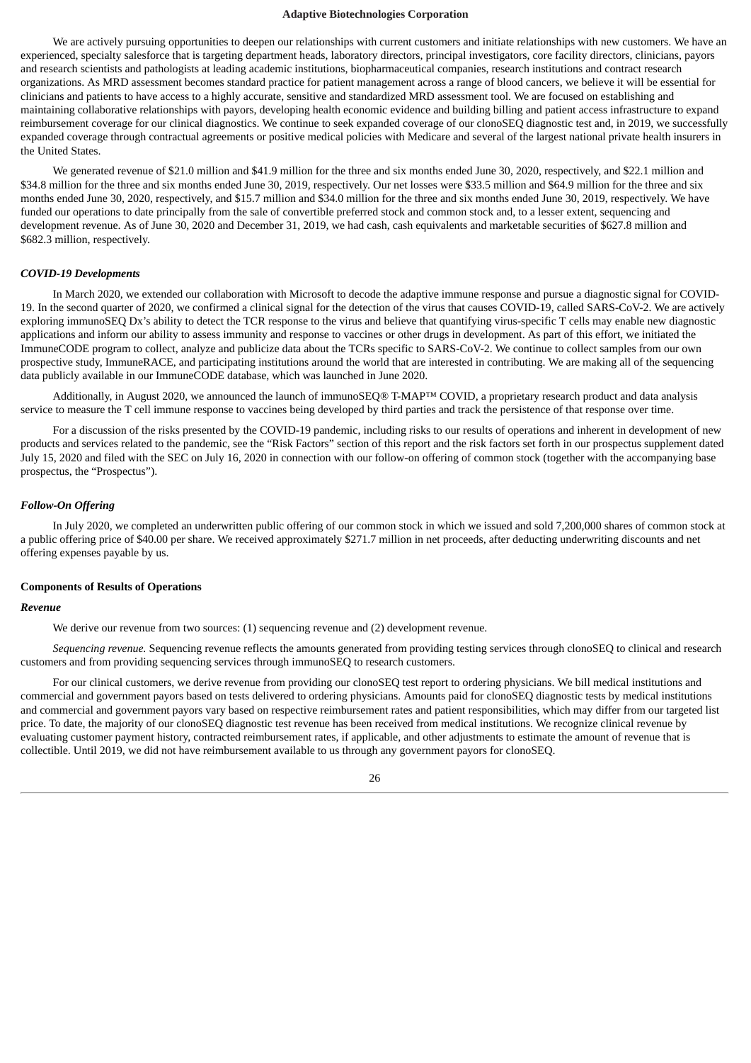We are actively pursuing opportunities to deepen our relationships with current customers and initiate relationships with new customers. We have an experienced, specialty salesforce that is targeting department heads, laboratory directors, principal investigators, core facility directors, clinicians, payors and research scientists and pathologists at leading academic institutions, biopharmaceutical companies, research institutions and contract research organizations. As MRD assessment becomes standard practice for patient management across a range of blood cancers, we believe it will be essential for clinicians and patients to have access to a highly accurate, sensitive and standardized MRD assessment tool. We are focused on establishing and maintaining collaborative relationships with payors, developing health economic evidence and building billing and patient access infrastructure to expand reimbursement coverage for our clinical diagnostics. We continue to seek expanded coverage of our clonoSEQ diagnostic test and, in 2019, we successfully expanded coverage through contractual agreements or positive medical policies with Medicare and several of the largest national private health insurers in the United States.

We generated revenue of $21.0 million and $41.9 million for the three and six months ended June 30, 2020, respectively, and $22.1 million and $34.8 million for the three and six months ended June 30, 2019, respectively. Our net losses were $33.5 million and $64.9 million for the three and six months ended June 30, 2020, respectively, and $15.7 million and $34.0 million for the three and six months ended June 30, 2019, respectively. We have funded our operations to date principally from the sale of convertible preferred stock and common stock and, to a lesser extent, sequencing and development revenue. As of June 30, 2020 and December 31, 2019, we had cash, cash equivalents and marketable securities of $627.8 million and $682.3 million, respectively.

### *COVID-19 Developments*

In March 2020, we extended our collaboration with Microsoft to decode the adaptive immune response and pursue a diagnostic signal for COVID-19. In the second quarter of 2020, we confirmed a clinical signal for the detection of the virus that causes COVID-19, called SARS-CoV-2. We are actively exploring immunoSEQ Dx's ability to detect the TCR response to the virus and believe that quantifying virus-specific T cells may enable new diagnostic applications and inform our ability to assess immunity and response to vaccines or other drugs in development. As part of this effort, we initiated the ImmuneCODE program to collect, analyze and publicize data about the TCRs specific to SARS-CoV-2. We continue to collect samples from our own prospective study, ImmuneRACE, and participating institutions around the world that are interested in contributing. We are making all of the sequencing data publicly available in our ImmuneCODE database, which was launched in June 2020.

Additionally, in August 2020, we announced the launch of immunoSEQ® T-MAP™ COVID, a proprietary research product and data analysis service to measure the T cell immune response to vaccines being developed by third parties and track the persistence of that response over time.

For a discussion of the risks presented by the COVID-19 pandemic, including risks to our results of operations and inherent in development of new products and services related to the pandemic, see the "Risk Factors" section of this report and the risk factors set forth in our prospectus supplement dated July 15, 2020 and filed with the SEC on July 16, 2020 in connection with our follow-on offering of common stock (together with the accompanying base prospectus, the "Prospectus").

### *Follow-On Offering*

In July 2020, we completed an underwritten public offering of our common stock in which we issued and sold 7,200,000 shares of common stock at a public offering price of $40.00 per share. We received approximately $271.7 million in net proceeds, after deducting underwriting discounts and net offering expenses payable by us.

## Components of Results of Operations

### *Revenue*

We derive our revenue from two sources: (1) sequencing revenue and (2) development revenue.

*Sequencing revenue.* Sequencing revenue reflects the amounts generated from providing testing services through clonoSEQ to clinical and research customers and from providing sequencing services through immunoSEQ to research customers.

For our clinical customers, we derive revenue from providing our clonoSEQ test report to ordering physicians. We bill medical institutions and commercial and government payors based on tests delivered to ordering physicians. Amounts paid for clonoSEQ diagnostic tests by medical institutions and commercial and government payors vary based on respective reimbursement rates and patient responsibilities, which may differ from our targeted list price. To date, the majority of our clonoSEQ diagnostic test revenue has been received from medical institutions. We recognize clinical revenue by evaluating customer payment history, contracted reimbursement rates, if applicable, and other adjustments to estimate the amount of revenue that is collectible. Until 2019, we did not have reimbursement available to us through any government payors for clonoSEQ.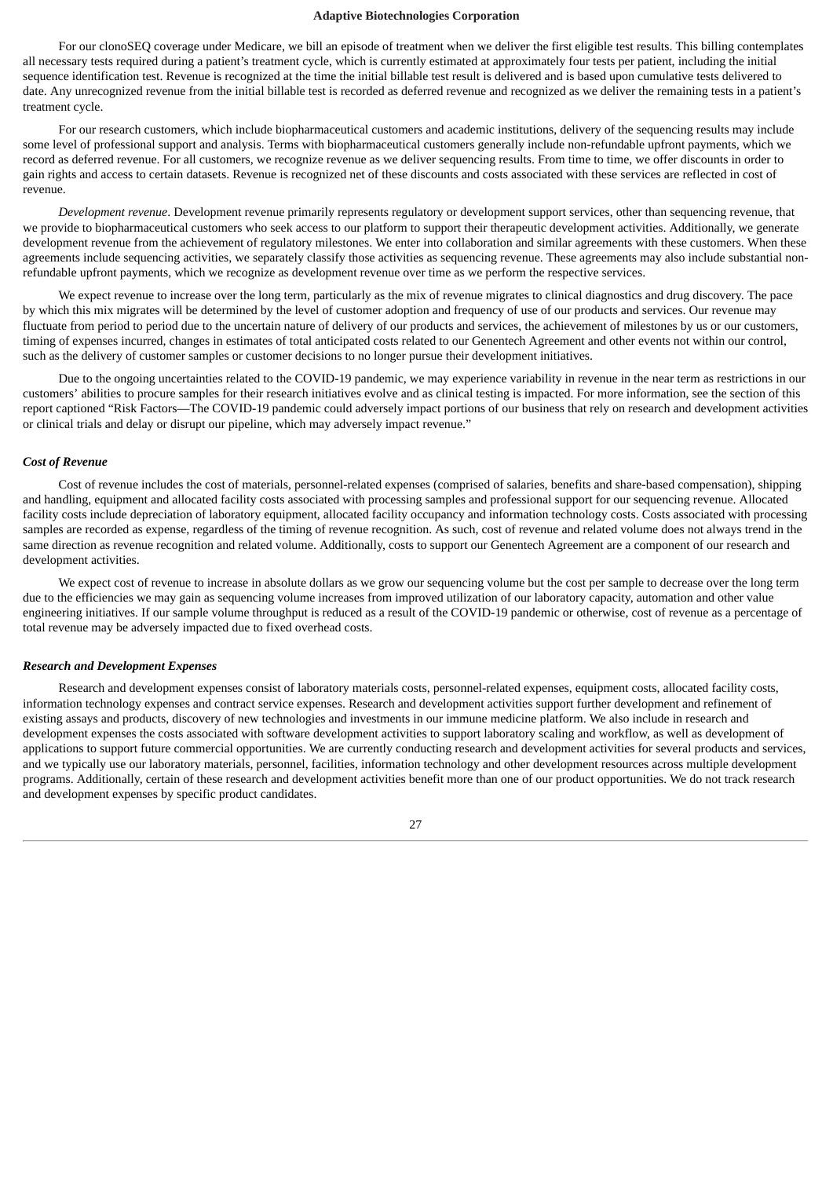For our clonoSEQ coverage under Medicare, we bill an episode of treatment when we deliver the first eligible test results. This billing contemplates all necessary tests required during a patient's treatment cycle, which is currently estimated at approximately four tests per patient, including the initial sequence identification test. Revenue is recognized at the time the initial billable test result is delivered and is based upon cumulative tests delivered to date. Any unrecognized revenue from the initial billable test is recorded as deferred revenue and recognized as we deliver the remaining tests in a patient's treatment cycle.

For our research customers, which include biopharmaceutical customers and academic institutions, delivery of the sequencing results may include some level of professional support and analysis. Terms with biopharmaceutical customers generally include non-refundable upfront payments, which we record as deferred revenue. For all customers, we recognize revenue as we deliver sequencing results. From time to time, we offer discounts in order to gain rights and access to certain datasets. Revenue is recognized net of these discounts and costs associated with these services are reflected in cost of revenue.

*Development revenue*. Development revenue primarily represents regulatory or development support services, other than sequencing revenue, that we provide to biopharmaceutical customers who seek access to our platform to support their therapeutic development activities. Additionally, we generate development revenue from the achievement of regulatory milestones. We enter into collaboration and similar agreements with these customers. When these agreements include sequencing activities, we separately classify those activities as sequencing revenue. These agreements may also include substantial non-refundable upfront payments, which we recognize as development revenue over time as we perform the respective services.

We expect revenue to increase over the long term, particularly as the mix of revenue migrates to clinical diagnostics and drug discovery. The pace by which this mix migrates will be determined by the level of customer adoption and frequency of use of our products and services. Our revenue may fluctuate from period to period due to the uncertain nature of delivery of our products and services, the achievement of milestones by us or our customers, timing of expenses incurred, changes in estimates of total anticipated costs related to our Genentech Agreement and other events not within our control, such as the delivery of customer samples or customer decisions to no longer pursue their development initiatives.

Due to the ongoing uncertainties related to the COVID-19 pandemic, we may experience variability in revenue in the near term as restrictions in our customers' abilities to procure samples for their research initiatives evolve and as clinical testing is impacted. For more information, see the section of this report captioned "Risk Factors—The COVID-19 pandemic could adversely impact portions of our business that rely on research and development activities or clinical trials and delay or disrupt our pipeline, which may adversely impact revenue."

***Cost of Revenue***

Cost of revenue includes the cost of materials, personnel-related expenses (comprised of salaries, benefits and share-based compensation), shipping and handling, equipment and allocated facility costs associated with processing samples and professional support for our sequencing revenue. Allocated facility costs include depreciation of laboratory equipment, allocated facility occupancy and information technology costs. Costs associated with processing samples are recorded as expense, regardless of the timing of revenue recognition. As such, cost of revenue and related volume does not always trend in the same direction as revenue recognition and related volume. Additionally, costs to support our Genentech Agreement are a component of our research and development activities.

We expect cost of revenue to increase in absolute dollars as we grow our sequencing volume but the cost per sample to decrease over the long term due to the efficiencies we may gain as sequencing volume increases from improved utilization of our laboratory capacity, automation and other value engineering initiatives. If our sample volume throughput is reduced as a result of the COVID-19 pandemic or otherwise, cost of revenue as a percentage of total revenue may be adversely impacted due to fixed overhead costs.

***Research and Development Expenses***

Research and development expenses consist of laboratory materials costs, personnel-related expenses, equipment costs, allocated facility costs, information technology expenses and contract service expenses. Research and development activities support further development and refinement of existing assays and products, discovery of new technologies and investments in our immune medicine platform. We also include in research and development expenses the costs associated with software development activities to support laboratory scaling and workflow, as well as development of applications to support future commercial opportunities. We are currently conducting research and development activities for several products and services, and we typically use our laboratory materials, personnel, facilities, information technology and other development resources across multiple development programs. Additionally, certain of these research and development activities benefit more than one of our product opportunities. We do not track research and development expenses by specific product candidates.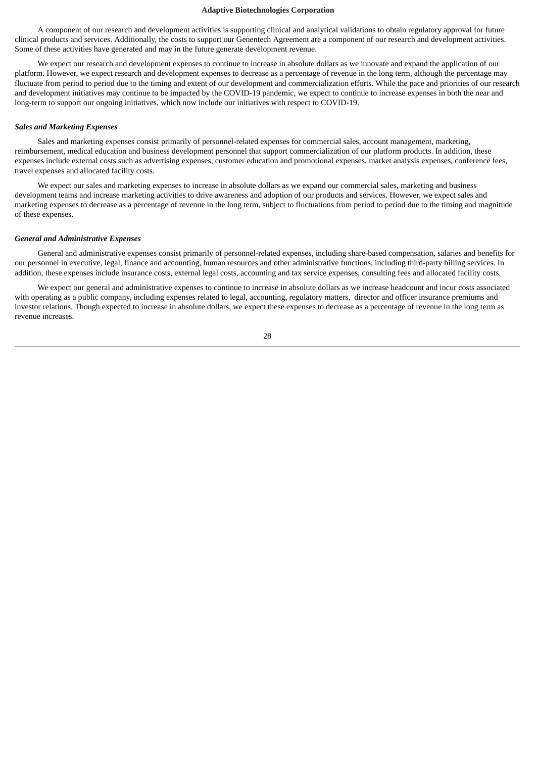A component of our research and development activities is supporting clinical and analytical validations to obtain regulatory approval for future clinical products and services. Additionally, the costs to support our Genentech Agreement are a component of our research and development activities. Some of these activities have generated and may in the future generate development revenue.

We expect our research and development expenses to continue to increase in absolute dollars as we innovate and expand the application of our platform. However, we expect research and development expenses to decrease as a percentage of revenue in the long term, although the percentage may fluctuate from period to period due to the timing and extent of our development and commercialization efforts. While the pace and priorities of our research and development initiatives may continue to be impacted by the COVID-19 pandemic, we expect to continue to increase expenses in both the near and long-term to support our ongoing initiatives, which now include our initiatives with respect to COVID-19.

***Sales and Marketing Expenses***

Sales and marketing expenses consist primarily of personnel-related expenses for commercial sales, account management, marketing, reimbursement, medical education and business development personnel that support commercialization of our platform products. In addition, these expenses include external costs such as advertising expenses, customer education and promotional expenses, market analysis expenses, conference fees, travel expenses and allocated facility costs.

We expect our sales and marketing expenses to increase in absolute dollars as we expand our commercial sales, marketing and business development teams and increase marketing activities to drive awareness and adoption of our products and services. However, we expect sales and marketing expenses to decrease as a percentage of revenue in the long term, subject to fluctuations from period to period due to the timing and magnitude of these expenses.

***General and Administrative Expenses***

General and administrative expenses consist primarily of personnel-related expenses, including share-based compensation, salaries and benefits for our personnel in executive, legal, finance and accounting, human resources and other administrative functions, including third-party billing services. In addition, these expenses include insurance costs, external legal costs, accounting and tax service expenses, consulting fees and allocated facility costs.

We expect our general and administrative expenses to continue to increase in absolute dollars as we increase headcount and incur costs associated with operating as a public company, including expenses related to legal, accounting, regulatory matters, director and officer insurance premiums and investor relations. Though expected to increase in absolute dollars, we expect these expenses to decrease as a percentage of revenue in the long term as revenue increases.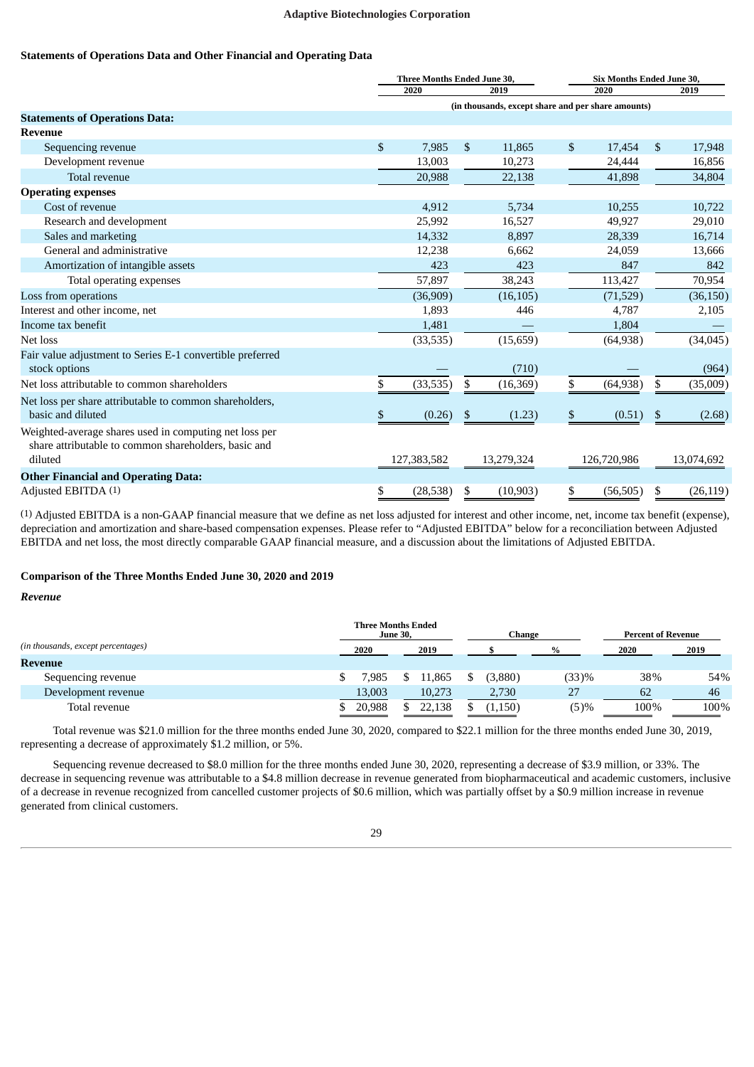## Statements of Operations Data and Other Financial and Operating Data

| | Three Months Ended June 30, | | Six Months Ended June 30, | |
|---|---|---|---|---|
| | 2020 | 2019 | 2020 | 2019 |
| | (in thousands, except share and per share amounts) | | | |
| **Statements of Operations Data:** | | | | |
| **Revenue** | | | | |
| Sequencing revenue | $ 7,985 | $ 11,865 | $ 17,454 | $ 17,948 |
| Development revenue | 13,003 | 10,273 | 24,444 | 16,856 |
| Total revenue | 20,988 | 22,138 | 41,898 | 34,804 |
| **Operating expenses** | | | | |
| Cost of revenue | 4,912 | 5,734 | 10,255 | 10,722 |
| Research and development | 25,992 | 16,527 | 49,927 | 29,010 |
| Sales and marketing | 14,332 | 8,897 | 28,339 | 16,714 |
| General and administrative | 12,238 | 6,662 | 24,059 | 13,666 |
| Amortization of intangible assets | 423 | 423 | 847 | 842 |
| Total operating expenses | 57,897 | 38,243 | 113,427 | 70,954 |
| Loss from operations | (36,909) | (16,105) | (71,529) | (36,150) |
| Interest and other income, net | 1,893 | 446 | 4,787 | 2,105 |
| Income tax benefit | 1,481 | — | 1,804 | — |
| Net loss | (33,535) | (15,659) | (64,938) | (34,045) |
| Fair value adjustment to Series E-1 convertible preferred stock options | — | (710) | — | (964) |
| Net loss attributable to common shareholders | $ (33,535) | $ (16,369) | $ (64,938) | $ (35,009) |
| Net loss per share attributable to common shareholders, basic and diluted | $ (0.26) | $ (1.23) | $ (0.51) | $ (2.68) |
| Weighted-average shares used in computing net loss per share attributable to common shareholders, basic and diluted | 127,383,582 | 13,279,324 | 126,720,986 | 13,074,692 |
| **Other Financial and Operating Data:** | | | | |
| Adjusted EBITDA (1) | $ (28,538) | $ (10,903) | $ (56,505) | $ (26,119) |

(1) Adjusted EBITDA is a non-GAAP financial measure that we define as net loss adjusted for interest and other income, net, income tax benefit (expense), depreciation and amortization and share-based compensation expenses. Please refer to "Adjusted EBITDA" below for a reconciliation between Adjusted EBITDA and net loss, the most directly comparable GAAP financial measure, and a discussion about the limitations of Adjusted EBITDA.

## Comparison of the Three Months Ended June 30, 2020 and 2019

### *Revenue*

| *(in thousands, except percentages)* | Three Months Ended June 30, 2020 | Three Months Ended June 30, 2019 | Change $ | Change % | Percent of Revenue 2020 | Percent of Revenue 2019 |
|---|---|---|---|---|---|---|
| **Revenue** | | | | | | |
| Sequencing revenue | $ 7,985 | $ 11,865 | $ (3,880) | (33)% | 38% | 54% |
| Development revenue | 13,003 | 10,273 | 2,730 | 27 | 62 | 46 |
| Total revenue | $ 20,988 | $ 22,138 | $ (1,150) | (5)% | 100% | 100% |

Total revenue was $21.0 million for the three months ended June 30, 2020, compared to $22.1 million for the three months ended June 30, 2019, representing a decrease of approximately $1.2 million, or 5%.

Sequencing revenue decreased to $8.0 million for the three months ended June 30, 2020, representing a decrease of $3.9 million, or 33%. The decrease in sequencing revenue was attributable to a $4.8 million decrease in revenue generated from biopharmaceutical and academic customers, inclusive of a decrease in revenue recognized from cancelled customer projects of $0.6 million, which was partially offset by a $0.9 million increase in revenue generated from clinical customers.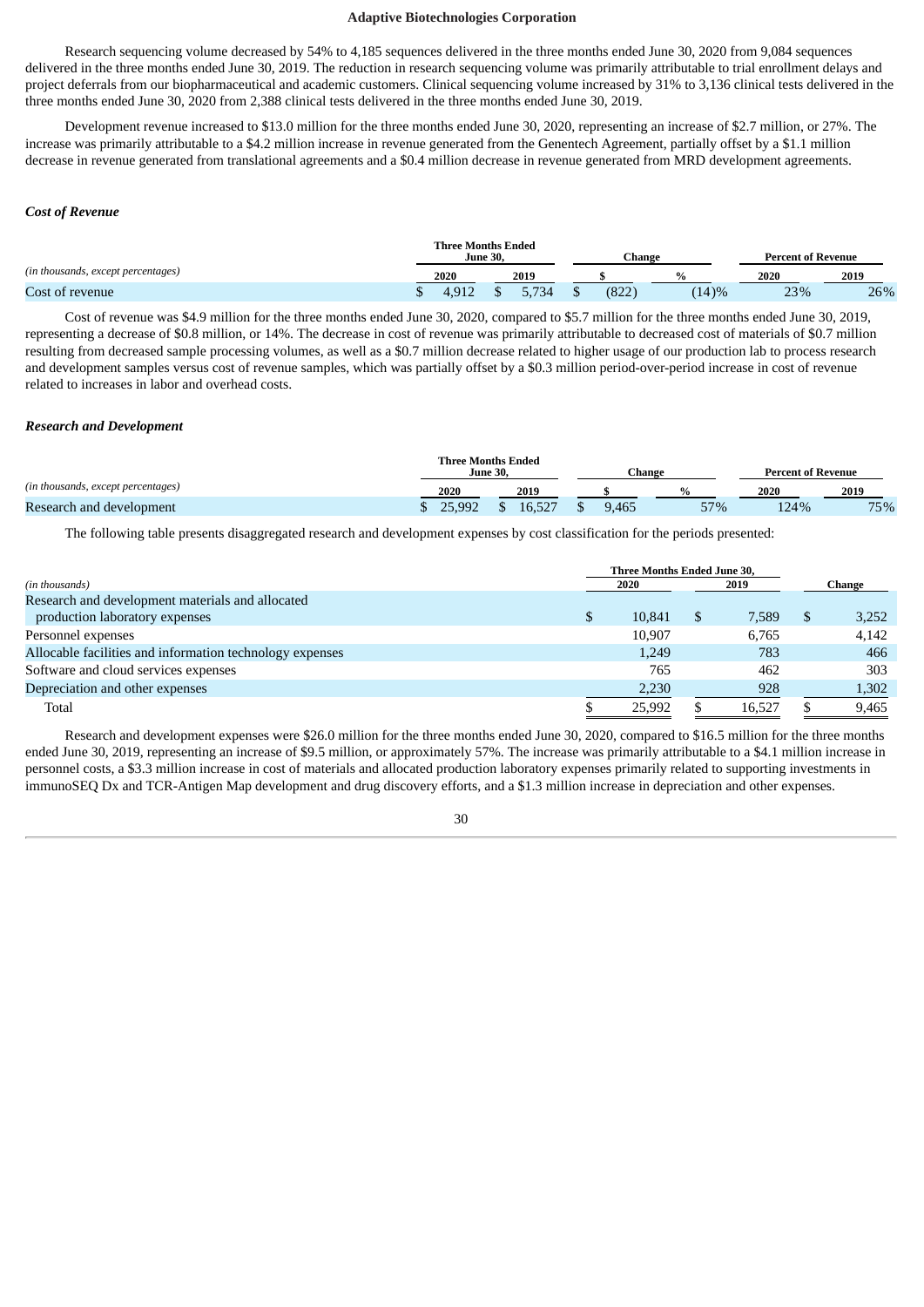Research sequencing volume decreased by 54% to 4,185 sequences delivered in the three months ended June 30, 2020 from 9,084 sequences delivered in the three months ended June 30, 2019. The reduction in research sequencing volume was primarily attributable to trial enrollment delays and project deferrals from our biopharmaceutical and academic customers. Clinical sequencing volume increased by 31% to 3,136 clinical tests delivered in the three months ended June 30, 2020 from 2,388 clinical tests delivered in the three months ended June 30, 2019.

Development revenue increased to $13.0 million for the three months ended June 30, 2020, representing an increase of $2.7 million, or 27%. The increase was primarily attributable to a $4.2 million increase in revenue generated from the Genentech Agreement, partially offset by a $1.1 million decrease in revenue generated from translational agreements and a $0.4 million decrease in revenue generated from MRD development agreements.

### *Cost of Revenue*

| | Three Months Ended June 30, | | Change | | Percent of Revenue | |
|---|---|---|---|---|---|---|
| *(in thousands, except percentages)* | 2020 | 2019 | $ | % | 2020 | 2019 |
| Cost of revenue | $ 4,912 | $ 5,734 | $ (822) | (14)% | 23% | 26% |

Cost of revenue was $4.9 million for the three months ended June 30, 2020, compared to $5.7 million for the three months ended June 30, 2019, representing a decrease of $0.8 million, or 14%. The decrease in cost of revenue was primarily attributable to decreased cost of materials of $0.7 million resulting from decreased sample processing volumes, as well as a $0.7 million decrease related to higher usage of our production lab to process research and development samples versus cost of revenue samples, which was partially offset by a $0.3 million period-over-period increase in cost of revenue related to increases in labor and overhead costs.

### *Research and Development*

| | Three Months Ended June 30, | | Change | | Percent of Revenue | |
|---|---|---|---|---|---|---|
| *(in thousands, except percentages)* | 2020 | 2019 | $ | % | 2020 | 2019 |
| Research and development | $ 25,992 | $ 16,527 | $ 9,465 | 57% | 124% | 75% |

The following table presents disaggregated research and development expenses by cost classification for the periods presented:

| | Three Months Ended June 30, | | |
|---|---|---|---|
| *(in thousands)* | 2020 | 2019 | Change |
| Research and development materials and allocated production laboratory expenses | $ 10,841 | $ 7,589 | $ 3,252 |
| Personnel expenses | 10,907 | 6,765 | 4,142 |
| Allocable facilities and information technology expenses | 1,249 | 783 | 466 |
| Software and cloud services expenses | 765 | 462 | 303 |
| Depreciation and other expenses | 2,230 | 928 | 1,302 |
| Total | $ 25,992 | $ 16,527 | $ 9,465 |

Research and development expenses were $26.0 million for the three months ended June 30, 2020, compared to $16.5 million for the three months ended June 30, 2019, representing an increase of $9.5 million, or approximately 57%. The increase was primarily attributable to a $4.1 million increase in personnel costs, a $3.3 million increase in cost of materials and allocated production laboratory expenses primarily related to supporting investments in immunoSEQ Dx and TCR-Antigen Map development and drug discovery efforts, and a $1.3 million increase in depreciation and other expenses.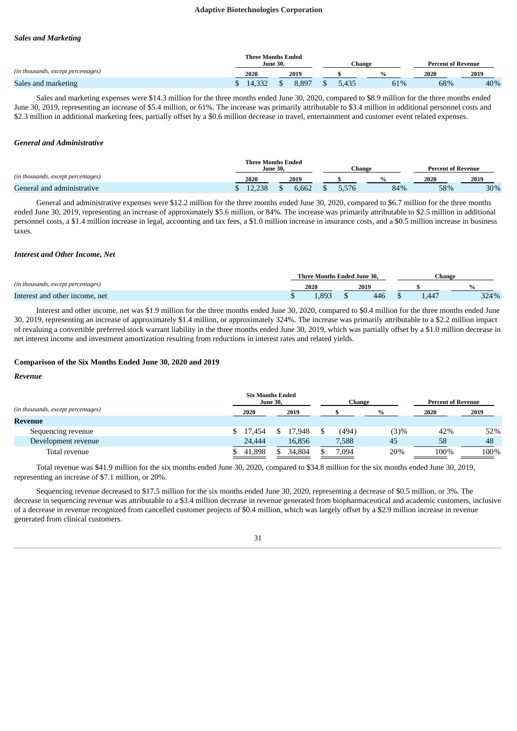### *Sales and Marketing*

| *(in thousands, except percentages)* | Three Months Ended June 30, | | Change | | Percent of Revenue | |
|---|---|---|---|---|---|---|
| | 2020 | 2019 | $ | % | 2020 | 2019 |
| Sales and marketing | $ 14,332 | $ 8,897 | $ 5,435 | 61% | 68% | 40% |

Sales and marketing expenses were $14.3 million for the three months ended June 30, 2020, compared to $8.9 million for the three months ended June 30, 2019, representing an increase of $5.4 million, or 61%. The increase was primarily attributable to $3.4 million in additional personnel costs and $2.3 million in additional marketing fees, partially offset by a $0.6 million decrease in travel, entertainment and customer event related expenses.

### *General and Administrative*

| *(in thousands, except percentages)* | Three Months Ended June 30, | | Change | | Percent of Revenue | |
|---|---|---|---|---|---|---|
| | 2020 | 2019 | $ | % | 2020 | 2019 |
| General and administrative | $ 12,238 | $ 6,662 | $ 5,576 | 84% | 58% | 30% |

General and administrative expenses were $12.2 million for the three months ended June 30, 2020, compared to $6.7 million for the three months ended June 30, 2019, representing an increase of approximately $5.6 million, or 84%. The increase was primarily attributable to $2.5 million in additional personnel costs, a $1.4 million increase in legal, accounting and tax fees, a $1.0 million increase in insurance costs, and a $0.5 million increase in business taxes.

### *Interest and Other Income, Net*

| *(in thousands, except percentages)* | Three Months Ended June 30, | | Change | |
|---|---|---|---|---|
| | 2020 | 2019 | $ | % |
| Interest and other income, net | $ 1,893 | $ 446 | $ 1,447 | 324% |

Interest and other income, net was $1.9 million for the three months ended June 30, 2020, compared to $0.4 million for the three months ended June 30, 2019, representing an increase of approximately $1.4 million, or approximately 324%. The increase was primarily attributable to a $2.2 million impact of revaluing a convertible preferred stock warrant liability in the three months ended June 30, 2019, which was partially offset by a $1.0 million decrease in net interest income and investment amortization resulting from reductions in interest rates and related yields.

## Comparison of the Six Months Ended June 30, 2020 and 2019

### *Revenue*

| *(in thousands, except percentages)* | Six Months Ended June 30, | | Change | | Percent of Revenue | |
|---|---|---|---|---|---|---|
| | 2020 | 2019 | $ | % | 2020 | 2019 |
| **Revenue** | | | | | | |
| Sequencing revenue | $ 17,454 | $ 17,948 | $ (494) | (3)% | 42% | 52% |
| Development revenue | 24,444 | 16,856 | 7,588 | 45 | 58 | 48 |
| Total revenue | $ 41,898 | $ 34,804 | $ 7,094 | 20% | 100% | 100% |

Total revenue was $41.9 million for the six months ended June 30, 2020, compared to $34.8 million for the six months ended June 30, 2019, representing an increase of $7.1 million, or 20%.

Sequencing revenue decreased to $17.5 million for the six months ended June 30, 2020, representing a decrease of $0.5 million, or 3%. The decrease in sequencing revenue was attributable to a $3.4 million decrease in revenue generated from biopharmaceutical and academic customers, inclusive of a decrease in revenue recognized from cancelled customer projects of $0.4 million, which was largely offset by a $2.9 million increase in revenue generated from clinical customers.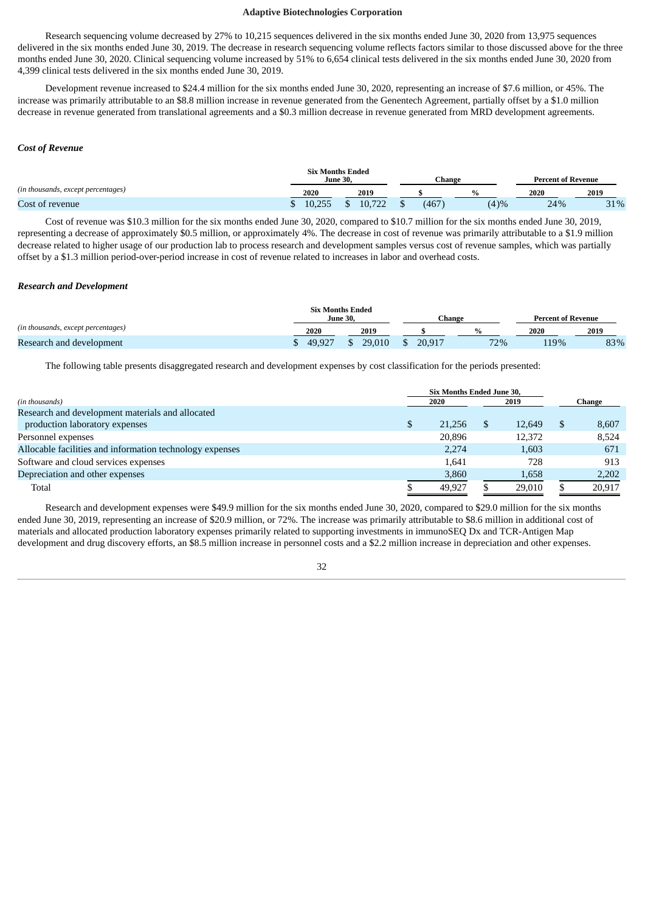Research sequencing volume decreased by 27% to 10,215 sequences delivered in the six months ended June 30, 2020 from 13,975 sequences delivered in the six months ended June 30, 2019. The decrease in research sequencing volume reflects factors similar to those discussed above for the three months ended June 30, 2020. Clinical sequencing volume increased by 51% to 6,654 clinical tests delivered in the six months ended June 30, 2020 from 4,399 clinical tests delivered in the six months ended June 30, 2019.

Development revenue increased to $24.4 million for the six months ended June 30, 2020, representing an increase of $7.6 million, or 45%. The increase was primarily attributable to an $8.8 million increase in revenue generated from the Genentech Agreement, partially offset by a $1.0 million decrease in revenue generated from translational agreements and a $0.3 million decrease in revenue generated from MRD development agreements.

### *Cost of Revenue*

| | Six Months Ended June 30, | | Change | | Percent of Revenue | |
|---|---|---|---|---|---|---|
| *(in thousands, except percentages)* | 2020 | 2019 | $ | % | 2020 | 2019 |
| Cost of revenue | $ 10,255 | $ 10,722 | $ (467) | (4)% | 24% | 31% |

Cost of revenue was $10.3 million for the six months ended June 30, 2020, compared to $10.7 million for the six months ended June 30, 2019, representing a decrease of approximately $0.5 million, or approximately 4%. The decrease in cost of revenue was primarily attributable to a $1.9 million decrease related to higher usage of our production lab to process research and development samples versus cost of revenue samples, which was partially offset by a $1.3 million period-over-period increase in cost of revenue related to increases in labor and overhead costs.

### *Research and Development*

| | Six Months Ended June 30, | | Change | | Percent of Revenue | |
|---|---|---|---|---|---|---|
| *(in thousands, except percentages)* | 2020 | 2019 | $ | % | 2020 | 2019 |
| Research and development | $ 49,927 | $ 29,010 | $ 20,917 | 72% | 119% | 83% |

The following table presents disaggregated research and development expenses by cost classification for the periods presented:

| | Six Months Ended June 30, | | |
|---|---|---|---|
| *(in thousands)* | 2020 | 2019 | Change |
| Research and development materials and allocated production laboratory expenses | $ 21,256 | $ 12,649 | $ 8,607 |
| Personnel expenses | 20,896 | 12,372 | 8,524 |
| Allocable facilities and information technology expenses | 2,274 | 1,603 | 671 |
| Software and cloud services expenses | 1,641 | 728 | 913 |
| Depreciation and other expenses | 3,860 | 1,658 | 2,202 |
| Total | $ 49,927 | $ 29,010 | $ 20,917 |

Research and development expenses were $49.9 million for the six months ended June 30, 2020, compared to $29.0 million for the six months ended June 30, 2019, representing an increase of $20.9 million, or 72%. The increase was primarily attributable to $8.6 million in additional cost of materials and allocated production laboratory expenses primarily related to supporting investments in immunoSEQ Dx and TCR-Antigen Map development and drug discovery efforts, an $8.5 million increase in personnel costs and a $2.2 million increase in depreciation and other expenses.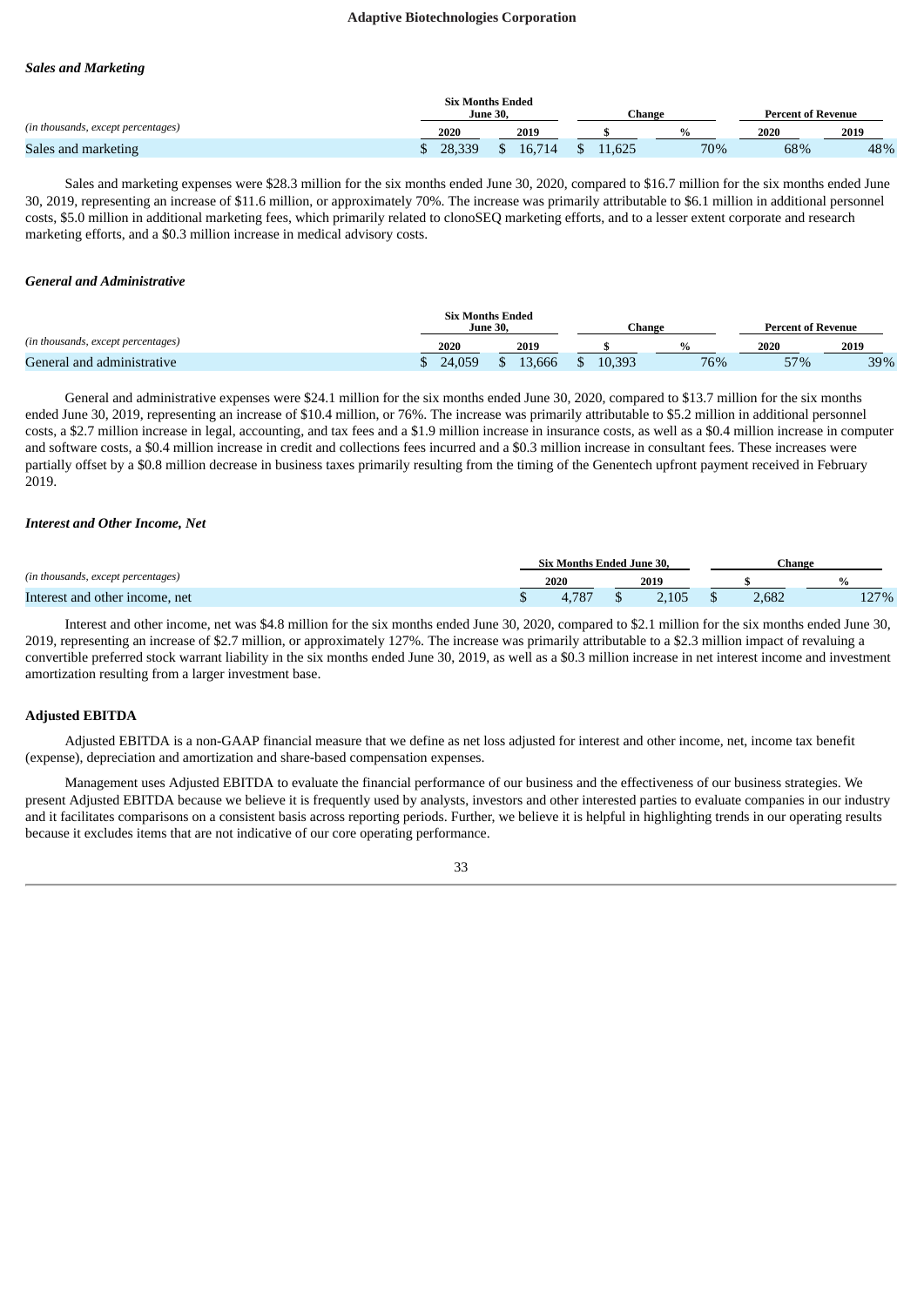### *Sales and Marketing*

| *(in thousands, except percentages)* | Six Months Ended June 30, | | Change | | Percent of Revenue | |
|---|---|---|---|---|---|---|
| | 2020 | 2019 | $ | % | 2020 | 2019 |
| Sales and marketing | $ 28,339 | $ 16,714 | $ 11,625 | 70% | 68% | 48% |

Sales and marketing expenses were $28.3 million for the six months ended June 30, 2020, compared to $16.7 million for the six months ended June 30, 2019, representing an increase of $11.6 million, or approximately 70%. The increase was primarily attributable to $6.1 million in additional personnel costs, $5.0 million in additional marketing fees, which primarily related to clonoSEQ marketing efforts, and to a lesser extent corporate and research marketing efforts, and a $0.3 million increase in medical advisory costs.

### *General and Administrative*

| *(in thousands, except percentages)* | Six Months Ended June 30, | | Change | | Percent of Revenue | |
|---|---|---|---|---|---|---|
| | 2020 | 2019 | $ | % | 2020 | 2019 |
| General and administrative | $ 24,059 | $ 13,666 | $ 10,393 | 76% | 57% | 39% |

General and administrative expenses were $24.1 million for the six months ended June 30, 2020, compared to $13.7 million for the six months ended June 30, 2019, representing an increase of $10.4 million, or 76%. The increase was primarily attributable to $5.2 million in additional personnel costs, a $2.7 million increase in legal, accounting, and tax fees and a $1.9 million increase in insurance costs, as well as a $0.4 million increase in computer and software costs, a $0.4 million increase in credit and collections fees incurred and a $0.3 million increase in consultant fees. These increases were partially offset by a $0.8 million decrease in business taxes primarily resulting from the timing of the Genentech upfront payment received in February 2019.

### *Interest and Other Income, Net*

| *(in thousands, except percentages)* | Six Months Ended June 30, | | Change | |
|---|---|---|---|---|
| | 2020 | 2019 | $ | % |
| Interest and other income, net | $ 4,787 | $ 2,105 | $ 2,682 | 127% |

Interest and other income, net was $4.8 million for the six months ended June 30, 2020, compared to $2.1 million for the six months ended June 30, 2019, representing an increase of $2.7 million, or approximately 127%. The increase was primarily attributable to a $2.3 million impact of revaluing a convertible preferred stock warrant liability in the six months ended June 30, 2019, as well as a $0.3 million increase in net interest income and investment amortization resulting from a larger investment base.

### Adjusted EBITDA

Adjusted EBITDA is a non-GAAP financial measure that we define as net loss adjusted for interest and other income, net, income tax benefit (expense), depreciation and amortization and share-based compensation expenses.

Management uses Adjusted EBITDA to evaluate the financial performance of our business and the effectiveness of our business strategies. We present Adjusted EBITDA because we believe it is frequently used by analysts, investors and other interested parties to evaluate companies in our industry and it facilitates comparisons on a consistent basis across reporting periods. Further, we believe it is helpful in highlighting trends in our operating results because it excludes items that are not indicative of our core operating performance.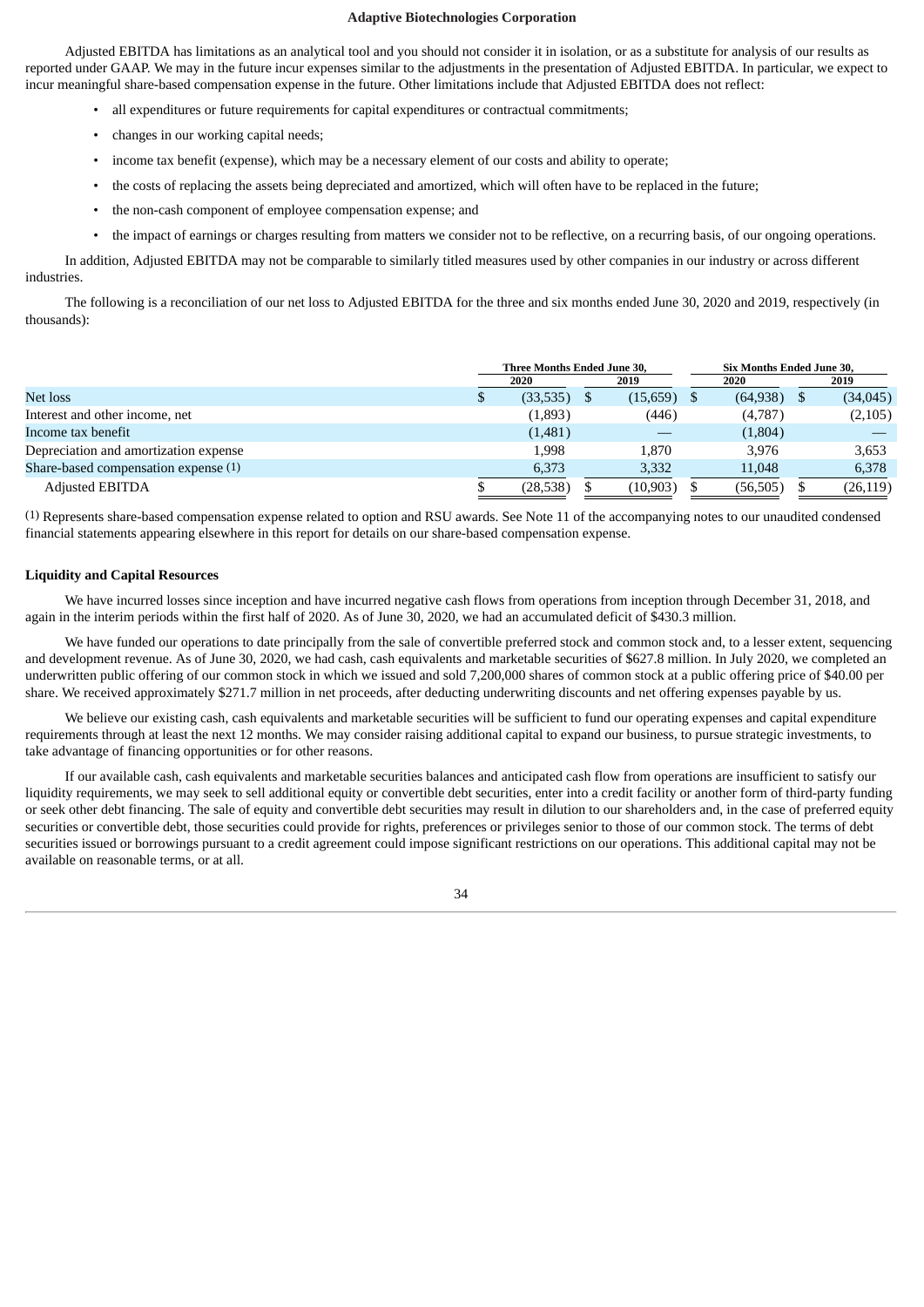Adjusted EBITDA has limitations as an analytical tool and you should not consider it in isolation, or as a substitute for analysis of our results as reported under GAAP. We may in the future incur expenses similar to the adjustments in the presentation of Adjusted EBITDA. In particular, we expect to incur meaningful share-based compensation expense in the future. Other limitations include that Adjusted EBITDA does not reflect:

- all expenditures or future requirements for capital expenditures or contractual commitments;
- changes in our working capital needs;
- income tax benefit (expense), which may be a necessary element of our costs and ability to operate;
- the costs of replacing the assets being depreciated and amortized, which will often have to be replaced in the future;
- the non-cash component of employee compensation expense; and
- the impact of earnings or charges resulting from matters we consider not to be reflective, on a recurring basis, of our ongoing operations.

In addition, Adjusted EBITDA may not be comparable to similarly titled measures used by other companies in our industry or across different industries.

The following is a reconciliation of our net loss to Adjusted EBITDA for the three and six months ended June 30, 2020 and 2019, respectively (in thousands):

| | Three Months Ended June 30, | | Six Months Ended June 30, | |
|---|---|---|---|---|
| | 2020 | 2019 | 2020 | 2019 |
| Net loss | $ (33,535) | $ (15,659) | $ (64,938) | $ (34,045) |
| Interest and other income, net | (1,893) | (446) | (4,787) | (2,105) |
| Income tax benefit | (1,481) | — | (1,804) | — |
| Depreciation and amortization expense | 1,998 | 1,870 | 3,976 | 3,653 |
| Share-based compensation expense (1) | 6,373 | 3,332 | 11,048 | 6,378 |
| Adjusted EBITDA | $ (28,538) | $ (10,903) | $ (56,505) | $ (26,119) |

(1) Represents share-based compensation expense related to option and RSU awards. See Note 11 of the accompanying notes to our unaudited condensed financial statements appearing elsewhere in this report for details on our share-based compensation expense.

**Liquidity and Capital Resources**

We have incurred losses since inception and have incurred negative cash flows from operations from inception through December 31, 2018, and again in the interim periods within the first half of 2020. As of June 30, 2020, we had an accumulated deficit of $430.3 million.

We have funded our operations to date principally from the sale of convertible preferred stock and common stock and, to a lesser extent, sequencing and development revenue. As of June 30, 2020, we had cash, cash equivalents and marketable securities of $627.8 million. In July 2020, we completed an underwritten public offering of our common stock in which we issued and sold 7,200,000 shares of common stock at a public offering price of $40.00 per share. We received approximately $271.7 million in net proceeds, after deducting underwriting discounts and net offering expenses payable by us.

We believe our existing cash, cash equivalents and marketable securities will be sufficient to fund our operating expenses and capital expenditure requirements through at least the next 12 months. We may consider raising additional capital to expand our business, to pursue strategic investments, to take advantage of financing opportunities or for other reasons.

If our available cash, cash equivalents and marketable securities balances and anticipated cash flow from operations are insufficient to satisfy our liquidity requirements, we may seek to sell additional equity or convertible debt securities, enter into a credit facility or another form of third-party funding or seek other debt financing. The sale of equity and convertible debt securities may result in dilution to our shareholders and, in the case of preferred equity securities or convertible debt, those securities could provide for rights, preferences or privileges senior to those of our common stock. The terms of debt securities issued or borrowings pursuant to a credit agreement could impose significant restrictions on our operations. This additional capital may not be available on reasonable terms, or at all.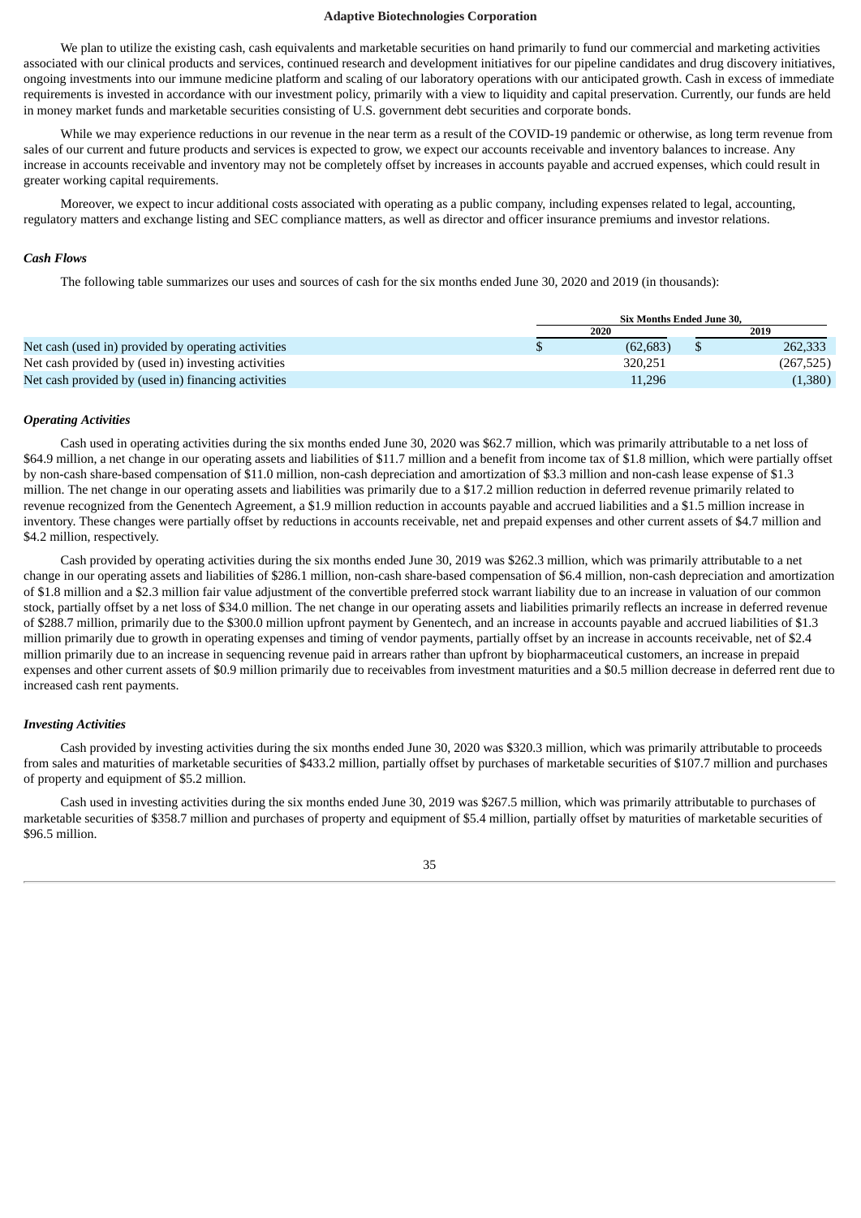We plan to utilize the existing cash, cash equivalents and marketable securities on hand primarily to fund our commercial and marketing activities associated with our clinical products and services, continued research and development initiatives for our pipeline candidates and drug discovery initiatives, ongoing investments into our immune medicine platform and scaling of our laboratory operations with our anticipated growth. Cash in excess of immediate requirements is invested in accordance with our investment policy, primarily with a view to liquidity and capital preservation. Currently, our funds are held in money market funds and marketable securities consisting of U.S. government debt securities and corporate bonds.

While we may experience reductions in our revenue in the near term as a result of the COVID-19 pandemic or otherwise, as long term revenue from sales of our current and future products and services is expected to grow, we expect our accounts receivable and inventory balances to increase. Any increase in accounts receivable and inventory may not be completely offset by increases in accounts payable and accrued expenses, which could result in greater working capital requirements.

Moreover, we expect to incur additional costs associated with operating as a public company, including expenses related to legal, accounting, regulatory matters and exchange listing and SEC compliance matters, as well as director and officer insurance premiums and investor relations.

### *Cash Flows*

The following table summarizes our uses and sources of cash for the six months ended June 30, 2020 and 2019 (in thousands):

| | Six Months Ended June 30, | |
|---|---|---|
| | 2020 | 2019 |
| Net cash (used in) provided by operating activities | $ (62,683) | $ 262,333 |
| Net cash provided by (used in) investing activities | 320,251 | (267,525) |
| Net cash provided by (used in) financing activities | 11,296 | (1,380) |

### *Operating Activities*

Cash used in operating activities during the six months ended June 30, 2020 was $62.7 million, which was primarily attributable to a net loss of $64.9 million, a net change in our operating assets and liabilities of $11.7 million and a benefit from income tax of $1.8 million, which were partially offset by non-cash share-based compensation of $11.0 million, non-cash depreciation and amortization of $3.3 million and non-cash lease expense of $1.3 million. The net change in our operating assets and liabilities was primarily due to a $17.2 million reduction in deferred revenue primarily related to revenue recognized from the Genentech Agreement, a $1.9 million reduction in accounts payable and accrued liabilities and a $1.5 million increase in inventory. These changes were partially offset by reductions in accounts receivable, net and prepaid expenses and other current assets of $4.7 million and $4.2 million, respectively.

Cash provided by operating activities during the six months ended June 30, 2019 was $262.3 million, which was primarily attributable to a net change in our operating assets and liabilities of $286.1 million, non-cash share-based compensation of $6.4 million, non-cash depreciation and amortization of $1.8 million and a $2.3 million fair value adjustment of the convertible preferred stock warrant liability due to an increase in valuation of our common stock, partially offset by a net loss of $34.0 million. The net change in our operating assets and liabilities primarily reflects an increase in deferred revenue of $288.7 million, primarily due to the $300.0 million upfront payment by Genentech, and an increase in accounts payable and accrued liabilities of $1.3 million primarily due to growth in operating expenses and timing of vendor payments, partially offset by an increase in accounts receivable, net of $2.4 million primarily due to an increase in sequencing revenue paid in arrears rather than upfront by biopharmaceutical customers, an increase in prepaid expenses and other current assets of $0.9 million primarily due to receivables from investment maturities and a $0.5 million decrease in deferred rent due to increased cash rent payments.

### *Investing Activities*

Cash provided by investing activities during the six months ended June 30, 2020 was $320.3 million, which was primarily attributable to proceeds from sales and maturities of marketable securities of $433.2 million, partially offset by purchases of marketable securities of $107.7 million and purchases of property and equipment of $5.2 million.

Cash used in investing activities during the six months ended June 30, 2019 was $267.5 million, which was primarily attributable to purchases of marketable securities of $358.7 million and purchases of property and equipment of $5.4 million, partially offset by maturities of marketable securities of $96.5 million.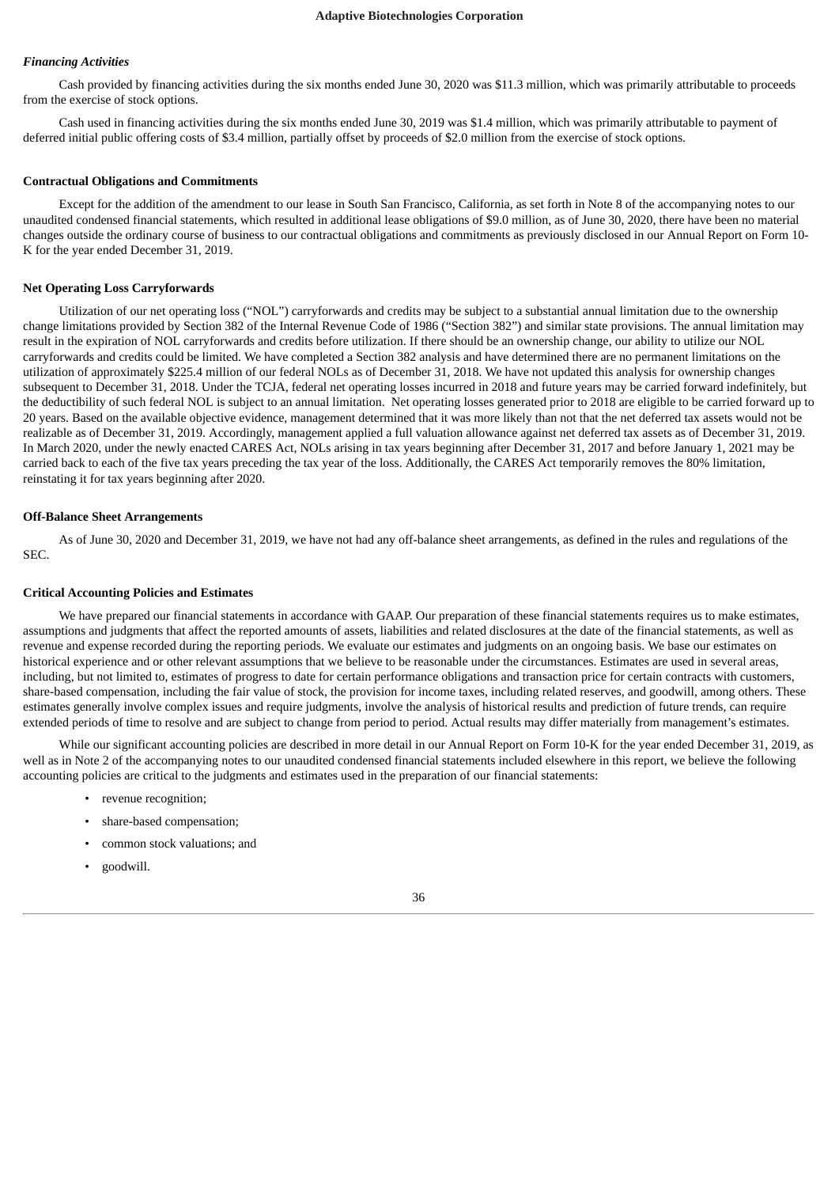*Financing Activities*

Cash provided by financing activities during the six months ended June 30, 2020 was $11.3 million, which was primarily attributable to proceeds from the exercise of stock options.

Cash used in financing activities during the six months ended June 30, 2019 was $1.4 million, which was primarily attributable to payment of deferred initial public offering costs of $3.4 million, partially offset by proceeds of $2.0 million from the exercise of stock options.

**Contractual Obligations and Commitments**

Except for the addition of the amendment to our lease in South San Francisco, California, as set forth in Note 8 of the accompanying notes to our unaudited condensed financial statements, which resulted in additional lease obligations of $9.0 million, as of June 30, 2020, there have been no material changes outside the ordinary course of business to our contractual obligations and commitments as previously disclosed in our Annual Report on Form 10-K for the year ended December 31, 2019.

**Net Operating Loss Carryforwards**

Utilization of our net operating loss ("NOL") carryforwards and credits may be subject to a substantial annual limitation due to the ownership change limitations provided by Section 382 of the Internal Revenue Code of 1986 ("Section 382") and similar state provisions. The annual limitation may result in the expiration of NOL carryforwards and credits before utilization. If there should be an ownership change, our ability to utilize our NOL carryforwards and credits could be limited. We have completed a Section 382 analysis and have determined there are no permanent limitations on the utilization of approximately $225.4 million of our federal NOLs as of December 31, 2018. We have not updated this analysis for ownership changes subsequent to December 31, 2018. Under the TCJA, federal net operating losses incurred in 2018 and future years may be carried forward indefinitely, but the deductibility of such federal NOL is subject to an annual limitation. Net operating losses generated prior to 2018 are eligible to be carried forward up to 20 years. Based on the available objective evidence, management determined that it was more likely than not that the net deferred tax assets would not be realizable as of December 31, 2019. Accordingly, management applied a full valuation allowance against net deferred tax assets as of December 31, 2019. In March 2020, under the newly enacted CARES Act, NOLs arising in tax years beginning after December 31, 2017 and before January 1, 2021 may be carried back to each of the five tax years preceding the tax year of the loss. Additionally, the CARES Act temporarily removes the 80% limitation, reinstating it for tax years beginning after 2020.

**Off-Balance Sheet Arrangements**

As of June 30, 2020 and December 31, 2019, we have not had any off-balance sheet arrangements, as defined in the rules and regulations of the SEC.

**Critical Accounting Policies and Estimates**

We have prepared our financial statements in accordance with GAAP. Our preparation of these financial statements requires us to make estimates, assumptions and judgments that affect the reported amounts of assets, liabilities and related disclosures at the date of the financial statements, as well as revenue and expense recorded during the reporting periods. We evaluate our estimates and judgments on an ongoing basis. We base our estimates on historical experience and or other relevant assumptions that we believe to be reasonable under the circumstances. Estimates are used in several areas, including, but not limited to, estimates of progress to date for certain performance obligations and transaction price for certain contracts with customers, share-based compensation, including the fair value of stock, the provision for income taxes, including related reserves, and goodwill, among others. These estimates generally involve complex issues and require judgments, involve the analysis of historical results and prediction of future trends, can require extended periods of time to resolve and are subject to change from period to period. Actual results may differ materially from management's estimates.

While our significant accounting policies are described in more detail in our Annual Report on Form 10-K for the year ended December 31, 2019, as well as in Note 2 of the accompanying notes to our unaudited condensed financial statements included elsewhere in this report, we believe the following accounting policies are critical to the judgments and estimates used in the preparation of our financial statements:

- revenue recognition;
- share-based compensation;
- common stock valuations; and
- goodwill.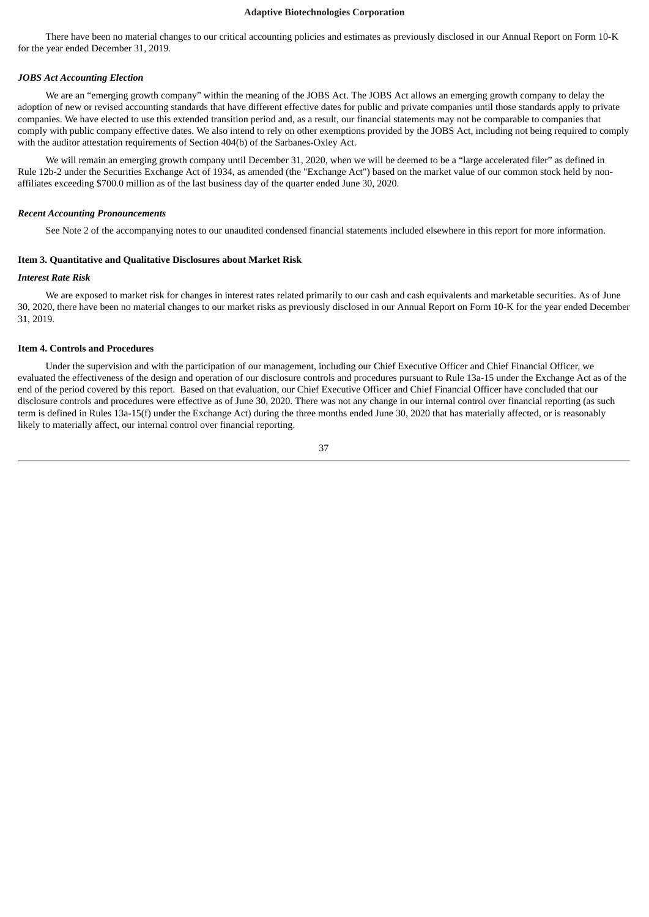There have been no material changes to our critical accounting policies and estimates as previously disclosed in our Annual Report on Form 10-K for the year ended December 31, 2019.

***JOBS Act Accounting Election***

We are an "emerging growth company" within the meaning of the JOBS Act. The JOBS Act allows an emerging growth company to delay the adoption of new or revised accounting standards that have different effective dates for public and private companies until those standards apply to private companies. We have elected to use this extended transition period and, as a result, our financial statements may not be comparable to companies that comply with public company effective dates. We also intend to rely on other exemptions provided by the JOBS Act, including not being required to comply with the auditor attestation requirements of Section 404(b) of the Sarbanes-Oxley Act.

We will remain an emerging growth company until December 31, 2020, when we will be deemed to be a "large accelerated filer" as defined in Rule 12b-2 under the Securities Exchange Act of 1934, as amended (the "Exchange Act") based on the market value of our common stock held by non-affiliates exceeding $700.0 million as of the last business day of the quarter ended June 30, 2020.

***Recent Accounting Pronouncements***

See Note 2 of the accompanying notes to our unaudited condensed financial statements included elsewhere in this report for more information.

## Item 3. Quantitative and Qualitative Disclosures about Market Risk

***Interest Rate Risk***

We are exposed to market risk for changes in interest rates related primarily to our cash and cash equivalents and marketable securities. As of June 30, 2020, there have been no material changes to our market risks as previously disclosed in our Annual Report on Form 10-K for the year ended December 31, 2019.

## Item 4. Controls and Procedures

Under the supervision and with the participation of our management, including our Chief Executive Officer and Chief Financial Officer, we evaluated the effectiveness of the design and operation of our disclosure controls and procedures pursuant to Rule 13a-15 under the Exchange Act as of the end of the period covered by this report. Based on that evaluation, our Chief Executive Officer and Chief Financial Officer have concluded that our disclosure controls and procedures were effective as of June 30, 2020. There was not any change in our internal control over financial reporting (as such term is defined in Rules 13a-15(f) under the Exchange Act) during the three months ended June 30, 2020 that has materially affected, or is reasonably likely to materially affect, our internal control over financial reporting.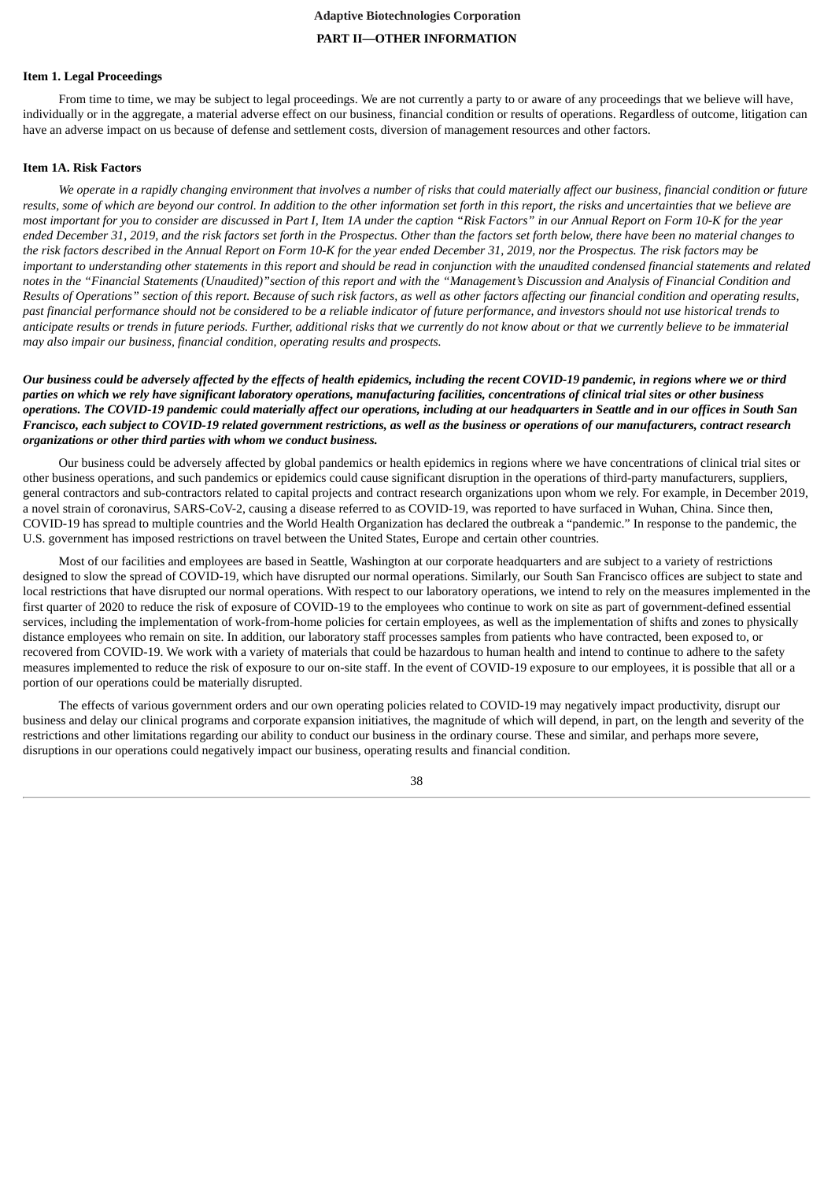## PART II—OTHER INFORMATION

### Item 1. Legal Proceedings

From time to time, we may be subject to legal proceedings. We are not currently a party to or aware of any proceedings that we believe will have, individually or in the aggregate, a material adverse effect on our business, financial condition or results of operations. Regardless of outcome, litigation can have an adverse impact on us because of defense and settlement costs, diversion of management resources and other factors.

### Item 1A. Risk Factors

*We operate in a rapidly changing environment that involves a number of risks that could materially affect our business, financial condition or future results, some of which are beyond our control. In addition to the other information set forth in this report, the risks and uncertainties that we believe are most important for you to consider are discussed in Part I, Item 1A under the caption "Risk Factors" in our Annual Report on Form 10-K for the year ended December 31, 2019, and the risk factors set forth in the Prospectus. Other than the factors set forth below, there have been no material changes to the risk factors described in the Annual Report on Form 10-K for the year ended December 31, 2019, nor the Prospectus. The risk factors may be important to understanding other statements in this report and should be read in conjunction with the unaudited condensed financial statements and related notes in the "Financial Statements (Unaudited)"section of this report and with the "Management's Discussion and Analysis of Financial Condition and Results of Operations" section of this report. Because of such risk factors, as well as other factors affecting our financial condition and operating results, past financial performance should not be considered to be a reliable indicator of future performance, and investors should not use historical trends to anticipate results or trends in future periods. Further, additional risks that we currently do not know about or that we currently believe to be immaterial may also impair our business, financial condition, operating results and prospects.*

***Our business could be adversely affected by the effects of health epidemics, including the recent COVID-19 pandemic, in regions where we or third parties on which we rely have significant laboratory operations, manufacturing facilities, concentrations of clinical trial sites or other business operations. The COVID-19 pandemic could materially affect our operations, including at our headquarters in Seattle and in our offices in South San Francisco, each subject to COVID-19 related government restrictions, as well as the business or operations of our manufacturers, contract research organizations or other third parties with whom we conduct business.***

Our business could be adversely affected by global pandemics or health epidemics in regions where we have concentrations of clinical trial sites or other business operations, and such pandemics or epidemics could cause significant disruption in the operations of third-party manufacturers, suppliers, general contractors and sub-contractors related to capital projects and contract research organizations upon whom we rely. For example, in December 2019, a novel strain of coronavirus, SARS-CoV-2, causing a disease referred to as COVID-19, was reported to have surfaced in Wuhan, China. Since then, COVID-19 has spread to multiple countries and the World Health Organization has declared the outbreak a "pandemic." In response to the pandemic, the U.S. government has imposed restrictions on travel between the United States, Europe and certain other countries.

Most of our facilities and employees are based in Seattle, Washington at our corporate headquarters and are subject to a variety of restrictions designed to slow the spread of COVID-19, which have disrupted our normal operations. Similarly, our South San Francisco offices are subject to state and local restrictions that have disrupted our normal operations. With respect to our laboratory operations, we intend to rely on the measures implemented in the first quarter of 2020 to reduce the risk of exposure of COVID-19 to the employees who continue to work on site as part of government-defined essential services, including the implementation of work-from-home policies for certain employees, as well as the implementation of shifts and zones to physically distance employees who remain on site. In addition, our laboratory staff processes samples from patients who have contracted, been exposed to, or recovered from COVID-19. We work with a variety of materials that could be hazardous to human health and intend to continue to adhere to the safety measures implemented to reduce the risk of exposure to our on-site staff. In the event of COVID-19 exposure to our employees, it is possible that all or a portion of our operations could be materially disrupted.

The effects of various government orders and our own operating policies related to COVID-19 may negatively impact productivity, disrupt our business and delay our clinical programs and corporate expansion initiatives, the magnitude of which will depend, in part, on the length and severity of the restrictions and other limitations regarding our ability to conduct our business in the ordinary course. These and similar, and perhaps more severe, disruptions in our operations could negatively impact our business, operating results and financial condition.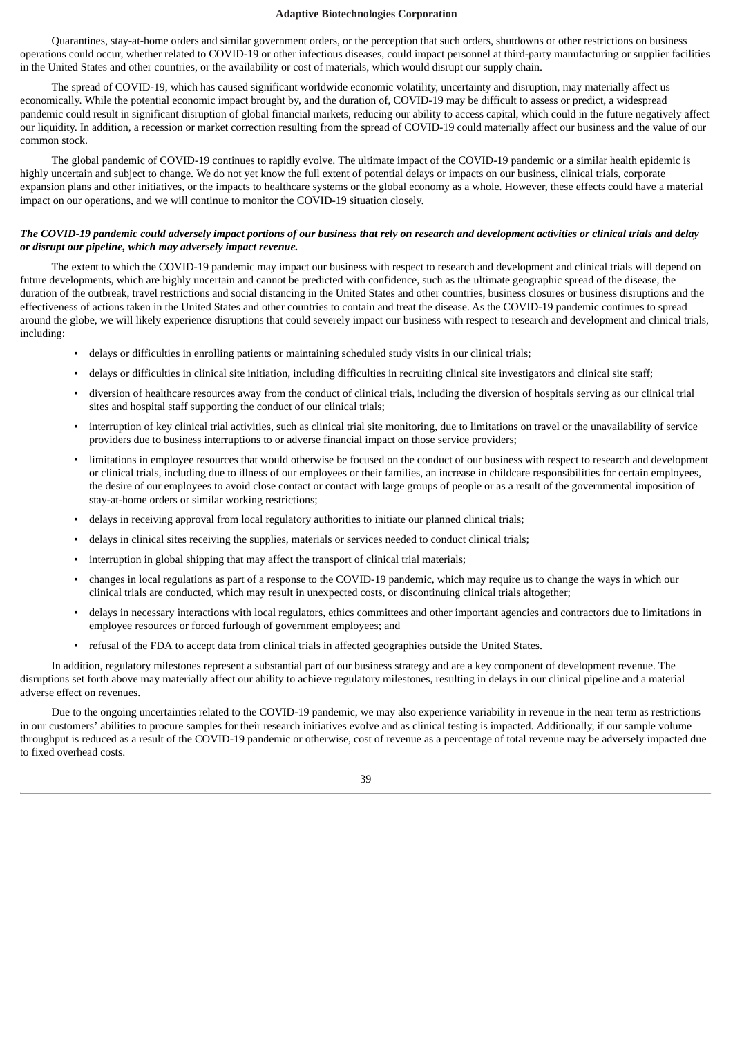Quarantines, stay-at-home orders and similar government orders, or the perception that such orders, shutdowns or other restrictions on business operations could occur, whether related to COVID-19 or other infectious diseases, could impact personnel at third-party manufacturing or supplier facilities in the United States and other countries, or the availability or cost of materials, which would disrupt our supply chain.

The spread of COVID-19, which has caused significant worldwide economic volatility, uncertainty and disruption, may materially affect us economically. While the potential economic impact brought by, and the duration of, COVID-19 may be difficult to assess or predict, a widespread pandemic could result in significant disruption of global financial markets, reducing our ability to access capital, which could in the future negatively affect our liquidity. In addition, a recession or market correction resulting from the spread of COVID-19 could materially affect our business and the value of our common stock.

The global pandemic of COVID-19 continues to rapidly evolve. The ultimate impact of the COVID-19 pandemic or a similar health epidemic is highly uncertain and subject to change. We do not yet know the full extent of potential delays or impacts on our business, clinical trials, corporate expansion plans and other initiatives, or the impacts to healthcare systems or the global economy as a whole. However, these effects could have a material impact on our operations, and we will continue to monitor the COVID-19 situation closely.

***The COVID-19 pandemic could adversely impact portions of our business that rely on research and development activities or clinical trials and delay or disrupt our pipeline, which may adversely impact revenue.***

The extent to which the COVID-19 pandemic may impact our business with respect to research and development and clinical trials will depend on future developments, which are highly uncertain and cannot be predicted with confidence, such as the ultimate geographic spread of the disease, the duration of the outbreak, travel restrictions and social distancing in the United States and other countries, business closures or business disruptions and the effectiveness of actions taken in the United States and other countries to contain and treat the disease. As the COVID-19 pandemic continues to spread around the globe, we will likely experience disruptions that could severely impact our business with respect to research and development and clinical trials, including:

- delays or difficulties in enrolling patients or maintaining scheduled study visits in our clinical trials;
- delays or difficulties in clinical site initiation, including difficulties in recruiting clinical site investigators and clinical site staff;
- diversion of healthcare resources away from the conduct of clinical trials, including the diversion of hospitals serving as our clinical trial sites and hospital staff supporting the conduct of our clinical trials;
- interruption of key clinical trial activities, such as clinical trial site monitoring, due to limitations on travel or the unavailability of service providers due to business interruptions to or adverse financial impact on those service providers;
- limitations in employee resources that would otherwise be focused on the conduct of our business with respect to research and development or clinical trials, including due to illness of our employees or their families, an increase in childcare responsibilities for certain employees, the desire of our employees to avoid close contact or contact with large groups of people or as a result of the governmental imposition of stay-at-home orders or similar working restrictions;
- delays in receiving approval from local regulatory authorities to initiate our planned clinical trials;
- delays in clinical sites receiving the supplies, materials or services needed to conduct clinical trials;
- interruption in global shipping that may affect the transport of clinical trial materials;
- changes in local regulations as part of a response to the COVID-19 pandemic, which may require us to change the ways in which our clinical trials are conducted, which may result in unexpected costs, or discontinuing clinical trials altogether;
- delays in necessary interactions with local regulators, ethics committees and other important agencies and contractors due to limitations in employee resources or forced furlough of government employees; and
- refusal of the FDA to accept data from clinical trials in affected geographies outside the United States.

In addition, regulatory milestones represent a substantial part of our business strategy and are a key component of development revenue. The disruptions set forth above may materially affect our ability to achieve regulatory milestones, resulting in delays in our clinical pipeline and a material adverse effect on revenues.

Due to the ongoing uncertainties related to the COVID-19 pandemic, we may also experience variability in revenue in the near term as restrictions in our customers' abilities to procure samples for their research initiatives evolve and as clinical testing is impacted. Additionally, if our sample volume throughput is reduced as a result of the COVID-19 pandemic or otherwise, cost of revenue as a percentage of total revenue may be adversely impacted due to fixed overhead costs.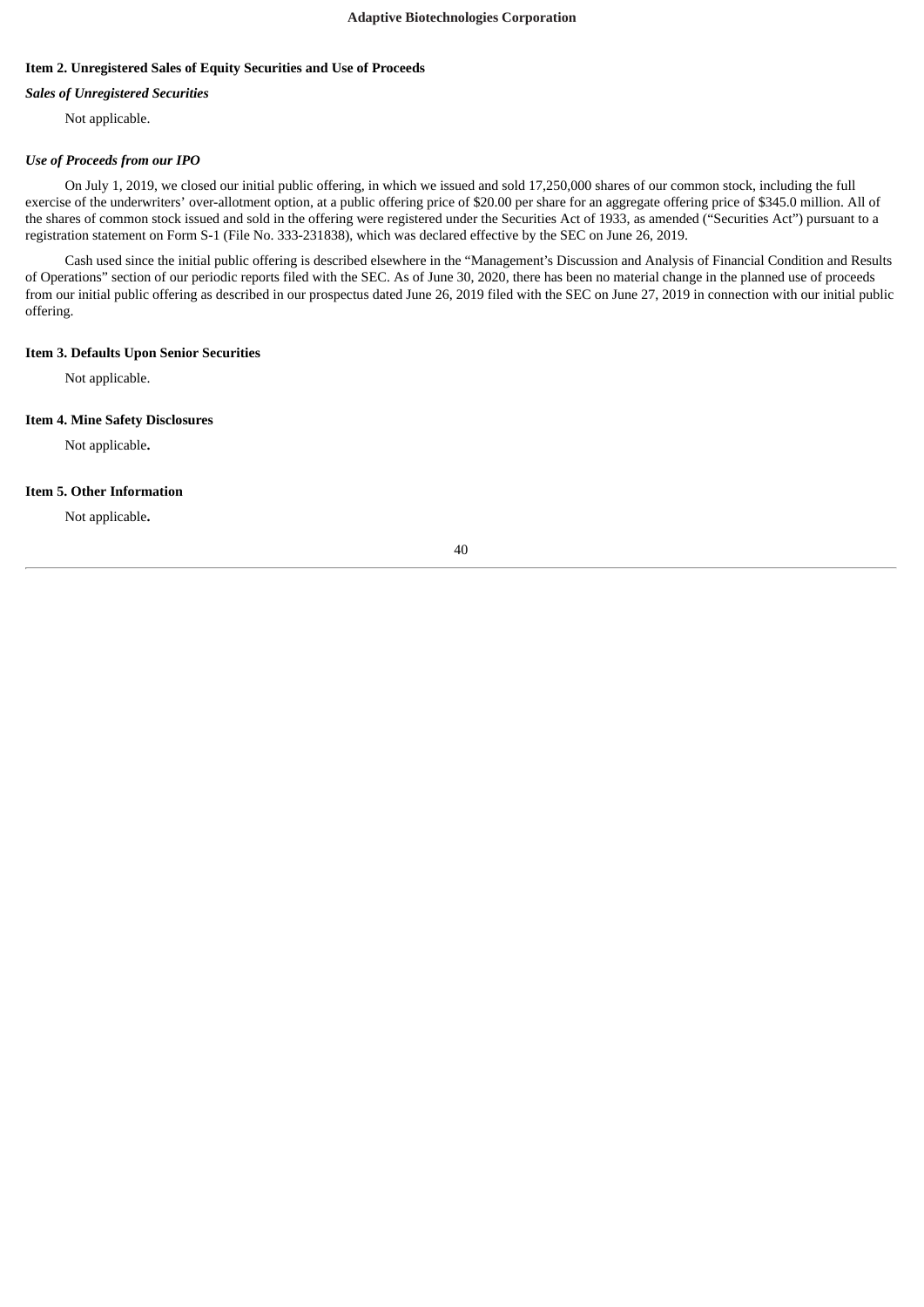## Item 2. Unregistered Sales of Equity Securities and Use of Proceeds

***Sales of Unregistered Securities***

Not applicable.

***Use of Proceeds from our IPO***

On July 1, 2019, we closed our initial public offering, in which we issued and sold 17,250,000 shares of our common stock, including the full exercise of the underwriters' over-allotment option, at a public offering price of $20.00 per share for an aggregate offering price of $345.0 million. All of the shares of common stock issued and sold in the offering were registered under the Securities Act of 1933, as amended ("Securities Act") pursuant to a registration statement on Form S-1 (File No. 333-231838), which was declared effective by the SEC on June 26, 2019.

Cash used since the initial public offering is described elsewhere in the "Management's Discussion and Analysis of Financial Condition and Results of Operations" section of our periodic reports filed with the SEC. As of June 30, 2020, there has been no material change in the planned use of proceeds from our initial public offering as described in our prospectus dated June 26, 2019 filed with the SEC on June 27, 2019 in connection with our initial public offering.

## Item 3. Defaults Upon Senior Securities

Not applicable.

## Item 4. Mine Safety Disclosures

Not applicable.

## Item 5. Other Information

Not applicable.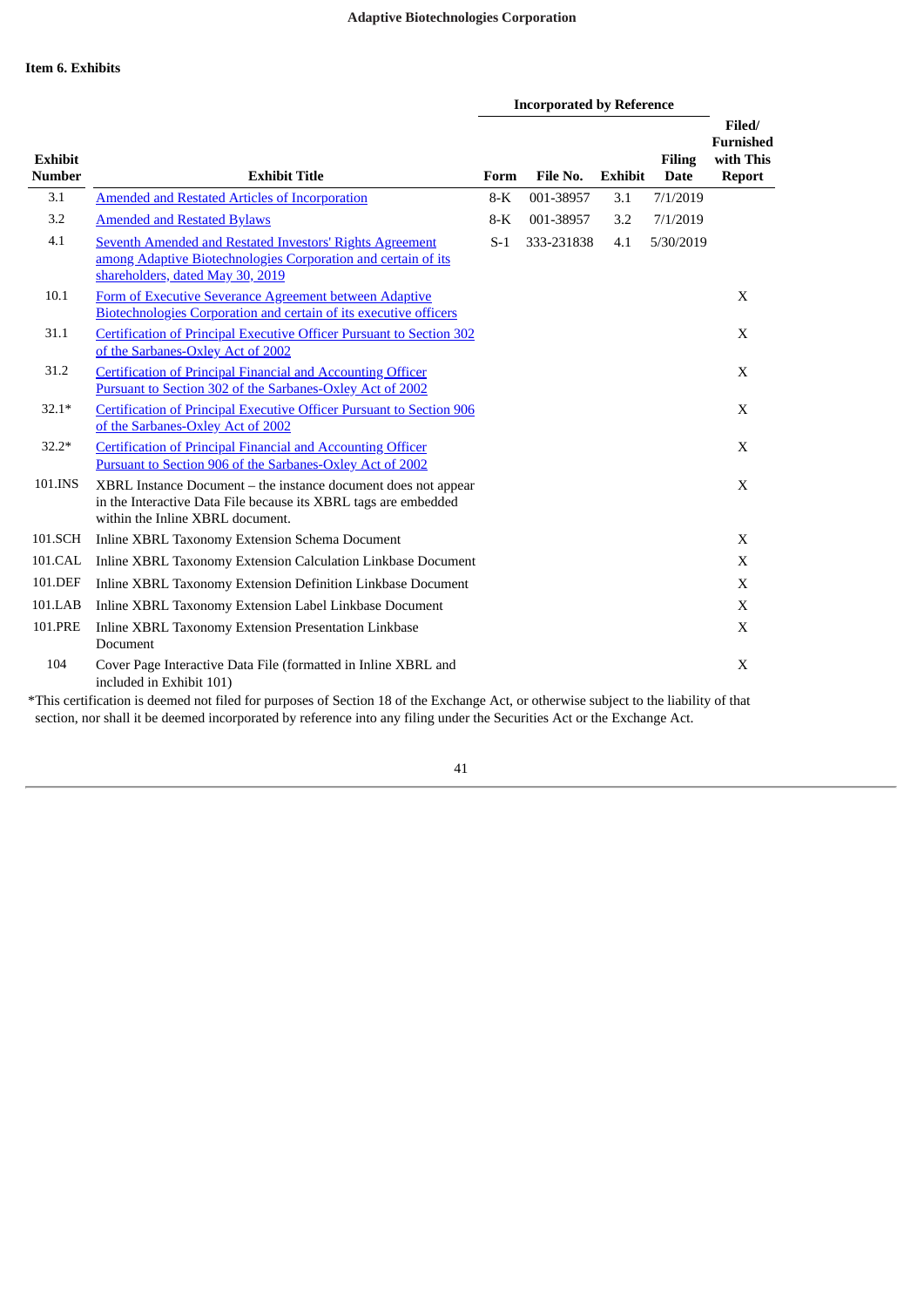## Item 6. Exhibits

| Exhibit Number | Exhibit Title | Incorporated by Reference | | | | Filed/ Furnished with This Report |
|---|---|---|---|---|---|---|
| | | Form | File No. | Exhibit | Filing Date | |
| 3.1 | Amended and Restated Articles of Incorporation | 8-K | 001-38957 | 3.1 | 7/1/2019 | |
| 3.2 | Amended and Restated Bylaws | 8-K | 001-38957 | 3.2 | 7/1/2019 | |
| 4.1 | Seventh Amended and Restated Investors' Rights Agreement among Adaptive Biotechnologies Corporation and certain of its shareholders, dated May 30, 2019 | S-1 | 333-231838 | 4.1 | 5/30/2019 | |
| 10.1 | Form of Executive Severance Agreement between Adaptive Biotechnologies Corporation and certain of its executive officers | | | | | X |
| 31.1 | Certification of Principal Executive Officer Pursuant to Section 302 of the Sarbanes-Oxley Act of 2002 | | | | | X |
| 31.2 | Certification of Principal Financial and Accounting Officer Pursuant to Section 302 of the Sarbanes-Oxley Act of 2002 | | | | | X |
| 32.1* | Certification of Principal Executive Officer Pursuant to Section 906 of the Sarbanes-Oxley Act of 2002 | | | | | X |
| 32.2* | Certification of Principal Financial and Accounting Officer Pursuant to Section 906 of the Sarbanes-Oxley Act of 2002 | | | | | X |
| 101.INS | XBRL Instance Document – the instance document does not appear in the Interactive Data File because its XBRL tags are embedded within the Inline XBRL document. | | | | | X |
| 101.SCH | Inline XBRL Taxonomy Extension Schema Document | | | | | X |
| 101.CAL | Inline XBRL Taxonomy Extension Calculation Linkbase Document | | | | | X |
| 101.DEF | Inline XBRL Taxonomy Extension Definition Linkbase Document | | | | | X |
| 101.LAB | Inline XBRL Taxonomy Extension Label Linkbase Document | | | | | X |
| 101.PRE | Inline XBRL Taxonomy Extension Presentation Linkbase Document | | | | | X |
| 104 | Cover Page Interactive Data File (formatted in Inline XBRL and included in Exhibit 101) | | | | | X |

*This certification is deemed not filed for purposes of Section 18 of the Exchange Act, or otherwise subject to the liability of that section, nor shall it be deemed incorporated by reference into any filing under the Securities Act or the Exchange Act.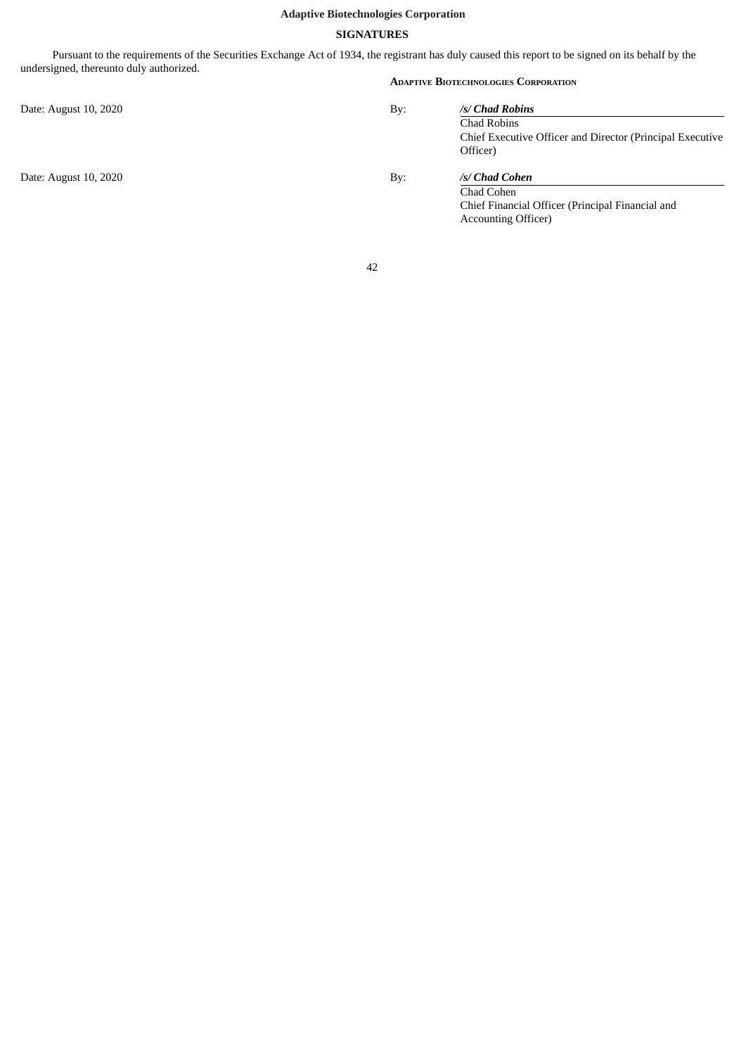**Adaptive Biotechnologies Corporation**

## SIGNATURES

Pursuant to the requirements of the Securities Exchange Act of 1934, the registrant has duly caused this report to be signed on its behalf by the undersigned, thereunto duly authorized.

**ADAPTIVE BIOTECHNOLOGIES CORPORATION**

| | | |
|---|---|---|
| Date: August 10, 2020 | By: | ***/s/ Chad Robins***<br>Chad Robins<br>Chief Executive Officer and Director (Principal Executive Officer) |
| Date: August 10, 2020 | By: | ***/s/ Chad Cohen***<br>Chad Cohen<br>Chief Financial Officer (Principal Financial and Accounting Officer) |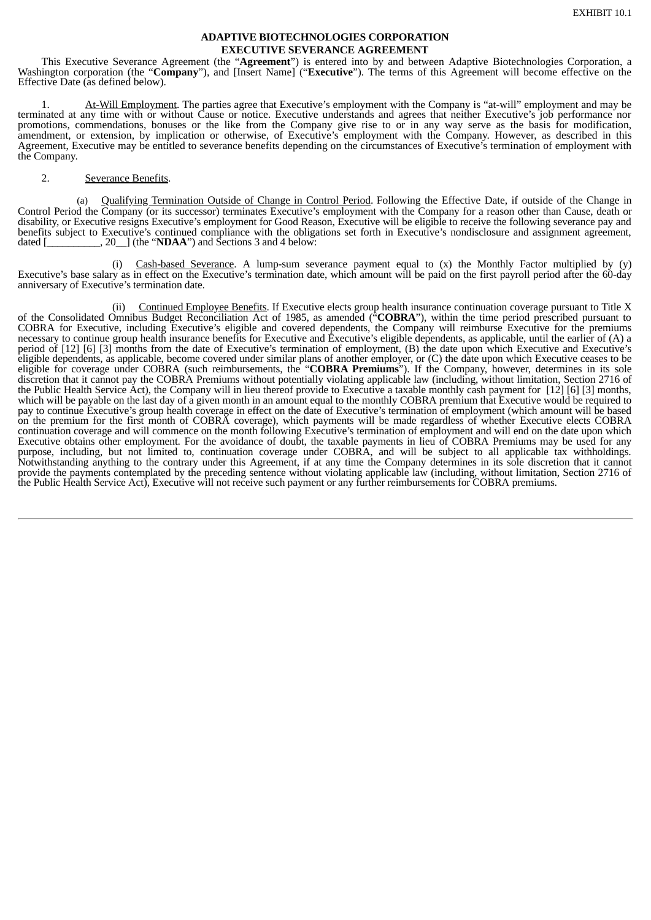EXHIBIT 10.1

**ADAPTIVE BIOTECHNOLOGIES CORPORATION**
**EXECUTIVE SEVERANCE AGREEMENT**

This Executive Severance Agreement (the "**Agreement**") is entered into by and between Adaptive Biotechnologies Corporation, a Washington corporation (the "**Company**"), and [Insert Name] ("**Executive**"). The terms of this Agreement will become effective on the Effective Date (as defined below).

1. At-Will Employment. The parties agree that Executive's employment with the Company is "at-will" employment and may be terminated at any time with or without Cause or notice. Executive understands and agrees that neither Executive's job performance nor promotions, commendations, bonuses or the like from the Company give rise to or in any way serve as the basis for modification, amendment, or extension, by implication or otherwise, of Executive's employment with the Company. However, as described in this Agreement, Executive may be entitled to severance benefits depending on the circumstances of Executive's termination of employment with the Company.

2. Severance Benefits.

(a) Qualifying Termination Outside of Change in Control Period. Following the Effective Date, if outside of the Change in Control Period the Company (or its successor) terminates Executive's employment with the Company for a reason other than Cause, death or disability, or Executive resigns Executive's employment for Good Reason, Executive will be eligible to receive the following severance pay and benefits subject to Executive's continued compliance with the obligations set forth in Executive's nondisclosure and assignment agreement, dated [__________, 20__] (the "**NDAA**") and Sections 3 and 4 below:

(i) Cash-based Severance. A lump-sum severance payment equal to (x) the Monthly Factor multiplied by (y) Executive's base salary as in effect on the Executive's termination date, which amount will be paid on the first payroll period after the 60-day anniversary of Executive's termination date.

(ii) Continued Employee Benefits. If Executive elects group health insurance continuation coverage pursuant to Title X of the Consolidated Omnibus Budget Reconciliation Act of 1985, as amended ("**COBRA**"), within the time period prescribed pursuant to COBRA for Executive, including Executive's eligible and covered dependents, the Company will reimburse Executive for the premiums necessary to continue group health insurance benefits for Executive and Executive's eligible dependents, as applicable, until the earlier of (A) a period of [12] [6] [3] months from the date of Executive's termination of employment, (B) the date upon which Executive and Executive's eligible dependents, as applicable, become covered under similar plans of another employer, or (C) the date upon which Executive ceases to be eligible for coverage under COBRA (such reimbursements, the "**COBRA Premiums**"). If the Company, however, determines in its sole discretion that it cannot pay the COBRA Premiums without potentially violating applicable law (including, without limitation, Section 2716 of the Public Health Service Act), the Company will in lieu thereof provide to Executive a taxable monthly cash payment for [12] [6] [3] months, which will be payable on the last day of a given month in an amount equal to the monthly COBRA premium that Executive would be required to pay to continue Executive's group health coverage in effect on the date of Executive's termination of employment (which amount will be based on the premium for the first month of COBRA coverage), which payments will be made regardless of whether Executive elects COBRA continuation coverage and will commence on the month following Executive's termination of employment and will end on the date upon which Executive obtains other employment. For the avoidance of doubt, the taxable payments in lieu of COBRA Premiums may be used for any purpose, including, but not limited to, continuation coverage under COBRA, and will be subject to all applicable tax withholdings. Notwithstanding anything to the contrary under this Agreement, if at any time the Company determines in its sole discretion that it cannot provide the payments contemplated by the preceding sentence without violating applicable law (including, without limitation, Section 2716 of the Public Health Service Act), Executive will not receive such payment or any further reimbursements for COBRA premiums.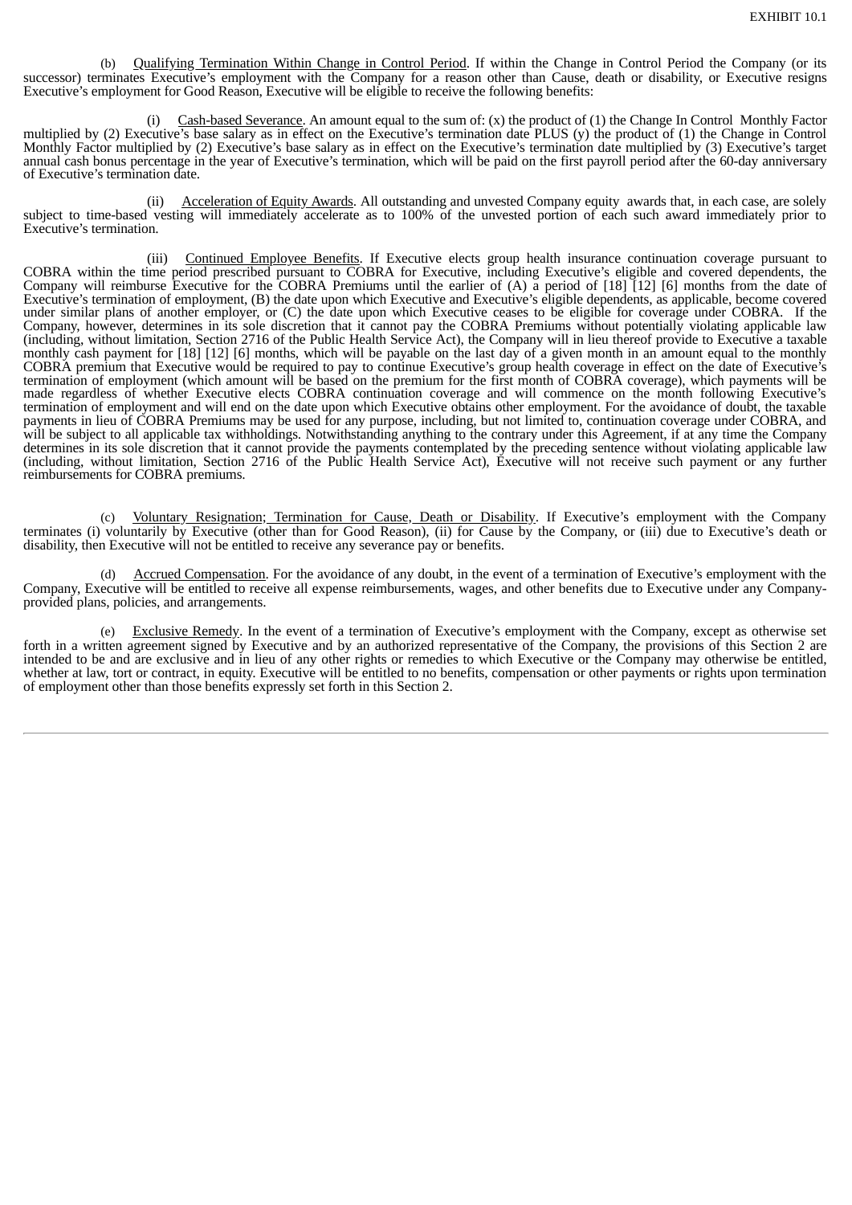(b) Qualifying Termination Within Change in Control Period. If within the Change in Control Period the Company (or its successor) terminates Executive's employment with the Company for a reason other than Cause, death or disability, or Executive resigns Executive's employment for Good Reason, Executive will be eligible to receive the following benefits:

(i) Cash-based Severance. An amount equal to the sum of: (x) the product of (1) the Change In Control Monthly Factor multiplied by (2) Executive's base salary as in effect on the Executive's termination date PLUS (y) the product of (1) the Change in Control Monthly Factor multiplied by (2) Executive's base salary as in effect on the Executive's termination date multiplied by (3) Executive's target annual cash bonus percentage in the year of Executive's termination, which will be paid on the first payroll period after the 60-day anniversary of Executive's termination date.

(ii) Acceleration of Equity Awards. All outstanding and unvested Company equity awards that, in each case, are solely subject to time-based vesting will immediately accelerate as to 100% of the unvested portion of each such award immediately prior to Executive's termination.

(iii) Continued Employee Benefits. If Executive elects group health insurance continuation coverage pursuant to COBRA within the time period prescribed pursuant to COBRA for Executive, including Executive's eligible and covered dependents, the Company will reimburse Executive for the COBRA Premiums until the earlier of (A) a period of [18] [12] [6] months from the date of Executive's termination of employment, (B) the date upon which Executive and Executive's eligible dependents, as applicable, become covered under similar plans of another employer, or (C) the date upon which Executive ceases to be eligible for coverage under COBRA. If the Company, however, determines in its sole discretion that it cannot pay the COBRA Premiums without potentially violating applicable law (including, without limitation, Section 2716 of the Public Health Service Act), the Company will in lieu thereof provide to Executive a taxable monthly cash payment for [18] [12] [6] months, which will be payable on the last day of a given month in an amount equal to the monthly COBRA premium that Executive would be required to pay to continue Executive's group health coverage in effect on the date of Executive's termination of employment (which amount will be based on the premium for the first month of COBRA coverage), which payments will be made regardless of whether Executive elects COBRA continuation coverage and will commence on the month following Executive's termination of employment and will end on the date upon which Executive obtains other employment. For the avoidance of doubt, the taxable payments in lieu of COBRA Premiums may be used for any purpose, including, but not limited to, continuation coverage under COBRA, and will be subject to all applicable tax withholdings. Notwithstanding anything to the contrary under this Agreement, if at any time the Company determines in its sole discretion that it cannot provide the payments contemplated by the preceding sentence without violating applicable law (including, without limitation, Section 2716 of the Public Health Service Act), Executive will not receive such payment or any further reimbursements for COBRA premiums.

(c) Voluntary Resignation; Termination for Cause, Death or Disability. If Executive's employment with the Company terminates (i) voluntarily by Executive (other than for Good Reason), (ii) for Cause by the Company, or (iii) due to Executive's death or disability, then Executive will not be entitled to receive any severance pay or benefits.

(d) Accrued Compensation. For the avoidance of any doubt, in the event of a termination of Executive's employment with the Company, Executive will be entitled to receive all expense reimbursements, wages, and other benefits due to Executive under any Company-provided plans, policies, and arrangements.

(e) Exclusive Remedy. In the event of a termination of Executive's employment with the Company, except as otherwise set forth in a written agreement signed by Executive and by an authorized representative of the Company, the provisions of this Section 2 are intended to be and are exclusive and in lieu of any other rights or remedies to which Executive or the Company may otherwise be entitled, whether at law, tort or contract, in equity. Executive will be entitled to no benefits, compensation or other payments or rights upon termination of employment other than those benefits expressly set forth in this Section 2.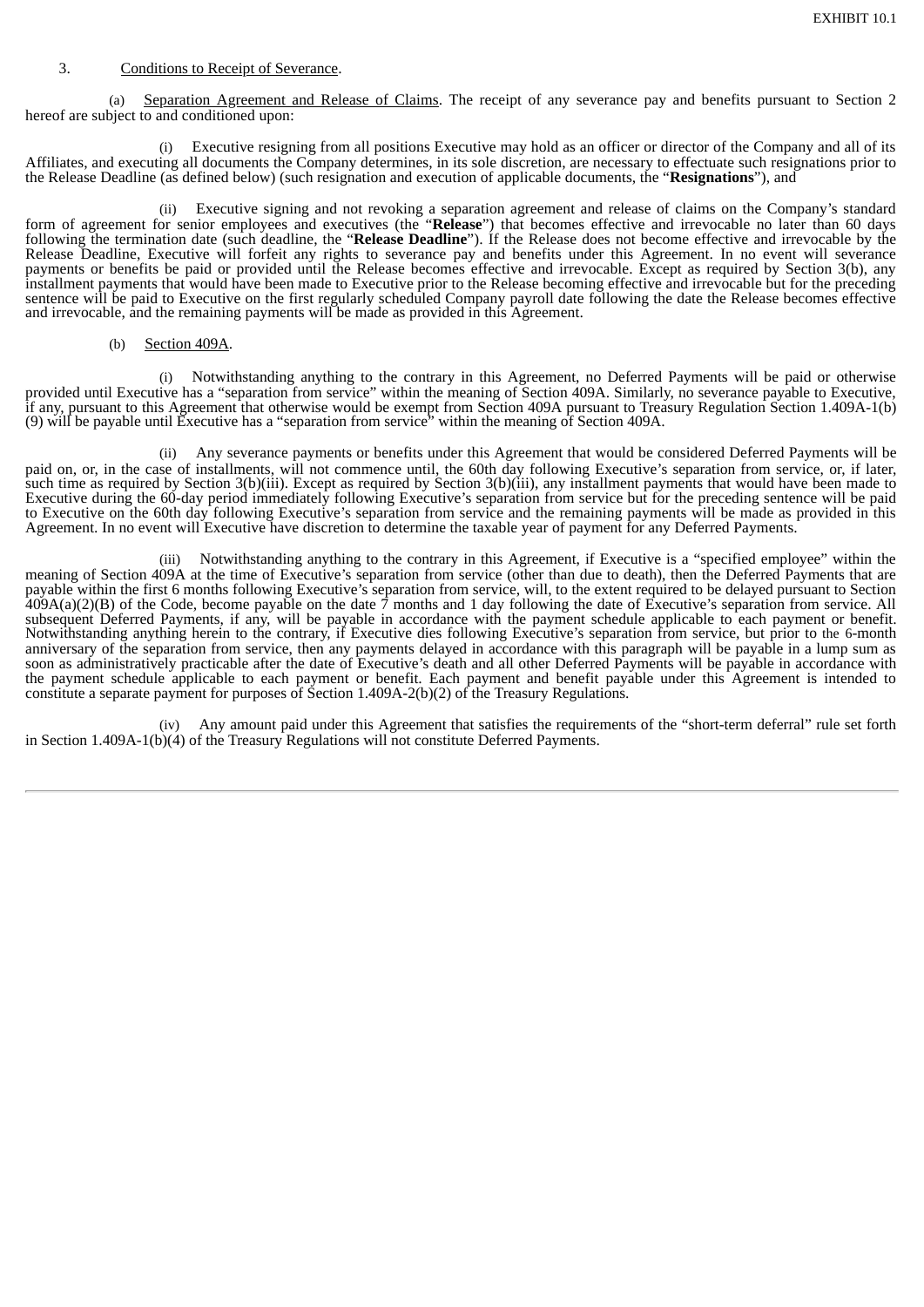3. Conditions to Receipt of Severance.

(a) Separation Agreement and Release of Claims. The receipt of any severance pay and benefits pursuant to Section 2 hereof are subject to and conditioned upon:

(i) Executive resigning from all positions Executive may hold as an officer or director of the Company and all of its Affiliates, and executing all documents the Company determines, in its sole discretion, are necessary to effectuate such resignations prior to the Release Deadline (as defined below) (such resignation and execution of applicable documents, the "**Resignations**"), and

(ii) Executive signing and not revoking a separation agreement and release of claims on the Company's standard form of agreement for senior employees and executives (the "**Release**") that becomes effective and irrevocable no later than 60 days following the termination date (such deadline, the "**Release Deadline**"). If the Release does not become effective and irrevocable by the Release Deadline, Executive will forfeit any rights to severance pay and benefits under this Agreement. In no event will severance payments or benefits be paid or provided until the Release becomes effective and irrevocable. Except as required by Section 3(b), any installment payments that would have been made to Executive prior to the Release becoming effective and irrevocable but for the preceding sentence will be paid to Executive on the first regularly scheduled Company payroll date following the date the Release becomes effective and irrevocable, and the remaining payments will be made as provided in this Agreement.

(b) Section 409A.

(i) Notwithstanding anything to the contrary in this Agreement, no Deferred Payments will be paid or otherwise provided until Executive has a "separation from service" within the meaning of Section 409A. Similarly, no severance payable to Executive, if any, pursuant to this Agreement that otherwise would be exempt from Section 409A pursuant to Treasury Regulation Section 1.409A-1(b)(9) will be payable until Executive has a "separation from service" within the meaning of Section 409A.

(ii) Any severance payments or benefits under this Agreement that would be considered Deferred Payments will be paid on, or, in the case of installments, will not commence until, the 60th day following Executive's separation from service, or, if later, such time as required by Section 3(b)(iii). Except as required by Section 3(b)(iii), any installment payments that would have been made to Executive during the 60-day period immediately following Executive's separation from service but for the preceding sentence will be paid to Executive on the 60th day following Executive's separation from service and the remaining payments will be made as provided in this Agreement. In no event will Executive have discretion to determine the taxable year of payment for any Deferred Payments.

(iii) Notwithstanding anything to the contrary in this Agreement, if Executive is a "specified employee" within the meaning of Section 409A at the time of Executive's separation from service (other than due to death), then the Deferred Payments that are payable within the first 6 months following Executive's separation from service, will, to the extent required to be delayed pursuant to Section 409A(a)(2)(B) of the Code, become payable on the date 7 months and 1 day following the date of Executive's separation from service. All subsequent Deferred Payments, if any, will be payable in accordance with the payment schedule applicable to each payment or benefit. Notwithstanding anything herein to the contrary, if Executive dies following Executive's separation from service, but prior to the 6-month anniversary of the separation from service, then any payments delayed in accordance with this paragraph will be payable in a lump sum as soon as administratively practicable after the date of Executive's death and all other Deferred Payments will be payable in accordance with the payment schedule applicable to each payment or benefit. Each payment and benefit payable under this Agreement is intended to constitute a separate payment for purposes of Section 1.409A-2(b)(2) of the Treasury Regulations.

(iv) Any amount paid under this Agreement that satisfies the requirements of the "short-term deferral" rule set forth in Section 1.409A-1(b)(4) of the Treasury Regulations will not constitute Deferred Payments.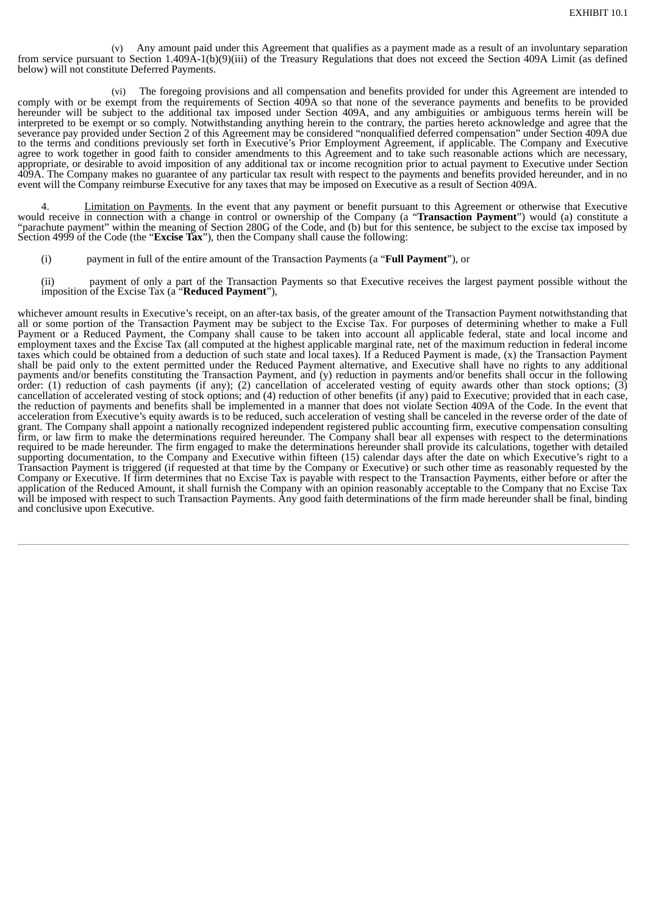(v) Any amount paid under this Agreement that qualifies as a payment made as a result of an involuntary separation from service pursuant to Section 1.409A-1(b)(9)(iii) of the Treasury Regulations that does not exceed the Section 409A Limit (as defined below) will not constitute Deferred Payments.

(vi) The foregoing provisions and all compensation and benefits provided for under this Agreement are intended to comply with or be exempt from the requirements of Section 409A so that none of the severance payments and benefits to be provided hereunder will be subject to the additional tax imposed under Section 409A, and any ambiguities or ambiguous terms herein will be interpreted to be exempt or so comply. Notwithstanding anything herein to the contrary, the parties hereto acknowledge and agree that the severance pay provided under Section 2 of this Agreement may be considered "nonqualified deferred compensation" under Section 409A due to the terms and conditions previously set forth in Executive's Prior Employment Agreement, if applicable. The Company and Executive agree to work together in good faith to consider amendments to this Agreement and to take such reasonable actions which are necessary, appropriate, or desirable to avoid imposition of any additional tax or income recognition prior to actual payment to Executive under Section 409A. The Company makes no guarantee of any particular tax result with respect to the payments and benefits provided hereunder, and in no event will the Company reimburse Executive for any taxes that may be imposed on Executive as a result of Section 409A.

4. Limitation on Payments. In the event that any payment or benefit pursuant to this Agreement or otherwise that Executive would receive in connection with a change in control or ownership of the Company (a "**Transaction Payment**") would (a) constitute a "parachute payment" within the meaning of Section 280G of the Code, and (b) but for this sentence, be subject to the excise tax imposed by Section 4999 of the Code (the "**Excise Tax**"), then the Company shall cause the following:

(i) payment in full of the entire amount of the Transaction Payments (a "**Full Payment**"), or

(ii) payment of only a part of the Transaction Payments so that Executive receives the largest payment possible without the imposition of the Excise Tax (a "**Reduced Payment**"),

whichever amount results in Executive's receipt, on an after-tax basis, of the greater amount of the Transaction Payment notwithstanding that all or some portion of the Transaction Payment may be subject to the Excise Tax. For purposes of determining whether to make a Full Payment or a Reduced Payment, the Company shall cause to be taken into account all applicable federal, state and local income and employment taxes and the Excise Tax (all computed at the highest applicable marginal rate, net of the maximum reduction in federal income taxes which could be obtained from a deduction of such state and local taxes). If a Reduced Payment is made, (x) the Transaction Payment shall be paid only to the extent permitted under the Reduced Payment alternative, and Executive shall have no rights to any additional payments and/or benefits constituting the Transaction Payment, and (y) reduction in payments and/or benefits shall occur in the following order: (1) reduction of cash payments (if any); (2) cancellation of accelerated vesting of equity awards other than stock options; (3) cancellation of accelerated vesting of stock options; and (4) reduction of other benefits (if any) paid to Executive; provided that in each case, the reduction of payments and benefits shall be implemented in a manner that does not violate Section 409A of the Code. In the event that acceleration from Executive's equity awards is to be reduced, such acceleration of vesting shall be canceled in the reverse order of the date of grant. The Company shall appoint a nationally recognized independent registered public accounting firm, executive compensation consulting firm, or law firm to make the determinations required hereunder. The Company shall bear all expenses with respect to the determinations required to be made hereunder. The firm engaged to make the determinations hereunder shall provide its calculations, together with detailed supporting documentation, to the Company and Executive within fifteen (15) calendar days after the date on which Executive's right to a Transaction Payment is triggered (if requested at that time by the Company or Executive) or such other time as reasonably requested by the Company or Executive. If firm determines that no Excise Tax is payable with respect to the Transaction Payments, either before or after the application of the Reduced Amount, it shall furnish the Company with an opinion reasonably acceptable to the Company that no Excise Tax will be imposed with respect to such Transaction Payments. Any good faith determinations of the firm made hereunder shall be final, binding and conclusive upon Executive.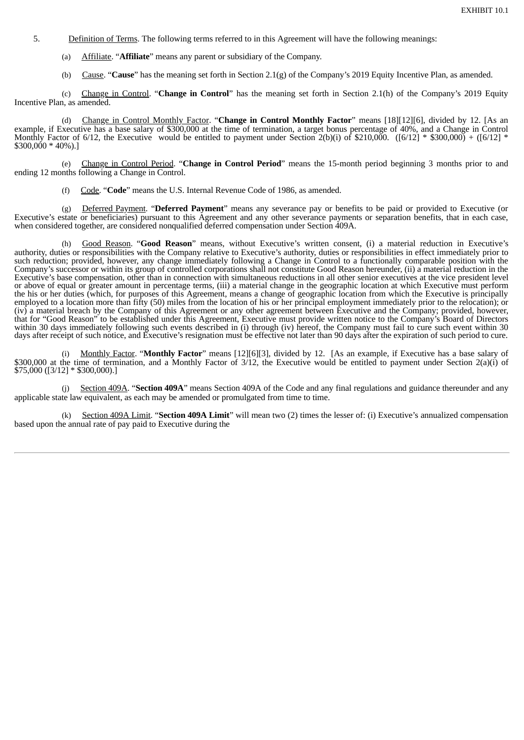5. Definition of Terms. The following terms referred to in this Agreement will have the following meanings:

(a) Affiliate. "**Affiliate**" means any parent or subsidiary of the Company.

(b) Cause. "**Cause**" has the meaning set forth in Section 2.1(g) of the Company's 2019 Equity Incentive Plan, as amended.

(c) Change in Control. "**Change in Control**" has the meaning set forth in Section 2.1(h) of the Company's 2019 Equity Incentive Plan, as amended.

(d) Change in Control Monthly Factor. "**Change in Control Monthly Factor**" means [18][12][6], divided by 12. [As an example, if Executive has a base salary of $300,000 at the time of termination, a target bonus percentage of 40%, and a Change in Control Monthly Factor of 6/12, the Executive would be entitled to payment under Section 2(b)(i) of $210,000. ([6/12] * $300,000) + ([6/12] * $300,000 * 40%).]

(e) Change in Control Period. "**Change in Control Period**" means the 15-month period beginning 3 months prior to and ending 12 months following a Change in Control.

(f) Code. "**Code**" means the U.S. Internal Revenue Code of 1986, as amended.

(g) Deferred Payment. "**Deferred Payment**" means any severance pay or benefits to be paid or provided to Executive (or Executive's estate or beneficiaries) pursuant to this Agreement and any other severance payments or separation benefits, that in each case, when considered together, are considered nonqualified deferred compensation under Section 409A.

(h) Good Reason. "**Good Reason**" means, without Executive's written consent, (i) a material reduction in Executive's authority, duties or responsibilities with the Company relative to Executive's authority, duties or responsibilities in effect immediately prior to such reduction; provided, however, any change immediately following a Change in Control to a functionally comparable position with the Company's successor or within its group of controlled corporations shall not constitute Good Reason hereunder, (ii) a material reduction in the Executive's base compensation, other than in connection with simultaneous reductions in all other senior executives at the vice president level or above of equal or greater amount in percentage terms, (iii) a material change in the geographic location at which Executive must perform the his or her duties (which, for purposes of this Agreement, means a change of geographic location from which the Executive is principally employed to a location more than fifty (50) miles from the location of his or her principal employment immediately prior to the relocation); or (iv) a material breach by the Company of this Agreement or any other agreement between Executive and the Company; provided, however, that for "Good Reason" to be established under this Agreement, Executive must provide written notice to the Company's Board of Directors within 30 days immediately following such events described in (i) through (iv) hereof, the Company must fail to cure such event within 30 days after receipt of such notice, and Executive's resignation must be effective not later than 90 days after the expiration of such period to cure.

(i) Monthly Factor. "**Monthly Factor**" means [12][6][3], divided by 12. [As an example, if Executive has a base salary of $300,000 at the time of termination, and a Monthly Factor of 3/12, the Executive would be entitled to payment under Section 2(a)(i) of $75,000 ([3/12] * $300,000).]

(j) Section 409A. "**Section 409A**" means Section 409A of the Code and any final regulations and guidance thereunder and any applicable state law equivalent, as each may be amended or promulgated from time to time.

(k) Section 409A Limit. "**Section 409A Limit**" will mean two (2) times the lesser of: (i) Executive's annualized compensation based upon the annual rate of pay paid to Executive during the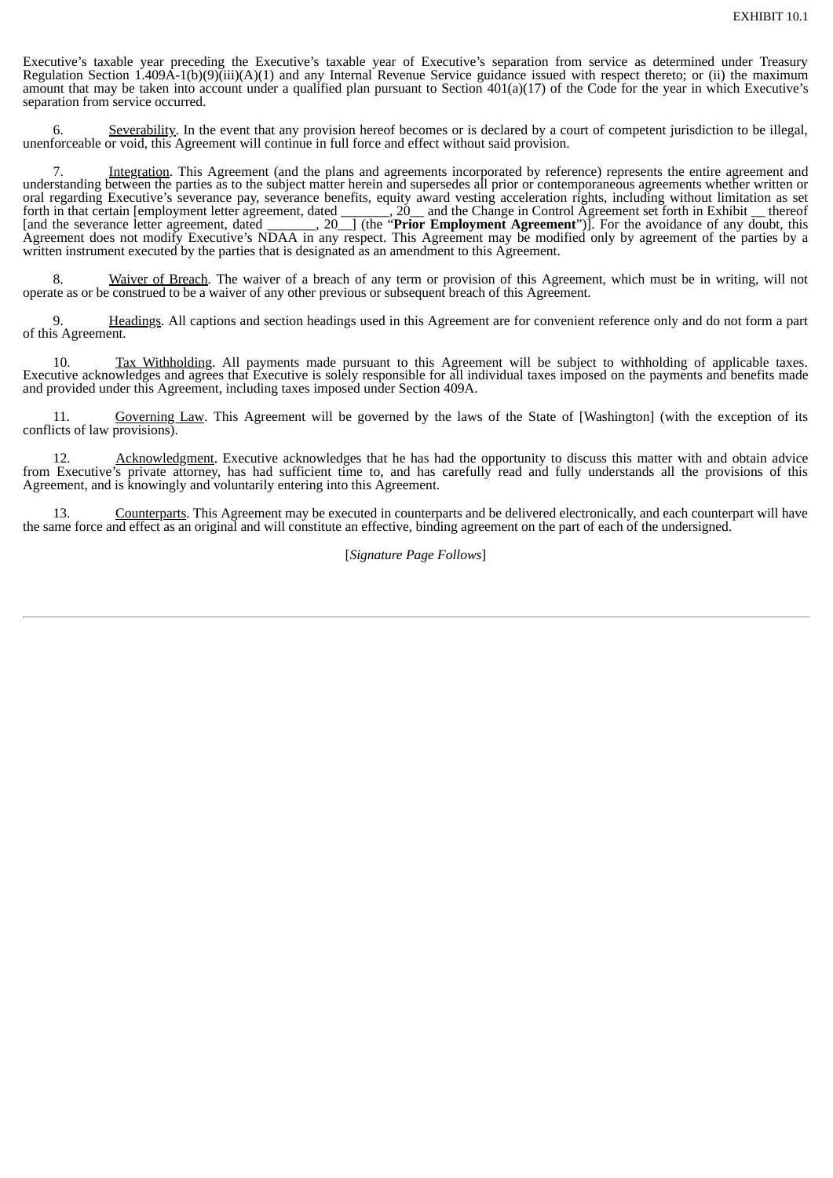Executive's taxable year preceding the Executive's taxable year of Executive's separation from service as determined under Treasury Regulation Section 1.409A-1(b)(9)(iii)(A)(1) and any Internal Revenue Service guidance issued with respect thereto; or (ii) the maximum amount that may be taken into account under a qualified plan pursuant to Section 401(a)(17) of the Code for the year in which Executive's separation from service occurred.

6. Severability. In the event that any provision hereof becomes or is declared by a court of competent jurisdiction to be illegal, unenforceable or void, this Agreement will continue in full force and effect without said provision.

7. Integration. This Agreement (and the plans and agreements incorporated by reference) represents the entire agreement and understanding between the parties as to the subject matter herein and supersedes all prior or contemporaneous agreements whether written or oral regarding Executive's severance pay, severance benefits, equity award vesting acceleration rights, including without limitation as set forth in that certain [employment letter agreement, dated _______, 20__ and the Change in Control Agreement set forth in Exhibit __ thereof [and the severance letter agreement, dated _______, 20__] (the "**Prior Employment Agreement**")]. For the avoidance of any doubt, this Agreement does not modify Executive's NDAA in any respect. This Agreement may be modified only by agreement of the parties by a written instrument executed by the parties that is designated as an amendment to this Agreement.

8. Waiver of Breach. The waiver of a breach of any term or provision of this Agreement, which must be in writing, will not operate as or be construed to be a waiver of any other previous or subsequent breach of this Agreement.

9. Headings. All captions and section headings used in this Agreement are for convenient reference only and do not form a part of this Agreement.

10. Tax Withholding. All payments made pursuant to this Agreement will be subject to withholding of applicable taxes. Executive acknowledges and agrees that Executive is solely responsible for all individual taxes imposed on the payments and benefits made and provided under this Agreement, including taxes imposed under Section 409A.

11. Governing Law. This Agreement will be governed by the laws of the State of [Washington] (with the exception of its conflicts of law provisions).

12. Acknowledgment. Executive acknowledges that he has had the opportunity to discuss this matter with and obtain advice from Executive's private attorney, has had sufficient time to, and has carefully read and fully understands all the provisions of this Agreement, and is knowingly and voluntarily entering into this Agreement.

13. Counterparts. This Agreement may be executed in counterparts and be delivered electronically, and each counterpart will have the same force and effect as an original and will constitute an effective, binding agreement on the part of each of the undersigned.

[*Signature Page Follows*]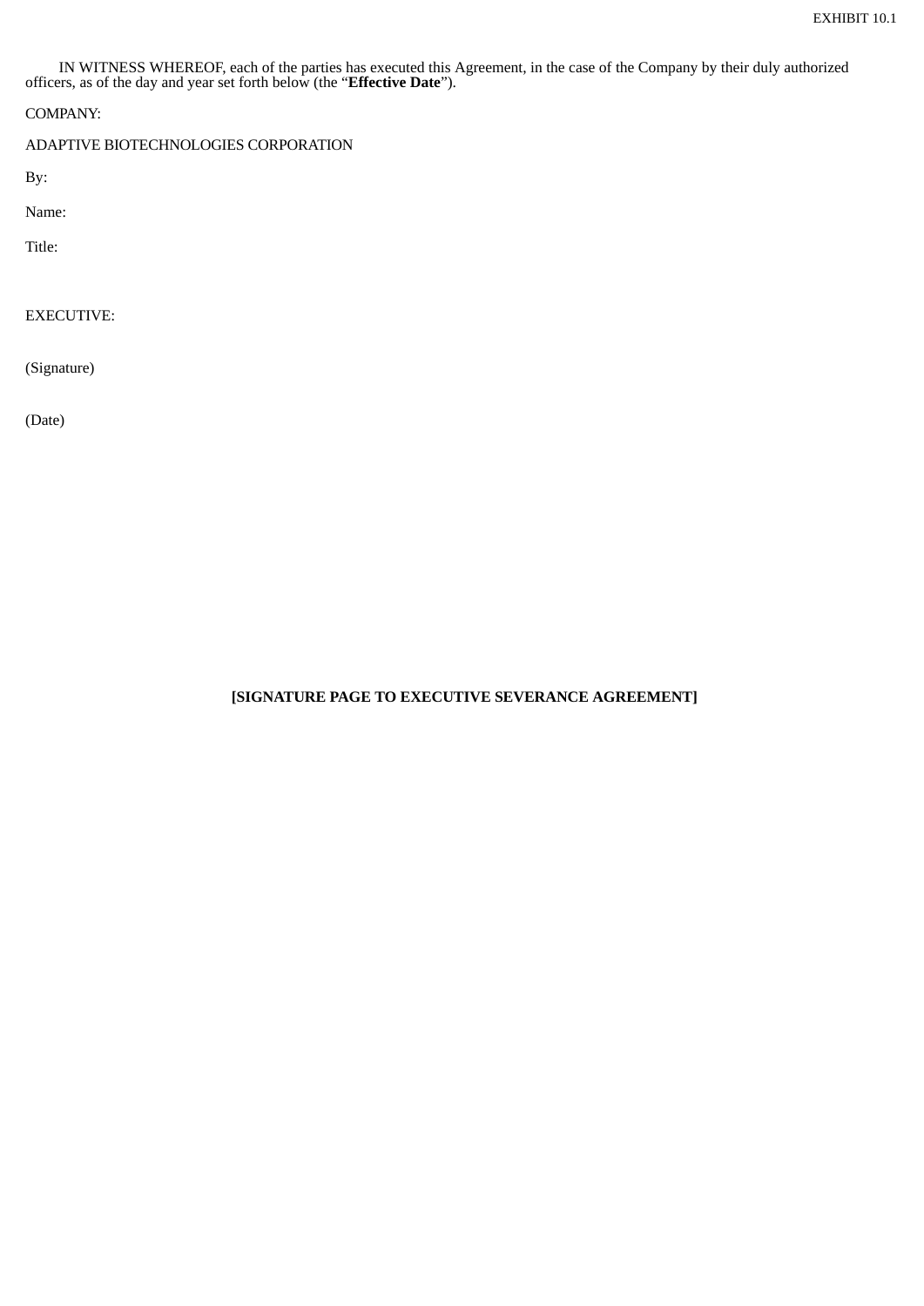EXHIBIT 10.1

IN WITNESS WHEREOF, each of the parties has executed this Agreement, in the case of the Company by their duly authorized officers, as of the day and year set forth below (the "**Effective Date**").

COMPANY:

ADAPTIVE BIOTECHNOLOGIES CORPORATION

By:

Name:

Title:

EXECUTIVE:

(Signature)

(Date)

**[SIGNATURE PAGE TO EXECUTIVE SEVERANCE AGREEMENT]**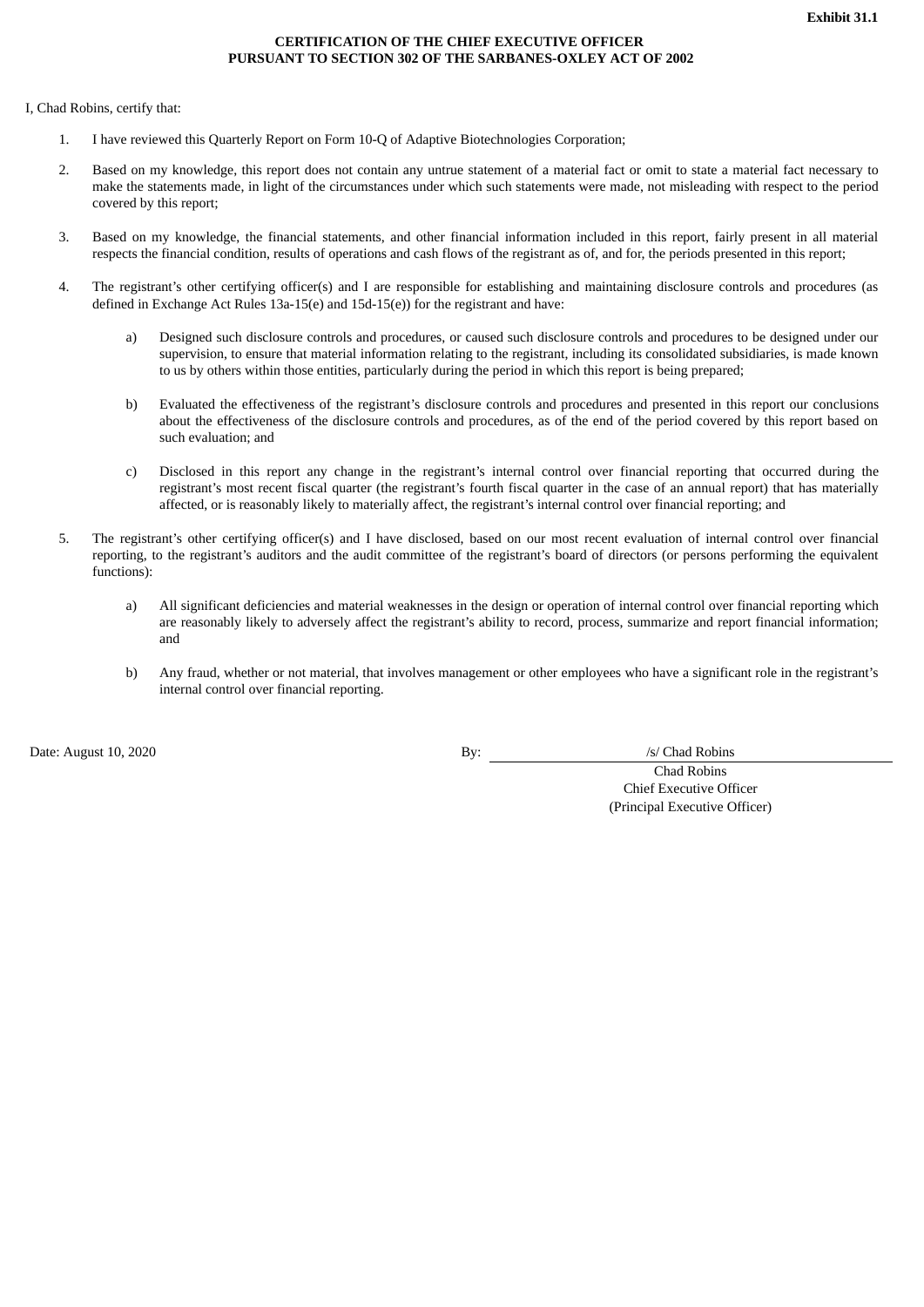**Exhibit 31.1**

**CERTIFICATION OF THE CHIEF EXECUTIVE OFFICER**
**PURSUANT TO SECTION 302 OF THE SARBANES-OXLEY ACT OF 2002**

I, Chad Robins, certify that:

1. I have reviewed this Quarterly Report on Form 10-Q of Adaptive Biotechnologies Corporation;

2. Based on my knowledge, this report does not contain any untrue statement of a material fact or omit to state a material fact necessary to make the statements made, in light of the circumstances under which such statements were made, not misleading with respect to the period covered by this report;

3. Based on my knowledge, the financial statements, and other financial information included in this report, fairly present in all material respects the financial condition, results of operations and cash flows of the registrant as of, and for, the periods presented in this report;

4. The registrant's other certifying officer(s) and I are responsible for establishing and maintaining disclosure controls and procedures (as defined in Exchange Act Rules 13a-15(e) and 15d-15(e)) for the registrant and have:

   a) Designed such disclosure controls and procedures, or caused such disclosure controls and procedures to be designed under our supervision, to ensure that material information relating to the registrant, including its consolidated subsidiaries, is made known to us by others within those entities, particularly during the period in which this report is being prepared;

   b) Evaluated the effectiveness of the registrant's disclosure controls and procedures and presented in this report our conclusions about the effectiveness of the disclosure controls and procedures, as of the end of the period covered by this report based on such evaluation; and

   c) Disclosed in this report any change in the registrant's internal control over financial reporting that occurred during the registrant's most recent fiscal quarter (the registrant's fourth fiscal quarter in the case of an annual report) that has materially affected, or is reasonably likely to materially affect, the registrant's internal control over financial reporting; and

5. The registrant's other certifying officer(s) and I have disclosed, based on our most recent evaluation of internal control over financial reporting, to the registrant's auditors and the audit committee of the registrant's board of directors (or persons performing the equivalent functions):

   a) All significant deficiencies and material weaknesses in the design or operation of internal control over financial reporting which are reasonably likely to adversely affect the registrant's ability to record, process, summarize and report financial information; and

   b) Any fraud, whether or not material, that involves management or other employees who have a significant role in the registrant's internal control over financial reporting.

Date: August 10, 2020

By: /s/ Chad Robins

Chad Robins
Chief Executive Officer
(Principal Executive Officer)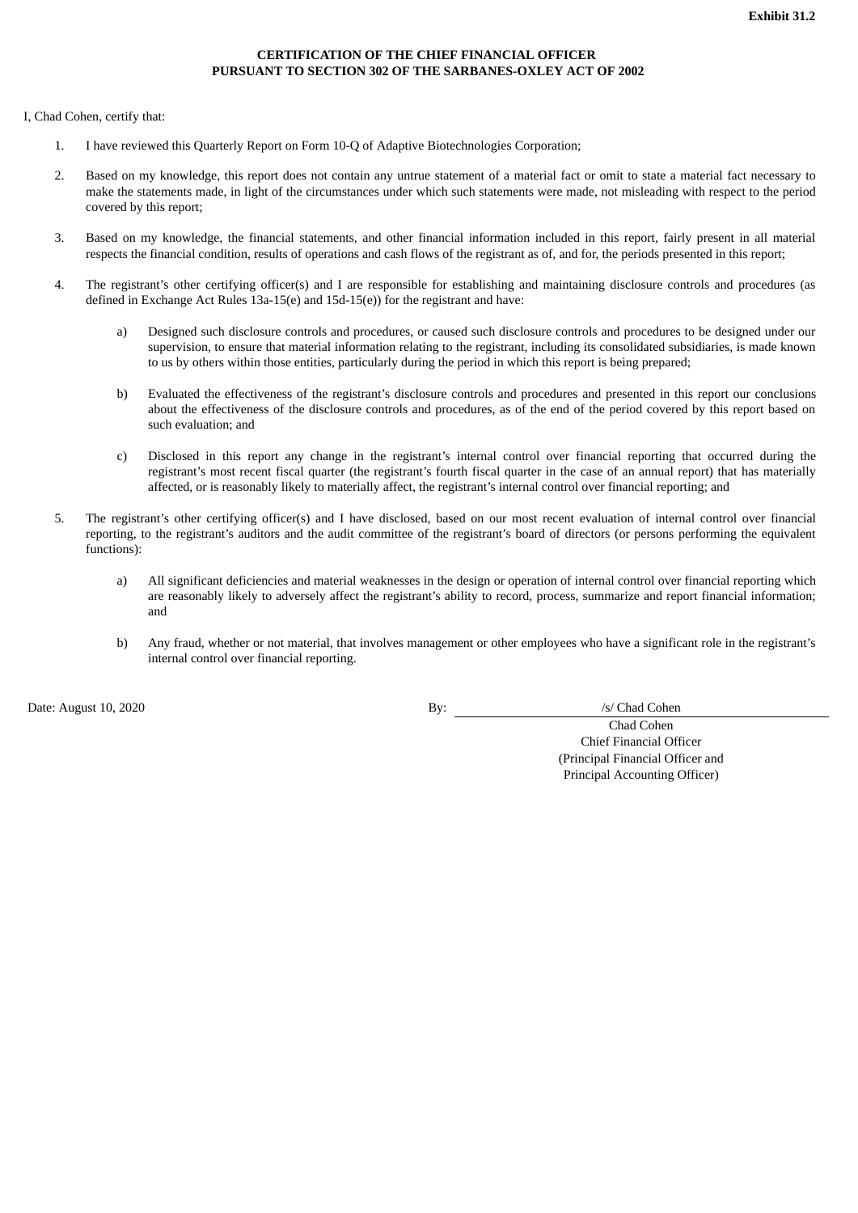**Exhibit 31.2**

**CERTIFICATION OF THE CHIEF FINANCIAL OFFICER**
**PURSUANT TO SECTION 302 OF THE SARBANES-OXLEY ACT OF 2002**

I, Chad Cohen, certify that:

1. I have reviewed this Quarterly Report on Form 10-Q of Adaptive Biotechnologies Corporation;

2. Based on my knowledge, this report does not contain any untrue statement of a material fact or omit to state a material fact necessary to make the statements made, in light of the circumstances under which such statements were made, not misleading with respect to the period covered by this report;

3. Based on my knowledge, the financial statements, and other financial information included in this report, fairly present in all material respects the financial condition, results of operations and cash flows of the registrant as of, and for, the periods presented in this report;

4. The registrant's other certifying officer(s) and I are responsible for establishing and maintaining disclosure controls and procedures (as defined in Exchange Act Rules 13a-15(e) and 15d-15(e)) for the registrant and have:

   a) Designed such disclosure controls and procedures, or caused such disclosure controls and procedures to be designed under our supervision, to ensure that material information relating to the registrant, including its consolidated subsidiaries, is made known to us by others within those entities, particularly during the period in which this report is being prepared;

   b) Evaluated the effectiveness of the registrant's disclosure controls and procedures and presented in this report our conclusions about the effectiveness of the disclosure controls and procedures, as of the end of the period covered by this report based on such evaluation; and

   c) Disclosed in this report any change in the registrant's internal control over financial reporting that occurred during the registrant's most recent fiscal quarter (the registrant's fourth fiscal quarter in the case of an annual report) that has materially affected, or is reasonably likely to materially affect, the registrant's internal control over financial reporting; and

5. The registrant's other certifying officer(s) and I have disclosed, based on our most recent evaluation of internal control over financial reporting, to the registrant's auditors and the audit committee of the registrant's board of directors (or persons performing the equivalent functions):

   a) All significant deficiencies and material weaknesses in the design or operation of internal control over financial reporting which are reasonably likely to adversely affect the registrant's ability to record, process, summarize and report financial information; and

   b) Any fraud, whether or not material, that involves management or other employees who have a significant role in the registrant's internal control over financial reporting.

Date: August 10, 2020

By: /s/ Chad Cohen

Chad Cohen
Chief Financial Officer
(Principal Financial Officer and
Principal Accounting Officer)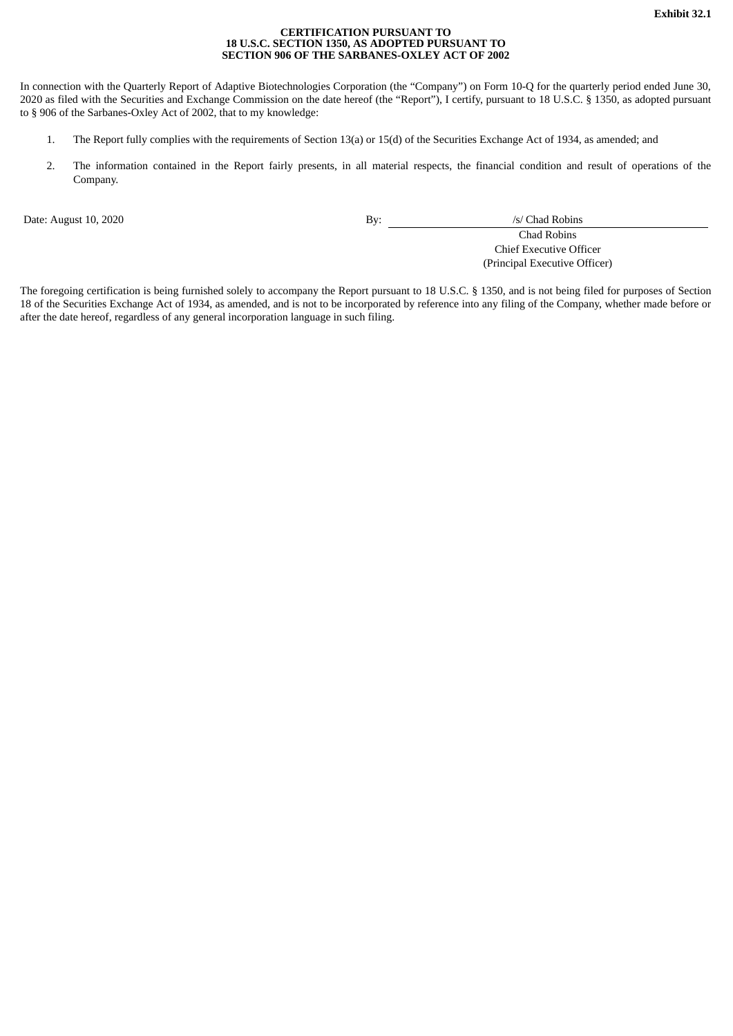**Exhibit 32.1**

**CERTIFICATION PURSUANT TO**
**18 U.S.C. SECTION 1350, AS ADOPTED PURSUANT TO**
**SECTION 906 OF THE SARBANES-OXLEY ACT OF 2002**

In connection with the Quarterly Report of Adaptive Biotechnologies Corporation (the "Company") on Form 10-Q for the quarterly period ended June 30, 2020 as filed with the Securities and Exchange Commission on the date hereof (the "Report"), I certify, pursuant to 18 U.S.C. § 1350, as adopted pursuant to § 906 of the Sarbanes-Oxley Act of 2002, that to my knowledge:

1. The Report fully complies with the requirements of Section 13(a) or 15(d) of the Securities Exchange Act of 1934, as amended; and
2. The information contained in the Report fairly presents, in all material respects, the financial condition and result of operations of the Company.

Date: August 10, 2020

By: /s/ Chad Robins
Chad Robins
Chief Executive Officer
(Principal Executive Officer)

The foregoing certification is being furnished solely to accompany the Report pursuant to 18 U.S.C. § 1350, and is not being filed for purposes of Section 18 of the Securities Exchange Act of 1934, as amended, and is not to be incorporated by reference into any filing of the Company, whether made before or after the date hereof, regardless of any general incorporation language in such filing.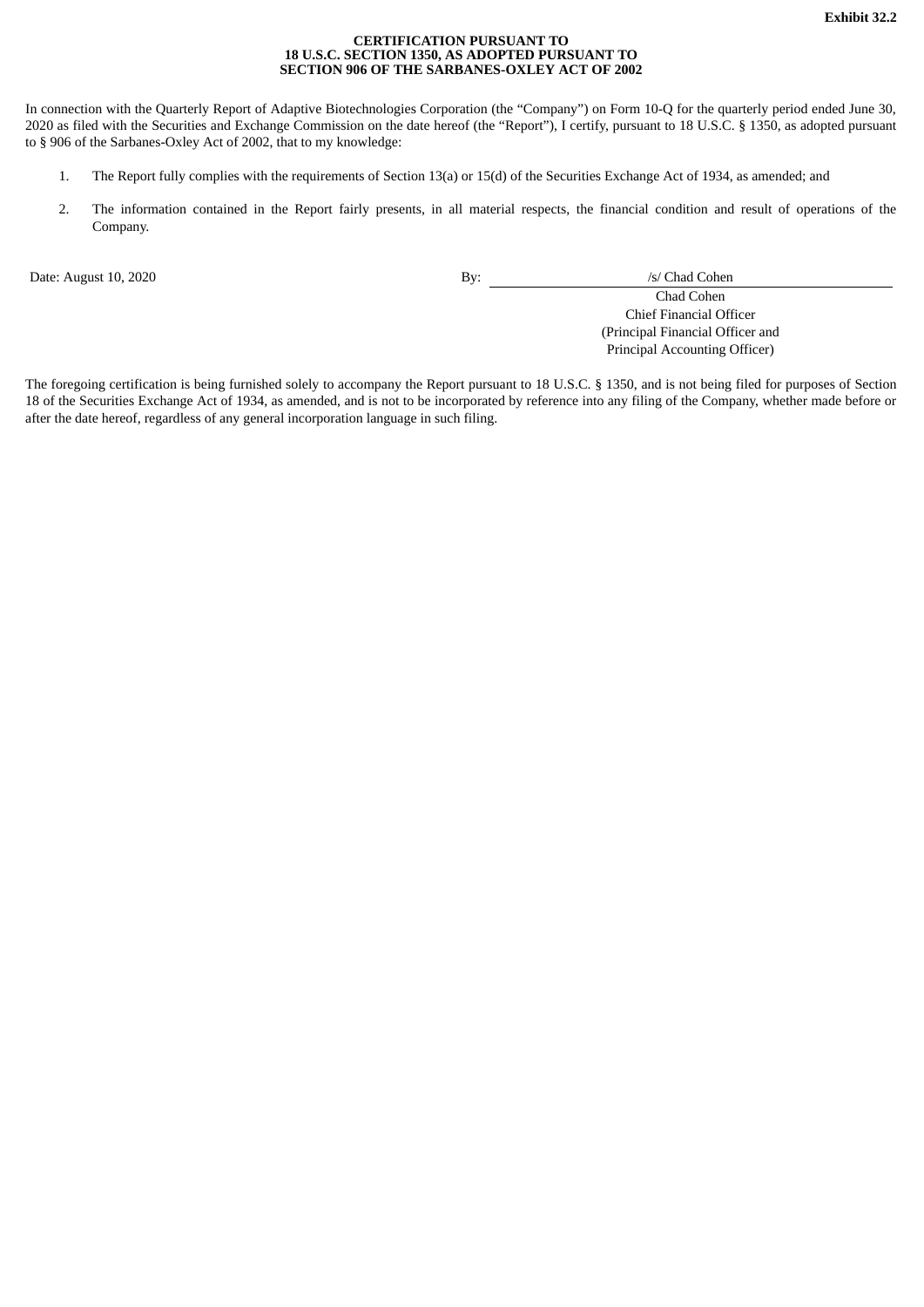**Exhibit 32.2**

**CERTIFICATION PURSUANT TO**
**18 U.S.C. SECTION 1350, AS ADOPTED PURSUANT TO**
**SECTION 906 OF THE SARBANES-OXLEY ACT OF 2002**

In connection with the Quarterly Report of Adaptive Biotechnologies Corporation (the "Company") on Form 10-Q for the quarterly period ended June 30, 2020 as filed with the Securities and Exchange Commission on the date hereof (the "Report"), I certify, pursuant to 18 U.S.C. § 1350, as adopted pursuant to § 906 of the Sarbanes-Oxley Act of 2002, that to my knowledge:

1. The Report fully complies with the requirements of Section 13(a) or 15(d) of the Securities Exchange Act of 1934, as amended; and
2. The information contained in the Report fairly presents, in all material respects, the financial condition and result of operations of the Company.

Date: August 10, 2020

By: /s/ Chad Cohen
Chad Cohen
Chief Financial Officer
(Principal Financial Officer and
Principal Accounting Officer)

The foregoing certification is being furnished solely to accompany the Report pursuant to 18 U.S.C. § 1350, and is not being filed for purposes of Section 18 of the Securities Exchange Act of 1934, as amended, and is not to be incorporated by reference into any filing of the Company, whether made before or after the date hereof, regardless of any general incorporation language in such filing.